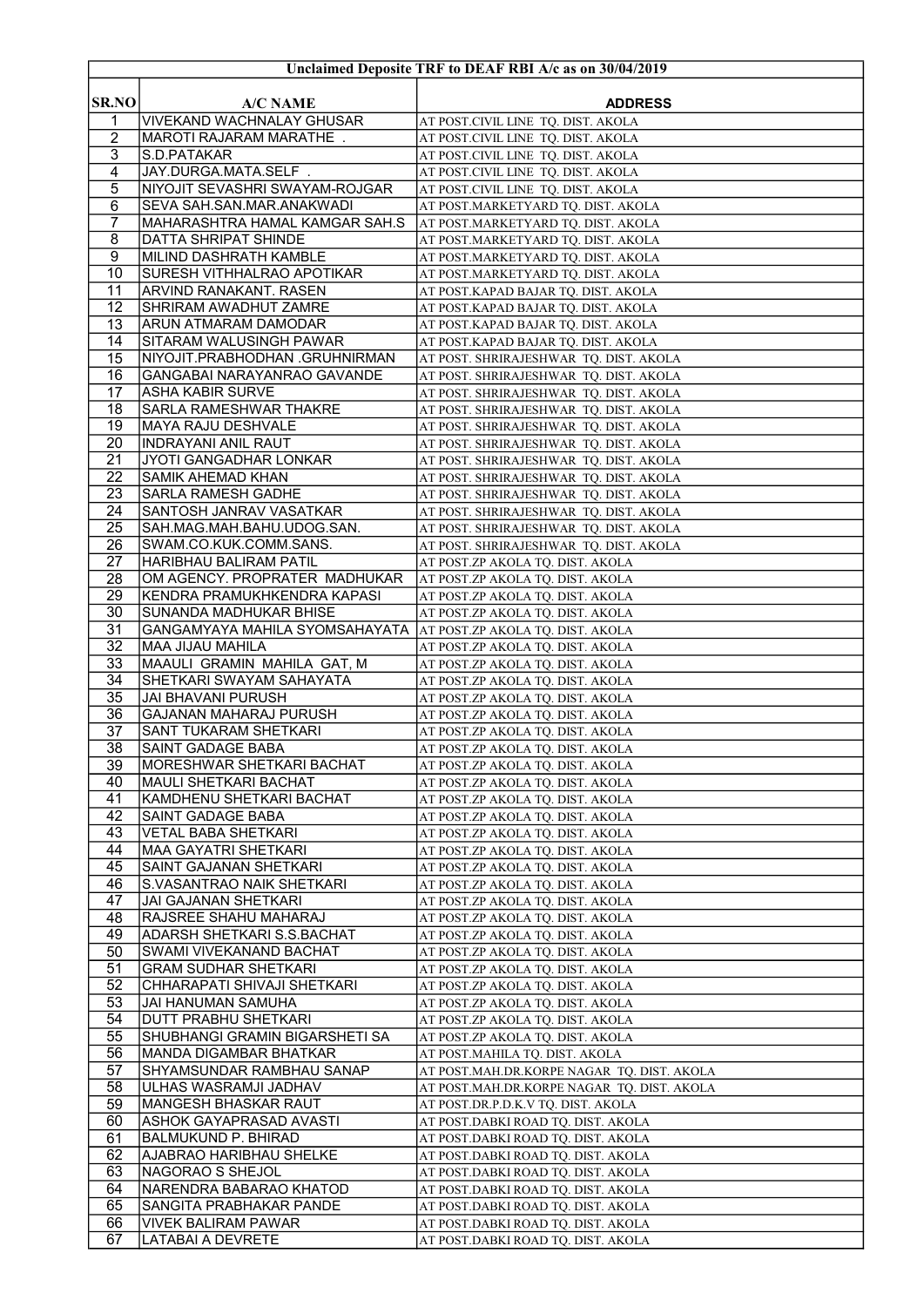| Unclaimed Deposite TRF to DEAF RBI A/c as on 30/04/2019 | | |
|---|---|---|
| **SR.NO** | **A/C NAME** | **ADDRESS** |
| 1 | VIVEKAND WACHNALAY GHUSAR | AT POST.CIVIL LINE TQ. DIST. AKOLA |
| 2 | MAROTI RAJARAM MARATHE . | AT POST.CIVIL LINE TQ. DIST. AKOLA |
| 3 | S.D.PATAKAR | AT POST.CIVIL LINE TQ. DIST. AKOLA |
| 4 | JAY.DURGA.MATA.SELF . | AT POST.CIVIL LINE TQ. DIST. AKOLA |
| 5 | NIYOJIT SEVASHRI SWAYAM-ROJGAR | AT POST.CIVIL LINE TQ. DIST. AKOLA |
| 6 | SEVA SAH.SAN.MAR.ANAKWADI | AT POST.MARKETYARD TQ. DIST. AKOLA |
| 7 | MAHARASHTRA HAMAL KAMGAR SAH.S | AT POST.MARKETYARD TQ. DIST. AKOLA |
| 8 | DATTA SHRIPAT SHINDE | AT POST.MARKETYARD TQ. DIST. AKOLA |
| 9 | MILIND DASHRATH KAMBLE | AT POST.MARKETYARD TQ. DIST. AKOLA |
| 10 | SURESH VITHHALRAO APOTIKAR | AT POST.MARKETYARD TQ. DIST. AKOLA |
| 11 | ARVIND RANAKANT. RASEN | AT POST.KAPAD BAJAR TQ. DIST. AKOLA |
| 12 | SHRIRAM AWADHUT ZAMRE | AT POST.KAPAD BAJAR TQ. DIST. AKOLA |
| 13 | ARUN ATMARAM DAMODAR | AT POST.KAPAD BAJAR TQ. DIST. AKOLA |
| 14 | SITARAM WALUSINGH PAWAR | AT POST.KAPAD BAJAR TQ. DIST. AKOLA |
| 15 | NIYOJIT.PRABHODHAN .GRUHNIRMAN | AT POST. SHRIRAJESHWAR TQ. DIST. AKOLA |
| 16 | GANGABAI NARAYANRAO GAVANDE | AT POST. SHRIRAJESHWAR TQ. DIST. AKOLA |
| 17 | ASHA KABIR SURVE | AT POST. SHRIRAJESHWAR TQ. DIST. AKOLA |
| 18 | SARLA RAMESHWAR THAKRE | AT POST. SHRIRAJESHWAR TQ. DIST. AKOLA |
| 19 | MAYA RAJU DESHVALE | AT POST. SHRIRAJESHWAR TQ. DIST. AKOLA |
| 20 | INDRAYANI ANIL RAUT | AT POST. SHRIRAJESHWAR TQ. DIST. AKOLA |
| 21 | JYOTI GANGADHAR LONKAR | AT POST. SHRIRAJESHWAR TQ. DIST. AKOLA |
| 22 | SAMIK AHEMAD KHAN | AT POST. SHRIRAJESHWAR TQ. DIST. AKOLA |
| 23 | SARLA RAMESH GADHE | AT POST. SHRIRAJESHWAR TQ. DIST. AKOLA |
| 24 | SANTOSH JANRAV VASATKAR | AT POST. SHRIRAJESHWAR TQ. DIST. AKOLA |
| 25 | SAH.MAG.MAH.BAHU.UDOG.SAN. | AT POST. SHRIRAJESHWAR TQ. DIST. AKOLA |
| 26 | SWAM.CO.KUK.COMM.SANS. | AT POST. SHRIRAJESHWAR TQ. DIST. AKOLA |
| 27 | HARIBHAU BALIRAM PATIL | AT POST.ZP AKOLA TQ. DIST. AKOLA |
| 28 | OM AGENCY. PROPRATER MADHUKAR | AT POST.ZP AKOLA TQ. DIST. AKOLA |
| 29 | KENDRA PRAMUKHKENDRA KAPASI | AT POST.ZP AKOLA TQ. DIST. AKOLA |
| 30 | SUNANDA MADHUKAR BHISE | AT POST.ZP AKOLA TQ. DIST. AKOLA |
| 31 | GANGAMYAYA MAHILA SYOMSAHAYATA | AT POST.ZP AKOLA TQ. DIST. AKOLA |
| 32 | MAA JIJAU MAHILA | AT POST.ZP AKOLA TQ. DIST. AKOLA |
| 33 | MAAULI GRAMIN MAHILA GAT, M | AT POST.ZP AKOLA TQ. DIST. AKOLA |
| 34 | SHETKARI SWAYAM SAHAYATA | AT POST.ZP AKOLA TQ. DIST. AKOLA |
| 35 | JAI BHAVANI PURUSH | AT POST.ZP AKOLA TQ. DIST. AKOLA |
| 36 | GAJANAN MAHARAJ PURUSH | AT POST.ZP AKOLA TQ. DIST. AKOLA |
| 37 | SANT TUKARAM SHETKARI | AT POST.ZP AKOLA TQ. DIST. AKOLA |
| 38 | SAINT GADAGE BABA | AT POST.ZP AKOLA TQ. DIST. AKOLA |
| 39 | MORESHWAR SHETKARI BACHAT | AT POST.ZP AKOLA TQ. DIST. AKOLA |
| 40 | MAULI SHETKARI BACHAT | AT POST.ZP AKOLA TQ. DIST. AKOLA |
| 41 | KAMDHENU SHETKARI BACHAT | AT POST.ZP AKOLA TQ. DIST. AKOLA |
| 42 | SAINT GADAGE BABA | AT POST.ZP AKOLA TQ. DIST. AKOLA |
| 43 | VETAL BABA SHETKARI | AT POST.ZP AKOLA TQ. DIST. AKOLA |
| 44 | MAA GAYATRI SHETKARI | AT POST.ZP AKOLA TQ. DIST. AKOLA |
| 45 | SAINT GAJANAN SHETKARI | AT POST.ZP AKOLA TQ. DIST. AKOLA |
| 46 | S.VASANTRAO NAIK SHETKARI | AT POST.ZP AKOLA TQ. DIST. AKOLA |
| 47 | JAI GAJANAN SHETKARI | AT POST.ZP AKOLA TQ. DIST. AKOLA |
| 48 | RAJSREE SHAHU MAHARAJ | AT POST.ZP AKOLA TQ. DIST. AKOLA |
| 49 | ADARSH SHETKARI S.S.BACHAT | AT POST.ZP AKOLA TQ. DIST. AKOLA |
| 50 | SWAMI VIVEKANAND BACHAT | AT POST.ZP AKOLA TQ. DIST. AKOLA |
| 51 | GRAM SUDHAR SHETKARI | AT POST.ZP AKOLA TQ. DIST. AKOLA |
| 52 | CHHARAPATI SHIVAJI SHETKARI | AT POST.ZP AKOLA TQ. DIST. AKOLA |
| 53 | JAI HANUMAN SAMUHA | AT POST.ZP AKOLA TQ. DIST. AKOLA |
| 54 | DUTT PRABHU SHETKARI | AT POST.ZP AKOLA TQ. DIST. AKOLA |
| 55 | SHUBHANGI GRAMIN BIGARSHETI SA | AT POST.ZP AKOLA TQ. DIST. AKOLA |
| 56 | MANDA DIGAMBAR BHATKAR | AT POST.MAHILA TQ. DIST. AKOLA |
| 57 | SHYAMSUNDAR RAMBHAU SANAP | AT POST.MAH.DR.KORPE NAGAR TQ. DIST. AKOLA |
| 58 | ULHAS WASRAMJI JADHAV | AT POST.MAH.DR.KORPE NAGAR TQ. DIST. AKOLA |
| 59 | MANGESH BHASKAR RAUT | AT POST.DR.P.D.K.V TQ. DIST. AKOLA |
| 60 | ASHOK GAYAPRASAD AVASTI | AT POST.DABKI ROAD TQ. DIST. AKOLA |
| 61 | BALMUKUND P. BHIRAD | AT POST.DABKI ROAD TQ. DIST. AKOLA |
| 62 | AJABRAO HARIBHAU SHELKE | AT POST.DABKI ROAD TQ. DIST. AKOLA |
| 63 | NAGORAO S SHEJOL | AT POST.DABKI ROAD TQ. DIST. AKOLA |
| 64 | NARENDRA BABARAO KHATOD | AT POST.DABKI ROAD TQ. DIST. AKOLA |
| 65 | SANGITA PRABHAKAR PANDE | AT POST.DABKI ROAD TQ. DIST. AKOLA |
| 66 | VIVEK BALIRAM PAWAR | AT POST.DABKI ROAD TQ. DIST. AKOLA |
| 67 | LATABAI A DEVRETE | AT POST.DABKI ROAD TQ. DIST. AKOLA |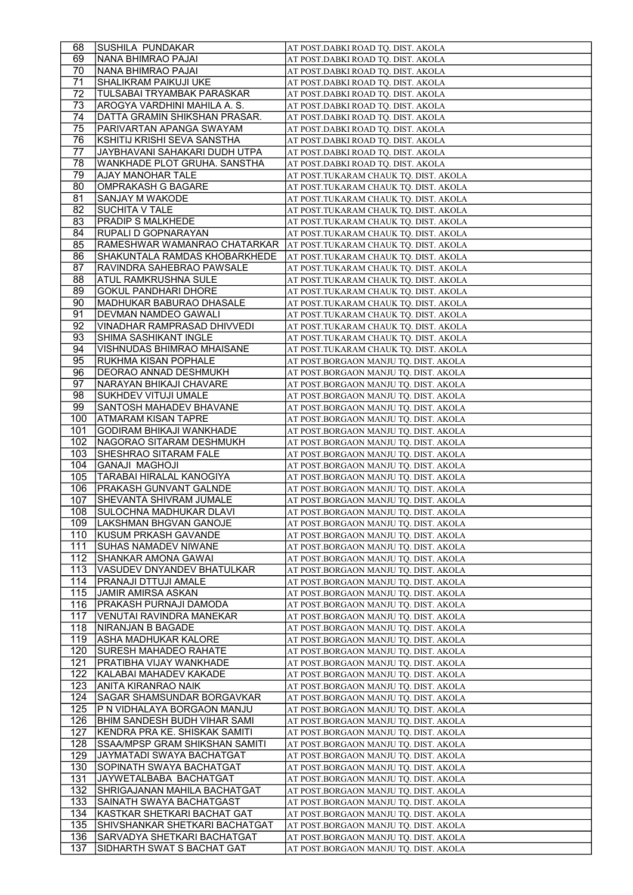| 68 | SUSHILA PUNDAKAR | AT POST.DABKI ROAD TQ. DIST. AKOLA |
|---|---|---|
| 69 | NANA BHIMRAO PAJAI | AT POST.DABKI ROAD TQ. DIST. AKOLA |
| 70 | NANA BHIMRAO PAJAI | AT POST.DABKI ROAD TQ. DIST. AKOLA |
| 71 | SHALIKRAM PAIKUJI UKE | AT POST.DABKI ROAD TQ. DIST. AKOLA |
| 72 | TULSABAI TRYAMBAK PARASKAR | AT POST.DABKI ROAD TQ. DIST. AKOLA |
| 73 | AROGYA VARDHINI MAHILA A. S. | AT POST.DABKI ROAD TQ. DIST. AKOLA |
| 74 | DATTA GRAMIN SHIKSHAN PRASAR. | AT POST.DABKI ROAD TQ. DIST. AKOLA |
| 75 | PARIVARTAN APANGA SWAYAM | AT POST.DABKI ROAD TQ. DIST. AKOLA |
| 76 | KSHITIJ KRISHI SEVA SANSTHA | AT POST.DABKI ROAD TQ. DIST. AKOLA |
| 77 | JAYBHAVANI SAHAKARI DUDH UTPA | AT POST.DABKI ROAD TQ. DIST. AKOLA |
| 78 | WANKHADE PLOT GRUHA. SANSTHA | AT POST.DABKI ROAD TQ. DIST. AKOLA |
| 79 | AJAY MANOHAR TALE | AT POST.TUKARAM CHAUK TQ. DIST. AKOLA |
| 80 | OMPRAKASH G BAGARE | AT POST.TUKARAM CHAUK TQ. DIST. AKOLA |
| 81 | SANJAY M WAKODE | AT POST.TUKARAM CHAUK TQ. DIST. AKOLA |
| 82 | SUCHITA V TALE | AT POST.TUKARAM CHAUK TQ. DIST. AKOLA |
| 83 | PRADIP S MALKHEDE | AT POST.TUKARAM CHAUK TQ. DIST. AKOLA |
| 84 | RUPALI D GOPNARAYAN | AT POST.TUKARAM CHAUK TQ. DIST. AKOLA |
| 85 | RAMESHWAR WAMANRAO CHATARKAR | AT POST.TUKARAM CHAUK TQ. DIST. AKOLA |
| 86 | SHAKUNTALA RAMDAS KHOBARKHEDE | AT POST.TUKARAM CHAUK TQ. DIST. AKOLA |
| 87 | RAVINDRA SAHEBRAO PAWSALE | AT POST.TUKARAM CHAUK TQ. DIST. AKOLA |
| 88 | ATUL RAMKRUSHNA SULE | AT POST.TUKARAM CHAUK TQ. DIST. AKOLA |
| 89 | GOKUL PANDHARI DHORE | AT POST.TUKARAM CHAUK TQ. DIST. AKOLA |
| 90 | MADHUKAR BABURAO DHASALE | AT POST.TUKARAM CHAUK TQ. DIST. AKOLA |
| 91 | DEVMAN NAMDEO GAWALI | AT POST.TUKARAM CHAUK TQ. DIST. AKOLA |
| 92 | VINADHAR RAMPRASAD DHIVVEDI | AT POST.TUKARAM CHAUK TQ. DIST. AKOLA |
| 93 | SHIMA SASHIKANT INGLE | AT POST.TUKARAM CHAUK TQ. DIST. AKOLA |
| 94 | VISHNUDAS BHIMRAO MHAISANE | AT POST.TUKARAM CHAUK TQ. DIST. AKOLA |
| 95 | RUKHMA KISAN POPHALE | AT POST.BORGAON MANJU TQ. DIST. AKOLA |
| 96 | DEORAO ANNAD DESHMUKH | AT POST.BORGAON MANJU TQ. DIST. AKOLA |
| 97 | NARAYAN BHIKAJI CHAVARE | AT POST.BORGAON MANJU TQ. DIST. AKOLA |
| 98 | SUKHDEV VITUJI UMALE | AT POST.BORGAON MANJU TQ. DIST. AKOLA |
| 99 | SANTOSH MAHADEV BHAVANE | AT POST.BORGAON MANJU TQ. DIST. AKOLA |
| 100 | ATMARAM KISAN TAPRE | AT POST.BORGAON MANJU TQ. DIST. AKOLA |
| 101 | GODIRAM BHIKAJI WANKHADE | AT POST.BORGAON MANJU TQ. DIST. AKOLA |
| 102 | NAGORAO SITARAM DESHMUKH | AT POST.BORGAON MANJU TQ. DIST. AKOLA |
| 103 | SHESHRAO SITARAM FALE | AT POST.BORGAON MANJU TQ. DIST. AKOLA |
| 104 | GANAJI MAGHOJI | AT POST.BORGAON MANJU TQ. DIST. AKOLA |
| 105 | TARABAI HIRALAL KANOGIYA | AT POST.BORGAON MANJU TQ. DIST. AKOLA |
| 106 | PRAKASH GUNVANT GALNDE | AT POST.BORGAON MANJU TQ. DIST. AKOLA |
| 107 | SHEVANTA SHIVRAM JUMALE | AT POST.BORGAON MANJU TQ. DIST. AKOLA |
| 108 | SULOCHNA MADHUKAR DLAVI | AT POST.BORGAON MANJU TQ. DIST. AKOLA |
| 109 | LAKSHMAN BHGVAN GANOJE | AT POST.BORGAON MANJU TQ. DIST. AKOLA |
| 110 | KUSUM PRKASH GAVANDE | AT POST.BORGAON MANJU TQ. DIST. AKOLA |
| 111 | SUHAS NAMADEV NIWANE | AT POST.BORGAON MANJU TQ. DIST. AKOLA |
| 112 | SHANKAR AMONA GAWAI | AT POST.BORGAON MANJU TQ. DIST. AKOLA |
| 113 | VASUDEV DNYANDEV BHATULKAR | AT POST.BORGAON MANJU TQ. DIST. AKOLA |
| 114 | PRANAJI DTTUJI AMALE | AT POST.BORGAON MANJU TQ. DIST. AKOLA |
| 115 | JAMIR AMIRSA ASKAN | AT POST.BORGAON MANJU TQ. DIST. AKOLA |
| 116 | PRAKASH PURNAJI DAMODA | AT POST.BORGAON MANJU TQ. DIST. AKOLA |
| 117 | VENUTAI RAVINDRA MANEKAR | AT POST.BORGAON MANJU TQ. DIST. AKOLA |
| 118 | NIRANJAN B BAGADE | AT POST.BORGAON MANJU TQ. DIST. AKOLA |
| 119 | ASHA MADHUKAR KALORE | AT POST.BORGAON MANJU TQ. DIST. AKOLA |
| 120 | SURESH MAHADEO RAHATE | AT POST.BORGAON MANJU TQ. DIST. AKOLA |
| 121 | PRATIBHA VIJAY WANKHADE | AT POST.BORGAON MANJU TQ. DIST. AKOLA |
| 122 | KALABAI MAHADEV KAKADE | AT POST.BORGAON MANJU TQ. DIST. AKOLA |
| 123 | ANITA KIRANRAO NAIK | AT POST.BORGAON MANJU TQ. DIST. AKOLA |
| 124 | SAGAR SHAMSUNDAR BORGAVKAR | AT POST.BORGAON MANJU TQ. DIST. AKOLA |
| 125 | P N VIDHALAYA BORGAON MANJU | AT POST.BORGAON MANJU TQ. DIST. AKOLA |
| 126 | BHIM SANDESH BUDH VIHAR SAMI | AT POST.BORGAON MANJU TQ. DIST. AKOLA |
| 127 | KENDRA PRA KE. SHISKAK SAMITI | AT POST.BORGAON MANJU TQ. DIST. AKOLA |
| 128 | SSAA/MPSP GRAM SHIKSHAN SAMITI | AT POST.BORGAON MANJU TQ. DIST. AKOLA |
| 129 | JAYMATADI SWAYA BACHATGAT | AT POST.BORGAON MANJU TQ. DIST. AKOLA |
| 130 | SOPINATH SWAYA BACHATGAT | AT POST.BORGAON MANJU TQ. DIST. AKOLA |
| 131 | JAYWETALBABA BACHATGAT | AT POST.BORGAON MANJU TQ. DIST. AKOLA |
| 132 | SHRIGAJANAN MAHILA BACHATGAT | AT POST.BORGAON MANJU TQ. DIST. AKOLA |
| 133 | SAINATH SWAYA BACHATGAST | AT POST.BORGAON MANJU TQ. DIST. AKOLA |
| 134 | KASTKAR SHETKARI BACHAT GAT | AT POST.BORGAON MANJU TQ. DIST. AKOLA |
| 135 | SHIVSHANKAR SHETKARI BACHATGAT | AT POST.BORGAON MANJU TQ. DIST. AKOLA |
| 136 | SARVADYA SHETKARI BACHATGAT | AT POST.BORGAON MANJU TQ. DIST. AKOLA |
| 137 | SIDHARTH SWAT S BACHAT GAT | AT POST.BORGAON MANJU TQ. DIST. AKOLA |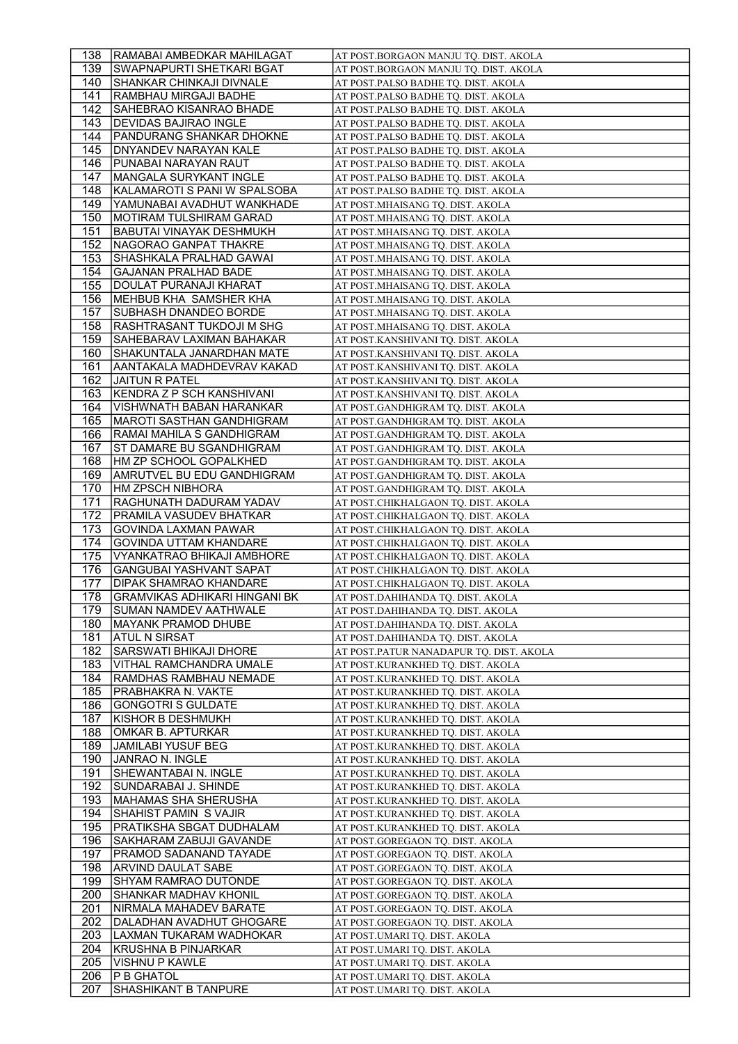| 138 | RAMABAI AMBEDKAR MAHILAGAT | AT POST.BORGAON MANJU TQ. DIST. AKOLA |
|---|---|---|
| 139 | SWAPNAPURTI SHETKARI BGAT | AT POST.BORGAON MANJU TQ. DIST. AKOLA |
| 140 | SHANKAR CHINKAJI DIVNALE | AT POST.PALSO BADHE TQ. DIST. AKOLA |
| 141 | RAMBHAU MIRGAJI BADHE | AT POST.PALSO BADHE TQ. DIST. AKOLA |
| 142 | SAHEBRAO KISANRAO BHADE | AT POST.PALSO BADHE TQ. DIST. AKOLA |
| 143 | DEVIDAS BAJIRAO INGLE | AT POST.PALSO BADHE TQ. DIST. AKOLA |
| 144 | PANDURANG SHANKAR DHOKNE | AT POST.PALSO BADHE TQ. DIST. AKOLA |
| 145 | DNYANDEV NARAYAN KALE | AT POST.PALSO BADHE TQ. DIST. AKOLA |
| 146 | PUNABAI NARAYAN RAUT | AT POST.PALSO BADHE TQ. DIST. AKOLA |
| 147 | MANGALA SURYKANT INGLE | AT POST.PALSO BADHE TQ. DIST. AKOLA |
| 148 | KALAMAROTI S PANI W SPALSOBA | AT POST.PALSO BADHE TQ. DIST. AKOLA |
| 149 | YAMUNABAI AVADHUT WANKHADE | AT POST.MHAISANG TQ. DIST. AKOLA |
| 150 | MOTIRAM TULSHIRAM GARAD | AT POST.MHAISANG TQ. DIST. AKOLA |
| 151 | BABUTAI VINAYAK DESHMUKH | AT POST.MHAISANG TQ. DIST. AKOLA |
| 152 | NAGORAO GANPAT THAKRE | AT POST.MHAISANG TQ. DIST. AKOLA |
| 153 | SHASHKALA PRALHAD GAWAI | AT POST.MHAISANG TQ. DIST. AKOLA |
| 154 | GAJANAN PRALHAD BADE | AT POST.MHAISANG TQ. DIST. AKOLA |
| 155 | DOULAT PURANAJI KHARAT | AT POST.MHAISANG TQ. DIST. AKOLA |
| 156 | MEHBUB KHA SAMSHER KHA | AT POST.MHAISANG TQ. DIST. AKOLA |
| 157 | SUBHASH DNANDEO BORDE | AT POST.MHAISANG TQ. DIST. AKOLA |
| 158 | RASHTRASANT TUKDOJI M SHG | AT POST.MHAISANG TQ. DIST. AKOLA |
| 159 | SAHEBARAV LAXIMAN BAHAKAR | AT POST.KANSHIVANI TQ. DIST. AKOLA |
| 160 | SHAKUNTALA JANARDHAN MATE | AT POST.KANSHIVANI TQ. DIST. AKOLA |
| 161 | AANTAKALA MADHDEVRAV KAKAD | AT POST.KANSHIVANI TQ. DIST. AKOLA |
| 162 | JAITUN R PATEL | AT POST.KANSHIVANI TQ. DIST. AKOLA |
| 163 | KENDRA Z P SCH KANSHIVANI | AT POST.KANSHIVANI TQ. DIST. AKOLA |
| 164 | VISHWNATH BABAN HARANKAR | AT POST.GANDHIGRAM TQ. DIST. AKOLA |
| 165 | MAROTI SASTHAN GANDHIGRAM | AT POST.GANDHIGRAM TQ. DIST. AKOLA |
| 166 | RAMAI MAHILA S GANDHIGRAM | AT POST.GANDHIGRAM TQ. DIST. AKOLA |
| 167 | ST DAMARE BU SGANDHIGRAM | AT POST.GANDHIGRAM TQ. DIST. AKOLA |
| 168 | HM ZP SCHOOL GOPALKHED | AT POST.GANDHIGRAM TQ. DIST. AKOLA |
| 169 | AMRUTVEL BU EDU GANDHIGRAM | AT POST.GANDHIGRAM TQ. DIST. AKOLA |
| 170 | HM ZPSCH NIBHORA | AT POST.GANDHIGRAM TQ. DIST. AKOLA |
| 171 | RAGHUNATH DADURAM YADAV | AT POST.CHIKHALGAON TQ. DIST. AKOLA |
| 172 | PRAMILA VASUDEV BHATKAR | AT POST.CHIKHALGAON TQ. DIST. AKOLA |
| 173 | GOVINDA LAXMAN PAWAR | AT POST.CHIKHALGAON TQ. DIST. AKOLA |
| 174 | GOVINDA UTTAM KHANDARE | AT POST.CHIKHALGAON TQ. DIST. AKOLA |
| 175 | VYANKATRAO BHIKAJI AMBHORE | AT POST.CHIKHALGAON TQ. DIST. AKOLA |
| 176 | GANGUBAI YASHVANT SAPAT | AT POST.CHIKHALGAON TQ. DIST. AKOLA |
| 177 | DIPAK SHAMRAO KHANDARE | AT POST.CHIKHALGAON TQ. DIST. AKOLA |
| 178 | GRAMVIKAS ADHIKARI HINGANI BK | AT POST.DAHIHANDA TQ. DIST. AKOLA |
| 179 | SUMAN NAMDEV AATHWALE | AT POST.DAHIHANDA TQ. DIST. AKOLA |
| 180 | MAYANK PRAMOD DHUBE | AT POST.DAHIHANDA TQ. DIST. AKOLA |
| 181 | ATUL N SIRSAT | AT POST.DAHIHANDA TQ. DIST. AKOLA |
| 182 | SARSWATI BHIKAJI DHORE | AT POST.PATUR NANADAPUR TQ. DIST. AKOLA |
| 183 | VITHAL RAMCHANDRA UMALE | AT POST.KURANKHED TQ. DIST. AKOLA |
| 184 | RAMDHAS RAMBHAU NEMADE | AT POST.KURANKHED TQ. DIST. AKOLA |
| 185 | PRABHAKRA N. VAKTE | AT POST.KURANKHED TQ. DIST. AKOLA |
| 186 | GONGOTRI S GULDATE | AT POST.KURANKHED TQ. DIST. AKOLA |
| 187 | KISHOR B DESHMUKH | AT POST.KURANKHED TQ. DIST. AKOLA |
| 188 | OMKAR B. APTURKAR | AT POST.KURANKHED TQ. DIST. AKOLA |
| 189 | JAMILABI YUSUF BEG | AT POST.KURANKHED TQ. DIST. AKOLA |
| 190 | JANRAO N. INGLE | AT POST.KURANKHED TQ. DIST. AKOLA |
| 191 | SHEWANTABAI N. INGLE | AT POST.KURANKHED TQ. DIST. AKOLA |
| 192 | SUNDARABAI J. SHINDE | AT POST.KURANKHED TQ. DIST. AKOLA |
| 193 | MAHAMAS SHA SHERUSHA | AT POST.KURANKHED TQ. DIST. AKOLA |
| 194 | SHAHIST PAMIN S VAJIR | AT POST.KURANKHED TQ. DIST. AKOLA |
| 195 | PRATIKSHA SBGAT DUDHALAM | AT POST.KURANKHED TQ. DIST. AKOLA |
| 196 | SAKHARAM ZABUJI GAVANDE | AT POST.GOREGAON TQ. DIST. AKOLA |
| 197 | PRAMOD SADANAND TAYADE | AT POST.GOREGAON TQ. DIST. AKOLA |
| 198 | ARVIND DAULAT SABE | AT POST.GOREGAON TQ. DIST. AKOLA |
| 199 | SHYAM RAMRAO DUTONDE | AT POST.GOREGAON TQ. DIST. AKOLA |
| 200 | SHANKAR MADHAV KHONIL | AT POST.GOREGAON TQ. DIST. AKOLA |
| 201 | NIRMALA MAHADEV BARATE | AT POST.GOREGAON TQ. DIST. AKOLA |
| 202 | DALADHAN AVADHUT GHOGARE | AT POST.GOREGAON TQ. DIST. AKOLA |
| 203 | LAXMAN TUKARAM WADHOKAR | AT POST.UMARI TQ. DIST. AKOLA |
| 204 | KRUSHNA B PINJARKAR | AT POST.UMARI TQ. DIST. AKOLA |
| 205 | VISHNU P KAWLE | AT POST.UMARI TQ. DIST. AKOLA |
| 206 | P B GHATOL | AT POST.UMARI TQ. DIST. AKOLA |
| 207 | SHASHIKANT B TANPURE | AT POST.UMARI TQ. DIST. AKOLA |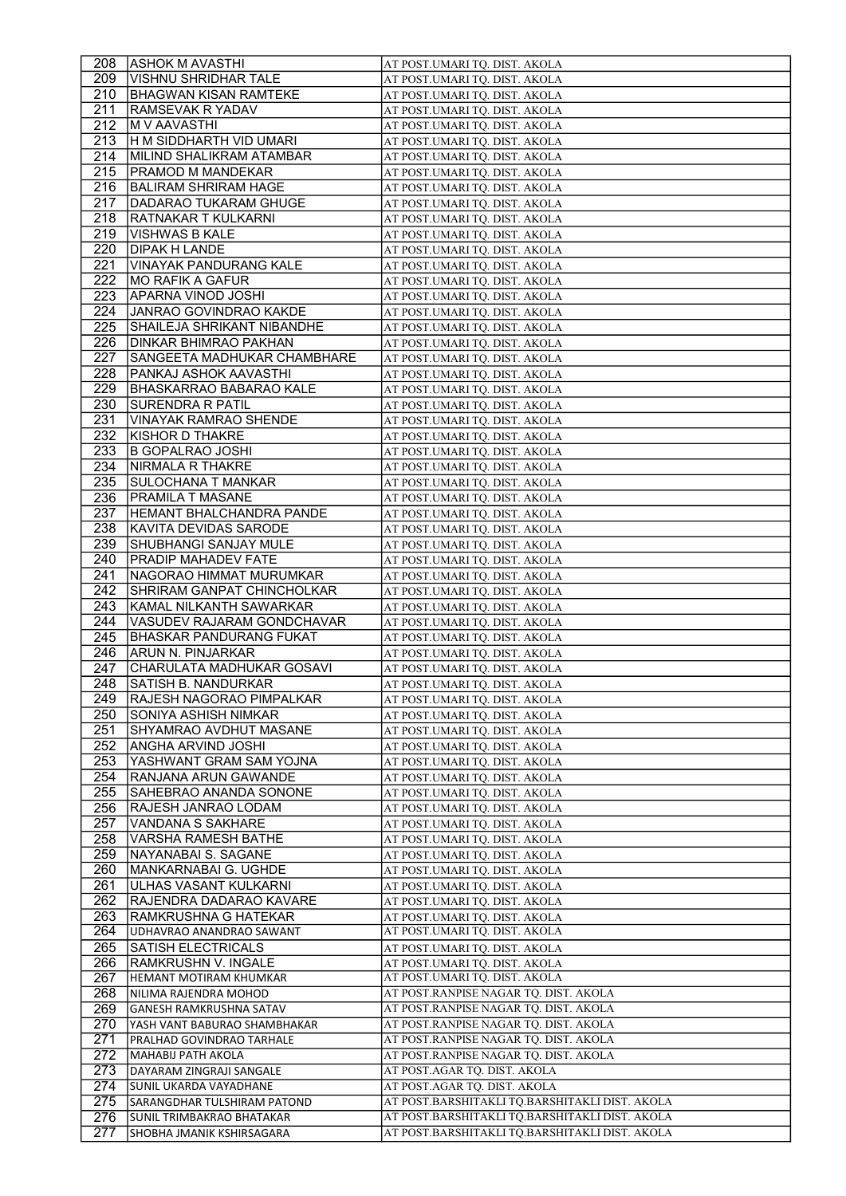| 208 | ASHOK M AVASTHI | AT POST.UMARI TQ. DIST. AKOLA |
|---|---|---|
| 209 | VISHNU SHRIDHAR TALE | AT POST.UMARI TQ. DIST. AKOLA |
| 210 | BHAGWAN KISAN RAMTEKE | AT POST.UMARI TQ. DIST. AKOLA |
| 211 | RAMSEVAK R YADAV | AT POST.UMARI TQ. DIST. AKOLA |
| 212 | M V AAVASTHI | AT POST.UMARI TQ. DIST. AKOLA |
| 213 | H M SIDDHARTH VID UMARI | AT POST.UMARI TQ. DIST. AKOLA |
| 214 | MILIND SHALIKRAM ATAMBAR | AT POST.UMARI TQ. DIST. AKOLA |
| 215 | PRAMOD M MANDEKAR | AT POST.UMARI TQ. DIST. AKOLA |
| 216 | BALIRAM SHRIRAM HAGE | AT POST.UMARI TQ. DIST. AKOLA |
| 217 | DADARAO TUKARAM GHUGE | AT POST.UMARI TQ. DIST. AKOLA |
| 218 | RATNAKAR T KULKARNI | AT POST.UMARI TQ. DIST. AKOLA |
| 219 | VISHWAS B KALE | AT POST.UMARI TQ. DIST. AKOLA |
| 220 | DIPAK H LANDE | AT POST.UMARI TQ. DIST. AKOLA |
| 221 | VINAYAK PANDURANG KALE | AT POST.UMARI TQ. DIST. AKOLA |
| 222 | MO RAFIK A GAFUR | AT POST.UMARI TQ. DIST. AKOLA |
| 223 | APARNA VINOD JOSHI | AT POST.UMARI TQ. DIST. AKOLA |
| 224 | JANRAO GOVINDRAO KAKDE | AT POST.UMARI TQ. DIST. AKOLA |
| 225 | SHAILEJA SHRIKANT NIBANDHE | AT POST.UMARI TQ. DIST. AKOLA |
| 226 | DINKAR BHIMRAO PAKHAN | AT POST.UMARI TQ. DIST. AKOLA |
| 227 | SANGEETA MADHUKAR CHAMBHARE | AT POST.UMARI TQ. DIST. AKOLA |
| 228 | PANKAJ ASHOK AAVASTHI | AT POST.UMARI TQ. DIST. AKOLA |
| 229 | BHASKARRAO BABARAO KALE | AT POST.UMARI TQ. DIST. AKOLA |
| 230 | SURENDRA R PATIL | AT POST.UMARI TQ. DIST. AKOLA |
| 231 | VINAYAK RAMRAO SHENDE | AT POST.UMARI TQ. DIST. AKOLA |
| 232 | KISHOR D THAKRE | AT POST.UMARI TQ. DIST. AKOLA |
| 233 | B GOPALRAO JOSHI | AT POST.UMARI TQ. DIST. AKOLA |
| 234 | NIRMALA R THAKRE | AT POST.UMARI TQ. DIST. AKOLA |
| 235 | SULOCHANA T MANKAR | AT POST.UMARI TQ. DIST. AKOLA |
| 236 | PRAMILA T MASANE | AT POST.UMARI TQ. DIST. AKOLA |
| 237 | HEMANT BHALCHANDRA PANDE | AT POST.UMARI TQ. DIST. AKOLA |
| 238 | KAVITA DEVIDAS SARODE | AT POST.UMARI TQ. DIST. AKOLA |
| 239 | SHUBHANGI SANJAY MULE | AT POST.UMARI TQ. DIST. AKOLA |
| 240 | PRADIP MAHADEV FATE | AT POST.UMARI TQ. DIST. AKOLA |
| 241 | NAGORAO HIMMAT MURUMKAR | AT POST.UMARI TQ. DIST. AKOLA |
| 242 | SHRIRAM GANPAT CHINCHOLKAR | AT POST.UMARI TQ. DIST. AKOLA |
| 243 | KAMAL NILKANTH SAWARKAR | AT POST.UMARI TQ. DIST. AKOLA |
| 244 | VASUDEV RAJARAM GONDCHAVAR | AT POST.UMARI TQ. DIST. AKOLA |
| 245 | BHASKAR PANDURANG FUKAT | AT POST.UMARI TQ. DIST. AKOLA |
| 246 | ARUN N. PINJARKAR | AT POST.UMARI TQ. DIST. AKOLA |
| 247 | CHARULATA MADHUKAR GOSAVI | AT POST.UMARI TQ. DIST. AKOLA |
| 248 | SATISH B. NANDURKAR | AT POST.UMARI TQ. DIST. AKOLA |
| 249 | RAJESH NAGORAO PIMPALKAR | AT POST.UMARI TQ. DIST. AKOLA |
| 250 | SONIYA ASHISH NIMKAR | AT POST.UMARI TQ. DIST. AKOLA |
| 251 | SHYAMRAO AVDHUT MASANE | AT POST.UMARI TQ. DIST. AKOLA |
| 252 | ANGHA ARVIND JOSHI | AT POST.UMARI TQ. DIST. AKOLA |
| 253 | YASHWANT GRAM SAM YOJNA | AT POST.UMARI TQ. DIST. AKOLA |
| 254 | RANJANA ARUN GAWANDE | AT POST.UMARI TQ. DIST. AKOLA |
| 255 | SAHEBRAO ANANDA SONONE | AT POST.UMARI TQ. DIST. AKOLA |
| 256 | RAJESH JANRAO LODAM | AT POST.UMARI TQ. DIST. AKOLA |
| 257 | VANDANA S SAKHARE | AT POST.UMARI TQ. DIST. AKOLA |
| 258 | VARSHA RAMESH BATHE | AT POST.UMARI TQ. DIST. AKOLA |
| 259 | NAYANABAI S. SAGANE | AT POST.UMARI TQ. DIST. AKOLA |
| 260 | MANKARNABAI G. UGHDE | AT POST.UMARI TQ. DIST. AKOLA |
| 261 | ULHAS VASANT KULKARNI | AT POST.UMARI TQ. DIST. AKOLA |
| 262 | RAJENDRA DADARAO KAVARE | AT POST.UMARI TQ. DIST. AKOLA |
| 263 | RAMKRUSHNA G HATEKAR | AT POST.UMARI TQ. DIST. AKOLA |
| 264 | UDHAVRAO ANANDRAO SAWANT | AT POST.UMARI TQ. DIST. AKOLA |
| 265 | SATISH ELECTRICALS | AT POST.UMARI TQ. DIST. AKOLA |
| 266 | RAMKRUSHN V. INGALE | AT POST.UMARI TQ. DIST. AKOLA |
| 267 | HEMANT MOTIRAM KHUMKAR | AT POST.UMARI TQ. DIST. AKOLA |
| 268 | NILIMA RAJENDRA MOHOD | AT POST.RANPISE NAGAR TQ. DIST. AKOLA |
| 269 | GANESH RAMKRUSHNA SATAV | AT POST.RANPISE NAGAR TQ. DIST. AKOLA |
| 270 | YASH VANT BABURAO SHAMBHAKAR | AT POST.RANPISE NAGAR TQ. DIST. AKOLA |
| 271 | PRALHAD GOVINDRAO TARHALE | AT POST.RANPISE NAGAR TQ. DIST. AKOLA |
| 272 | MAHABIJ PATH AKOLA | AT POST.RANPISE NAGAR TQ. DIST. AKOLA |
| 273 | DAYARAM ZINGRAJI SANGALE | AT POST.AGAR TQ. DIST. AKOLA |
| 274 | SUNIL UKARDA VAYADHANE | AT POST.AGAR TQ. DIST. AKOLA |
| 275 | SARANGDHAR TULSHIRAM PATOND | AT POST.BARSHITAKLI TQ.BARSHITAKLI DIST. AKOLA |
| 276 | SUNIL TRIMBAKRAO BHATAKAR | AT POST.BARSHITAKLI TQ.BARSHITAKLI DIST. AKOLA |
| 277 | SHOBHA JMANIK KSHIRSAGARA | AT POST.BARSHITAKLI TQ.BARSHITAKLI DIST. AKOLA |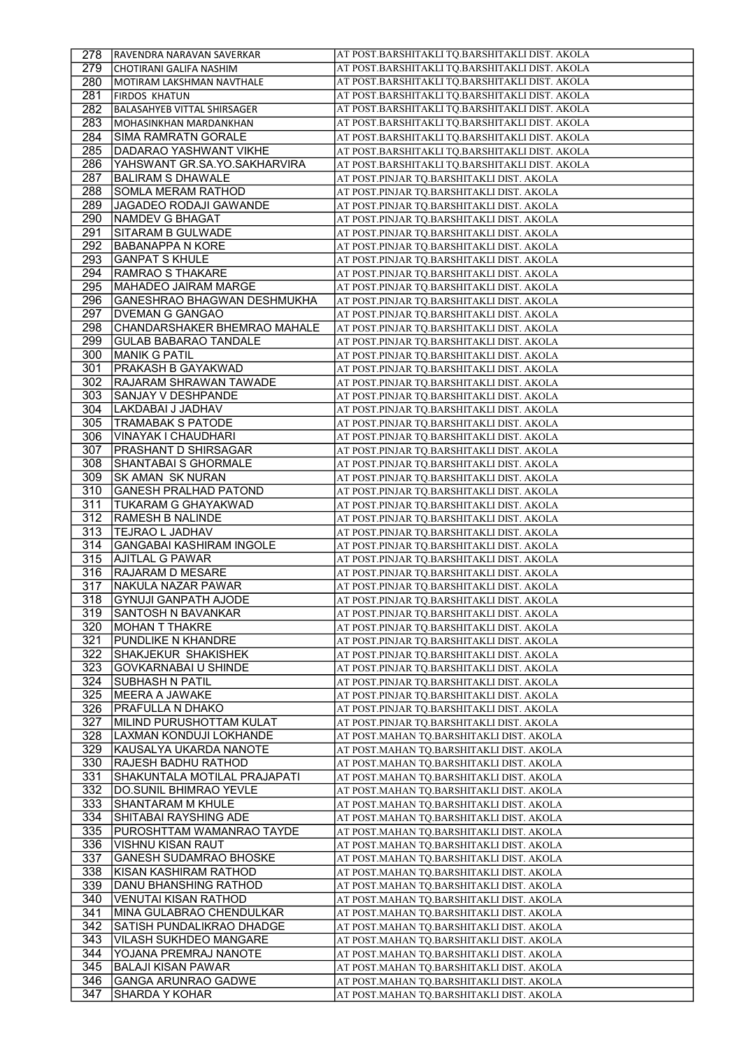| 278 | RAVENDRA NARAVAN SAVERKAR | AT POST.BARSHITAKLI TQ.BARSHITAKLI DIST. AKOLA |
|---|---|---|
| 279 | CHOTIRANI GALIFA NASHIM | AT POST.BARSHITAKLI TQ.BARSHITAKLI DIST. AKOLA |
| 280 | MOTIRAM LAKSHMAN NAVTHALE | AT POST.BARSHITAKLI TQ.BARSHITAKLI DIST. AKOLA |
| 281 | FIRDOS KHATUN | AT POST.BARSHITAKLI TQ.BARSHITAKLI DIST. AKOLA |
| 282 | BALASAHYEB VITTAL SHIRSAGER | AT POST.BARSHITAKLI TQ.BARSHITAKLI DIST. AKOLA |
| 283 | MOHASINKHAN MARDANKHAN | AT POST.BARSHITAKLI TQ.BARSHITAKLI DIST. AKOLA |
| 284 | SIMA RAMRATN GORALE | AT POST.BARSHITAKLI TQ.BARSHITAKLI DIST. AKOLA |
| 285 | DADARAO YASHWANT VIKHE | AT POST.BARSHITAKLI TQ.BARSHITAKLI DIST. AKOLA |
| 286 | YAHSWANT GR.SA.YO.SAKHARVIRA | AT POST.BARSHITAKLI TQ.BARSHITAKLI DIST. AKOLA |
| 287 | BALIRAM S DHAWALE | AT POST.PINJAR TQ.BARSHITAKLI DIST. AKOLA |
| 288 | SOMLA MERAM RATHOD | AT POST.PINJAR TQ.BARSHITAKLI DIST. AKOLA |
| 289 | JAGADEO RODAJI GAWANDE | AT POST.PINJAR TQ.BARSHITAKLI DIST. AKOLA |
| 290 | NAMDEV G BHAGAT | AT POST.PINJAR TQ.BARSHITAKLI DIST. AKOLA |
| 291 | SITARAM B GULWADE | AT POST.PINJAR TQ.BARSHITAKLI DIST. AKOLA |
| 292 | BABANAPPA N KORE | AT POST.PINJAR TQ.BARSHITAKLI DIST. AKOLA |
| 293 | GANPAT S KHULE | AT POST.PINJAR TQ.BARSHITAKLI DIST. AKOLA |
| 294 | RAMRAO S THAKARE | AT POST.PINJAR TQ.BARSHITAKLI DIST. AKOLA |
| 295 | MAHADEO JAIRAM MARGE | AT POST.PINJAR TQ.BARSHITAKLI DIST. AKOLA |
| 296 | GANESHRAO BHAGWAN DESHMUKHA | AT POST.PINJAR TQ.BARSHITAKLI DIST. AKOLA |
| 297 | DVEMAN G GANGAO | AT POST.PINJAR TQ.BARSHITAKLI DIST. AKOLA |
| 298 | CHANDARSHAKER BHEMRAO MAHALE | AT POST.PINJAR TQ.BARSHITAKLI DIST. AKOLA |
| 299 | GULAB BABARAO TANDALE | AT POST.PINJAR TQ.BARSHITAKLI DIST. AKOLA |
| 300 | MANIK G PATIL | AT POST.PINJAR TQ.BARSHITAKLI DIST. AKOLA |
| 301 | PRAKASH B GAYAKWAD | AT POST.PINJAR TQ.BARSHITAKLI DIST. AKOLA |
| 302 | RAJARAM SHRAWAN TAWADE | AT POST.PINJAR TQ.BARSHITAKLI DIST. AKOLA |
| 303 | SANJAY V DESHPANDE | AT POST.PINJAR TQ.BARSHITAKLI DIST. AKOLA |
| 304 | LAKDABAI J JADHAV | AT POST.PINJAR TQ.BARSHITAKLI DIST. AKOLA |
| 305 | TRAMABAK S PATODE | AT POST.PINJAR TQ.BARSHITAKLI DIST. AKOLA |
| 306 | VINAYAK I CHAUDHARI | AT POST.PINJAR TQ.BARSHITAKLI DIST. AKOLA |
| 307 | PRASHANT D SHIRSAGAR | AT POST.PINJAR TQ.BARSHITAKLI DIST. AKOLA |
| 308 | SHANTABAI S GHORMALE | AT POST.PINJAR TQ.BARSHITAKLI DIST. AKOLA |
| 309 | SK AMAN SK NURAN | AT POST.PINJAR TQ.BARSHITAKLI DIST. AKOLA |
| 310 | GANESH PRALHAD PATOND | AT POST.PINJAR TQ.BARSHITAKLI DIST. AKOLA |
| 311 | TUKARAM G GHAYAKWAD | AT POST.PINJAR TQ.BARSHITAKLI DIST. AKOLA |
| 312 | RAMESH B NALINDE | AT POST.PINJAR TQ.BARSHITAKLI DIST. AKOLA |
| 313 | TEJRAO L JADHAV | AT POST.PINJAR TQ.BARSHITAKLI DIST. AKOLA |
| 314 | GANGABAI KASHIRAM INGOLE | AT POST.PINJAR TQ.BARSHITAKLI DIST. AKOLA |
| 315 | AJITLAL G PAWAR | AT POST.PINJAR TQ.BARSHITAKLI DIST. AKOLA |
| 316 | RAJARAM D MESARE | AT POST.PINJAR TQ.BARSHITAKLI DIST. AKOLA |
| 317 | NAKULA NAZAR PAWAR | AT POST.PINJAR TQ.BARSHITAKLI DIST. AKOLA |
| 318 | GYNUJI GANPATH AJODE | AT POST.PINJAR TQ.BARSHITAKLI DIST. AKOLA |
| 319 | SANTOSH N BAVANKAR | AT POST.PINJAR TQ.BARSHITAKLI DIST. AKOLA |
| 320 | MOHAN T THAKRE | AT POST.PINJAR TQ.BARSHITAKLI DIST. AKOLA |
| 321 | PUNDLIKE N KHANDRE | AT POST.PINJAR TQ.BARSHITAKLI DIST. AKOLA |
| 322 | SHAKJEKUR SHAKISHEK | AT POST.PINJAR TQ.BARSHITAKLI DIST. AKOLA |
| 323 | GOVKARNABAI U SHINDE | AT POST.PINJAR TQ.BARSHITAKLI DIST. AKOLA |
| 324 | SUBHASH N PATIL | AT POST.PINJAR TQ.BARSHITAKLI DIST. AKOLA |
| 325 | MEERA A JAWAKE | AT POST.PINJAR TQ.BARSHITAKLI DIST. AKOLA |
| 326 | PRAFULLA N DHAKO | AT POST.PINJAR TQ.BARSHITAKLI DIST. AKOLA |
| 327 | MILIND PURUSHOTTAM KULAT | AT POST.PINJAR TQ.BARSHITAKLI DIST. AKOLA |
| 328 | LAXMAN KONDUJI LOKHANDE | AT POST.MAHAN TQ.BARSHITAKLI DIST. AKOLA |
| 329 | KAUSALYA UKARDA NANOTE | AT POST.MAHAN TQ.BARSHITAKLI DIST. AKOLA |
| 330 | RAJESH BADHU RATHOD | AT POST.MAHAN TQ.BARSHITAKLI DIST. AKOLA |
| 331 | SHAKUNTALA MOTILAL PRAJAPATI | AT POST.MAHAN TQ.BARSHITAKLI DIST. AKOLA |
| 332 | DO.SUNIL BHIMRAO YEVLE | AT POST.MAHAN TQ.BARSHITAKLI DIST. AKOLA |
| 333 | SHANTARAM M KHULE | AT POST.MAHAN TQ.BARSHITAKLI DIST. AKOLA |
| 334 | SHITABAI RAYSHING ADE | AT POST.MAHAN TQ.BARSHITAKLI DIST. AKOLA |
| 335 | PUROSHTTAM WAMANRAO TAYDE | AT POST.MAHAN TQ.BARSHITAKLI DIST. AKOLA |
| 336 | VISHNU KISAN RAUT | AT POST.MAHAN TQ.BARSHITAKLI DIST. AKOLA |
| 337 | GANESH SUDAMRAO BHOSKE | AT POST.MAHAN TQ.BARSHITAKLI DIST. AKOLA |
| 338 | KISAN KASHIRAM RATHOD | AT POST.MAHAN TQ.BARSHITAKLI DIST. AKOLA |
| 339 | DANU BHANSHING RATHOD | AT POST.MAHAN TQ.BARSHITAKLI DIST. AKOLA |
| 340 | VENUTAI KISAN RATHOD | AT POST.MAHAN TQ.BARSHITAKLI DIST. AKOLA |
| 341 | MINA GULABRAO CHENDULKAR | AT POST.MAHAN TQ.BARSHITAKLI DIST. AKOLA |
| 342 | SATISH PUNDALIKRAO DHADGE | AT POST.MAHAN TQ.BARSHITAKLI DIST. AKOLA |
| 343 | VILASH SUKHDEO MANGARE | AT POST.MAHAN TQ.BARSHITAKLI DIST. AKOLA |
| 344 | YOJANA PREMRAJ NANOTE | AT POST.MAHAN TQ.BARSHITAKLI DIST. AKOLA |
| 345 | BALAJI KISAN PAWAR | AT POST.MAHAN TQ.BARSHITAKLI DIST. AKOLA |
| 346 | GANGA ARUNRAO GADWE | AT POST.MAHAN TQ.BARSHITAKLI DIST. AKOLA |
| 347 | SHARDA Y KOHAR | AT POST.MAHAN TQ.BARSHITAKLI DIST. AKOLA |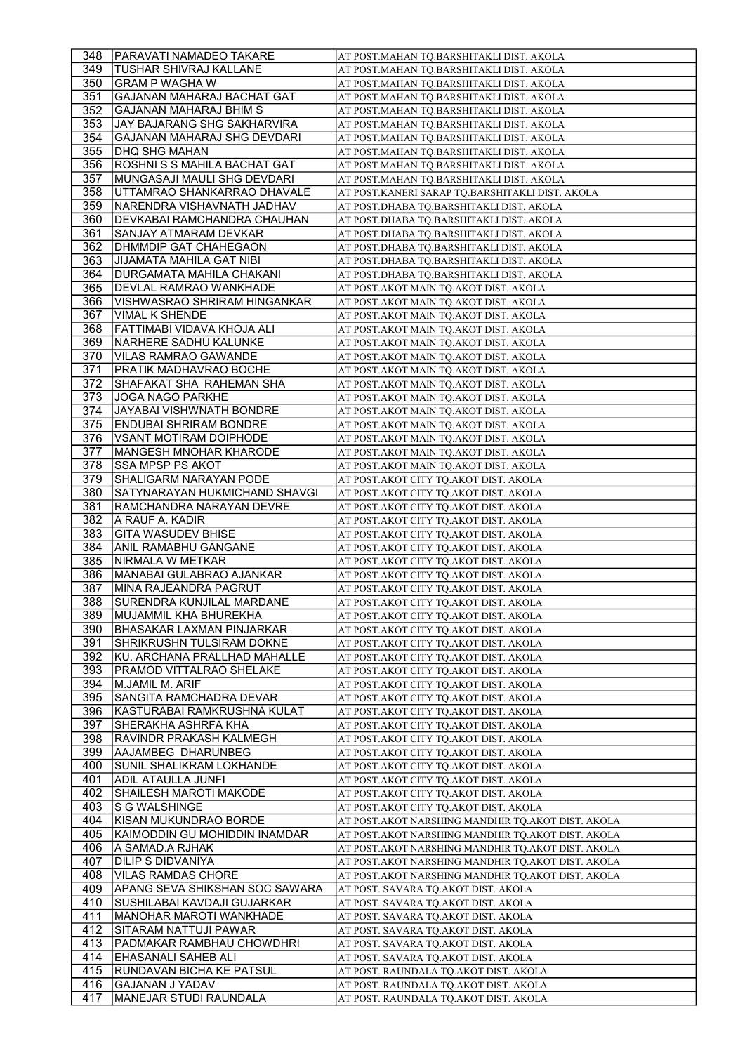| 348 | PARAVATI NAMADEO TAKARE | AT POST.MAHAN TQ.BARSHITAKLI DIST. AKOLA |
|---|---|---|
| 349 | TUSHAR SHIVRAJ KALLANE | AT POST.MAHAN TQ.BARSHITAKLI DIST. AKOLA |
| 350 | GRAM P WAGHA W | AT POST.MAHAN TQ.BARSHITAKLI DIST. AKOLA |
| 351 | GAJANAN MAHARAJ BACHAT GAT | AT POST.MAHAN TQ.BARSHITAKLI DIST. AKOLA |
| 352 | GAJANAN MAHARAJ BHIM S | AT POST.MAHAN TQ.BARSHITAKLI DIST. AKOLA |
| 353 | JAY BAJARANG SHG SAKHARVIRA | AT POST.MAHAN TQ.BARSHITAKLI DIST. AKOLA |
| 354 | GAJANAN MAHARAJ SHG DEVDARI | AT POST.MAHAN TQ.BARSHITAKLI DIST. AKOLA |
| 355 | DHQ SHG MAHAN | AT POST.MAHAN TQ.BARSHITAKLI DIST. AKOLA |
| 356 | ROSHNI S S MAHILA BACHAT GAT | AT POST.MAHAN TQ.BARSHITAKLI DIST. AKOLA |
| 357 | MUNGASAJI MAULI SHG DEVDARI | AT POST.MAHAN TQ.BARSHITAKLI DIST. AKOLA |
| 358 | UTTAMRAO SHANKARRAO DHAVALE | AT POST.KANERI SARAP TQ.BARSHITAKLI DIST. AKOLA |
| 359 | NARENDRA VISHAVNATH JADHAV | AT POST.DHABA TQ.BARSHITAKLI DIST. AKOLA |
| 360 | DEVKABAI RAMCHANDRA CHAUHAN | AT POST.DHABA TQ.BARSHITAKLI DIST. AKOLA |
| 361 | SANJAY ATMARAM DEVKAR | AT POST.DHABA TQ.BARSHITAKLI DIST. AKOLA |
| 362 | DHMMDIP GAT CHAHEGAON | AT POST.DHABA TQ.BARSHITAKLI DIST. AKOLA |
| 363 | JIJAMATA MAHILA GAT NIBI | AT POST.DHABA TQ.BARSHITAKLI DIST. AKOLA |
| 364 | DURGAMATA MAHILA CHAKANI | AT POST.DHABA TQ.BARSHITAKLI DIST. AKOLA |
| 365 | DEVLAL RAMRAO WANKHADE | AT POST.AKOT MAIN TQ.AKOT DIST. AKOLA |
| 366 | VISHWASRAO SHRIRAM HINGANKAR | AT POST.AKOT MAIN TQ.AKOT DIST. AKOLA |
| 367 | VIMAL K SHENDE | AT POST.AKOT MAIN TQ.AKOT DIST. AKOLA |
| 368 | FATTIMABI VIDAVA KHOJA ALI | AT POST.AKOT MAIN TQ.AKOT DIST. AKOLA |
| 369 | NARHERE SADHU KALUNKE | AT POST.AKOT MAIN TQ.AKOT DIST. AKOLA |
| 370 | VILAS RAMRAO GAWANDE | AT POST.AKOT MAIN TQ.AKOT DIST. AKOLA |
| 371 | PRATIK MADHAVRAO BOCHE | AT POST.AKOT MAIN TQ.AKOT DIST. AKOLA |
| 372 | SHAFAKAT SHA RAHEMAN SHA | AT POST.AKOT MAIN TQ.AKOT DIST. AKOLA |
| 373 | JOGA NAGO PARKHE | AT POST.AKOT MAIN TQ.AKOT DIST. AKOLA |
| 374 | JAYABAI VISHWNATH BONDRE | AT POST.AKOT MAIN TQ.AKOT DIST. AKOLA |
| 375 | ENDUBAI SHRIRAM BONDRE | AT POST.AKOT MAIN TQ.AKOT DIST. AKOLA |
| 376 | VSANT MOTIRAM DOIPHODE | AT POST.AKOT MAIN TQ.AKOT DIST. AKOLA |
| 377 | MANGESH MNOHAR KHARODE | AT POST.AKOT MAIN TQ.AKOT DIST. AKOLA |
| 378 | SSA MPSP PS AKOT | AT POST.AKOT MAIN TQ.AKOT DIST. AKOLA |
| 379 | SHALIGARM NARAYAN PODE | AT POST.AKOT CITY TQ.AKOT DIST. AKOLA |
| 380 | SATYNARAYAN HUKMICHAND SHAVGI | AT POST.AKOT CITY TQ.AKOT DIST. AKOLA |
| 381 | RAMCHANDRA NARAYAN DEVRE | AT POST.AKOT CITY TQ.AKOT DIST. AKOLA |
| 382 | A RAUF A. KADIR | AT POST.AKOT CITY TQ.AKOT DIST. AKOLA |
| 383 | GITA WASUDEV BHISE | AT POST.AKOT CITY TQ.AKOT DIST. AKOLA |
| 384 | ANIL RAMABHU GANGANE | AT POST.AKOT CITY TQ.AKOT DIST. AKOLA |
| 385 | NIRMALA W METKAR | AT POST.AKOT CITY TQ.AKOT DIST. AKOLA |
| 386 | MANABAI GULABRAO AJANKAR | AT POST.AKOT CITY TQ.AKOT DIST. AKOLA |
| 387 | MINA RAJEANDRA PAGRUT | AT POST.AKOT CITY TQ.AKOT DIST. AKOLA |
| 388 | SURENDRA KUNJILAL MARDANE | AT POST.AKOT CITY TQ.AKOT DIST. AKOLA |
| 389 | MUJAMMIL KHA BHUREKHA | AT POST.AKOT CITY TQ.AKOT DIST. AKOLA |
| 390 | BHASAKAR LAXMAN PINJARKAR | AT POST.AKOT CITY TQ.AKOT DIST. AKOLA |
| 391 | SHRIKRUSHN TULSIRAM DOKNE | AT POST.AKOT CITY TQ.AKOT DIST. AKOLA |
| 392 | KU. ARCHANA PRALLHAD MAHALLE | AT POST.AKOT CITY TQ.AKOT DIST. AKOLA |
| 393 | PRAMOD VITTALRAO SHELAKE | AT POST.AKOT CITY TQ.AKOT DIST. AKOLA |
| 394 | M.JAMIL M. ARIF | AT POST.AKOT CITY TQ.AKOT DIST. AKOLA |
| 395 | SANGITA RAMCHADRA DEVAR | AT POST.AKOT CITY TQ.AKOT DIST. AKOLA |
| 396 | KASTURABAI RAMKRUSHNA KULAT | AT POST.AKOT CITY TQ.AKOT DIST. AKOLA |
| 397 | SHERAKHA ASHRFA KHA | AT POST.AKOT CITY TQ.AKOT DIST. AKOLA |
| 398 | RAVINDR PRAKASH KALMEGH | AT POST.AKOT CITY TQ.AKOT DIST. AKOLA |
| 399 | AAJAMBEG DHARUNBEG | AT POST.AKOT CITY TQ.AKOT DIST. AKOLA |
| 400 | SUNIL SHALIKRAM LOKHANDE | AT POST.AKOT CITY TQ.AKOT DIST. AKOLA |
| 401 | ADIL ATAULLA JUNFI | AT POST.AKOT CITY TQ.AKOT DIST. AKOLA |
| 402 | SHAILESH MAROTI MAKODE | AT POST.AKOT CITY TQ.AKOT DIST. AKOLA |
| 403 | S G WALSHINGE | AT POST.AKOT CITY TQ.AKOT DIST. AKOLA |
| 404 | KISAN MUKUNDRAO BORDE | AT POST.AKOT NARSHING MANDHIR TQ.AKOT DIST. AKOLA |
| 405 | KAIMODDIN GU MOHIDDIN INAMDAR | AT POST.AKOT NARSHING MANDHIR TQ.AKOT DIST. AKOLA |
| 406 | A SAMAD.A RJHAK | AT POST.AKOT NARSHING MANDHIR TQ.AKOT DIST. AKOLA |
| 407 | DILIP S DIDVANIYA | AT POST.AKOT NARSHING MANDHIR TQ.AKOT DIST. AKOLA |
| 408 | VILAS RAMDAS CHORE | AT POST.AKOT NARSHING MANDHIR TQ.AKOT DIST. AKOLA |
| 409 | APANG SEVA SHIKSHAN SOC SAWARA | AT POST. SAVARA TQ.AKOT DIST. AKOLA |
| 410 | SUSHILABAI KAVDAJI GUJARKAR | AT POST. SAVARA TQ.AKOT DIST. AKOLA |
| 411 | MANOHAR MAROTI WANKHADE | AT POST. SAVARA TQ.AKOT DIST. AKOLA |
| 412 | SITARAM NATTUJI PAWAR | AT POST. SAVARA TQ.AKOT DIST. AKOLA |
| 413 | PADMAKAR RAMBHAU CHOWDHRI | AT POST. SAVARA TQ.AKOT DIST. AKOLA |
| 414 | EHASANALI SAHEB ALI | AT POST. SAVARA TQ.AKOT DIST. AKOLA |
| 415 | RUNDAVAN BICHA KE PATSUL | AT POST. RAUNDALA TQ.AKOT DIST. AKOLA |
| 416 | GAJANAN J YADAV | AT POST. RAUNDALA TQ.AKOT DIST. AKOLA |
| 417 | MANEJAR STUDI RAUNDALA | AT POST. RAUNDALA TQ.AKOT DIST. AKOLA |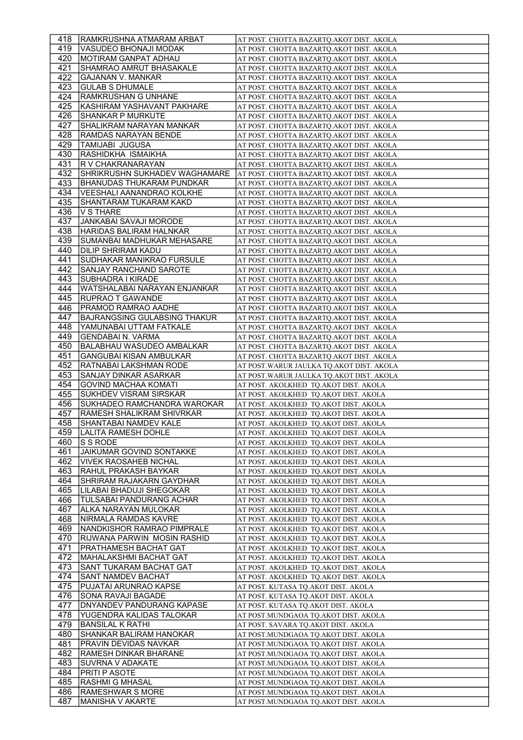| 418 | RAMKRUSHNA ATMARAM ARBAT | AT POST. CHOTTA BAZARTQ.AKOT DIST. AKOLA |
|---|---|---|
| 419 | VASUDEO BHONAJI MODAK | AT POST. CHOTTA BAZARTQ.AKOT DIST. AKOLA |
| 420 | MOTIRAM GANPAT ADHAU | AT POST. CHOTTA BAZARTQ.AKOT DIST. AKOLA |
| 421 | SHAMRAO AMRUT BHASAKALE | AT POST. CHOTTA BAZARTQ.AKOT DIST. AKOLA |
| 422 | GAJANAN V. MANKAR | AT POST. CHOTTA BAZARTQ.AKOT DIST. AKOLA |
| 423 | GULAB S DHUMALE | AT POST. CHOTTA BAZARTQ.AKOT DIST. AKOLA |
| 424 | RAMKRUSHAN G UNHANE | AT POST. CHOTTA BAZARTQ.AKOT DIST. AKOLA |
| 425 | KASHIRAM YASHAVANT PAKHARE | AT POST. CHOTTA BAZARTQ.AKOT DIST. AKOLA |
| 426 | SHANKAR P MURKUTE | AT POST. CHOTTA BAZARTQ.AKOT DIST. AKOLA |
| 427 | SHALIKRAM NARAYAN MANKAR | AT POST. CHOTTA BAZARTQ.AKOT DIST. AKOLA |
| 428 | RAMDAS NARAYAN BENDE | AT POST. CHOTTA BAZARTQ.AKOT DIST. AKOLA |
| 429 | TAMIJABI JUGUSA | AT POST. CHOTTA BAZARTQ.AKOT DIST. AKOLA |
| 430 | RASHIDKHA ISMAIKHA | AT POST. CHOTTA BAZARTQ.AKOT DIST. AKOLA |
| 431 | R V CHAKRANARAYAN | AT POST. CHOTTA BAZARTQ.AKOT DIST. AKOLA |
| 432 | SHRIKRUSHN SUKHADEV WAGHAMARE | AT POST. CHOTTA BAZARTQ.AKOT DIST. AKOLA |
| 433 | BHANUDAS THUKARAM PUNDKAR | AT POST. CHOTTA BAZARTQ.AKOT DIST. AKOLA |
| 434 | VEESHALI AANANDRAO KOLKHE | AT POST. CHOTTA BAZARTQ.AKOT DIST. AKOLA |
| 435 | SHANTARAM TUKARAM KAKD | AT POST. CHOTTA BAZARTQ.AKOT DIST. AKOLA |
| 436 | V S THARE | AT POST. CHOTTA BAZARTQ.AKOT DIST. AKOLA |
| 437 | JANKABAI SAVAJI MORODE | AT POST. CHOTTA BAZARTQ.AKOT DIST. AKOLA |
| 438 | HARIDAS BALIRAM HALNKAR | AT POST. CHOTTA BAZARTQ.AKOT DIST. AKOLA |
| 439 | SUMANBAI MADHUKAR MEHASARE | AT POST. CHOTTA BAZARTQ.AKOT DIST. AKOLA |
| 440 | DILIP SHRIRAM KADU | AT POST. CHOTTA BAZARTQ.AKOT DIST. AKOLA |
| 441 | SUDHAKAR MANIKRAO FURSULE | AT POST. CHOTTA BAZARTQ.AKOT DIST. AKOLA |
| 442 | SANJAY RANCHAND SAROTE | AT POST. CHOTTA BAZARTQ.AKOT DIST. AKOLA |
| 443 | SUBHADRA I KIRADE | AT POST. CHOTTA BAZARTQ.AKOT DIST. AKOLA |
| 444 | WATSHALABAI NARAYAN ENJANKAR | AT POST. CHOTTA BAZARTQ.AKOT DIST. AKOLA |
| 445 | RUPRAO T GAWANDE | AT POST. CHOTTA BAZARTQ.AKOT DIST. AKOLA |
| 446 | PRAMOD RAMRAO AADHE | AT POST. CHOTTA BAZARTQ.AKOT DIST. AKOLA |
| 447 | BAJRANGSING GULABSING THAKUR | AT POST. CHOTTA BAZARTQ.AKOT DIST. AKOLA |
| 448 | YAMUNABAI UTTAM FATKALE | AT POST. CHOTTA BAZARTQ.AKOT DIST. AKOLA |
| 449 | GENDABAI N. VARMA | AT POST. CHOTTA BAZARTQ.AKOT DIST. AKOLA |
| 450 | BALABHAU WASUDEO AMBALKAR | AT POST. CHOTTA BAZARTQ.AKOT DIST. AKOLA |
| 451 | GANGUBAI KISAN AMBULKAR | AT POST. CHOTTA BAZARTQ.AKOT DIST. AKOLA |
| 452 | RATNABAI LAKSHMAN RODE | AT POST.WARUR JAULKA TQ.AKOT DIST. AKOLA |
| 453 | SANJAY DINKAR ASARKAR | AT POST.WARUR JAULKA TQ.AKOT DIST. AKOLA |
| 454 | GOVIND MACHAA KOMATI | AT POST. AKOLKHED TQ.AKOT DIST. AKOLA |
| 455 | SUKHDEV VISRAM SIRSKAR | AT POST. AKOLKHED TQ.AKOT DIST. AKOLA |
| 456 | SUKHADEO RAMCHANDRA WAROKAR | AT POST. AKOLKHED TQ.AKOT DIST. AKOLA |
| 457 | RAMESH SHALIKRAM SHIVRKAR | AT POST. AKOLKHED TQ.AKOT DIST. AKOLA |
| 458 | SHANTABAI NAMDEV KALE | AT POST. AKOLKHED TQ.AKOT DIST. AKOLA |
| 459 | LALITA RAMESH DOHLE | AT POST. AKOLKHED TQ.AKOT DIST. AKOLA |
| 460 | S S RODE | AT POST. AKOLKHED TQ.AKOT DIST. AKOLA |
| 461 | JAIKUMAR GOVIND SONTAKKE | AT POST. AKOLKHED TQ.AKOT DIST. AKOLA |
| 462 | VIVEK RAOSAHEB NICHAL | AT POST. AKOLKHED TQ.AKOT DIST. AKOLA |
| 463 | RAHUL PRAKASH BAYKAR | AT POST. AKOLKHED TQ.AKOT DIST. AKOLA |
| 464 | SHRIRAM RAJAKARN GAYDHAR | AT POST. AKOLKHED TQ.AKOT DIST. AKOLA |
| 465 | LILABAI BHADUJI SHEGOKAR | AT POST. AKOLKHED TQ.AKOT DIST. AKOLA |
| 466 | TULSABAI PANDURANG ACHAR | AT POST. AKOLKHED TQ.AKOT DIST. AKOLA |
| 467 | ALKA NARAYAN MULOKAR | AT POST. AKOLKHED TQ.AKOT DIST. AKOLA |
| 468 | NIRMALA RAMDAS KAVRE | AT POST. AKOLKHED TQ.AKOT DIST. AKOLA |
| 469 | NANDKISHOR RAMRAO PIMPRALE | AT POST. AKOLKHED TQ.AKOT DIST. AKOLA |
| 470 | RIJWANA PARWIN MOSIN RASHID | AT POST. AKOLKHED TQ.AKOT DIST. AKOLA |
| 471 | PRATHAMESH BACHAT GAT | AT POST. AKOLKHED TQ.AKOT DIST. AKOLA |
| 472 | MAHALAKSHMI BACHAT GAT | AT POST. AKOLKHED TQ.AKOT DIST. AKOLA |
| 473 | SANT TUKARAM BACHAT GAT | AT POST. AKOLKHED TQ.AKOT DIST. AKOLA |
| 474 | SANT NAMDEV BACHAT | AT POST. AKOLKHED TQ.AKOT DIST. AKOLA |
| 475 | PUJATAI ARUNRAO KAPSE | AT POST. KUTASA TQ.AKOT DIST. AKOLA |
| 476 | SONA RAVAJI BAGADE | AT POST. KUTASA TQ.AKOT DIST. AKOLA |
| 477 | DNYANDEV PANDURANG KAPASE | AT POST. KUTASA TQ.AKOT DIST. AKOLA |
| 478 | YUGENDRA KALIDAS TALOKAR | AT POST.MUNDGAOA TQ.AKOT DIST. AKOLA |
| 479 | BANSILAL K RATHI | AT POST. SAVARA TQ.AKOT DIST. AKOLA |
| 480 | SHANKAR BALIRAM HANOKAR | AT POST.MUNDGAOA TQ.AKOT DIST. AKOLA |
| 481 | PRAVIN DEVIDAS NAVKAR | AT POST.MUNDGAOA TQ.AKOT DIST. AKOLA |
| 482 | RAMESH DINKAR BHARANE | AT POST.MUNDGAOA TQ.AKOT DIST. AKOLA |
| 483 | SUVRNA V ADAKATE | AT POST.MUNDGAOA TQ.AKOT DIST. AKOLA |
| 484 | PRITI P ASOTE | AT POST.MUNDGAOA TQ.AKOT DIST. AKOLA |
| 485 | RASHMI G MHASAL | AT POST.MUNDGAOA TQ.AKOT DIST. AKOLA |
| 486 | RAMESHWAR S MORE | AT POST.MUNDGAOA TQ.AKOT DIST. AKOLA |
| 487 | MANISHA V AKARTE | AT POST.MUNDGAOA TQ.AKOT DIST. AKOLA |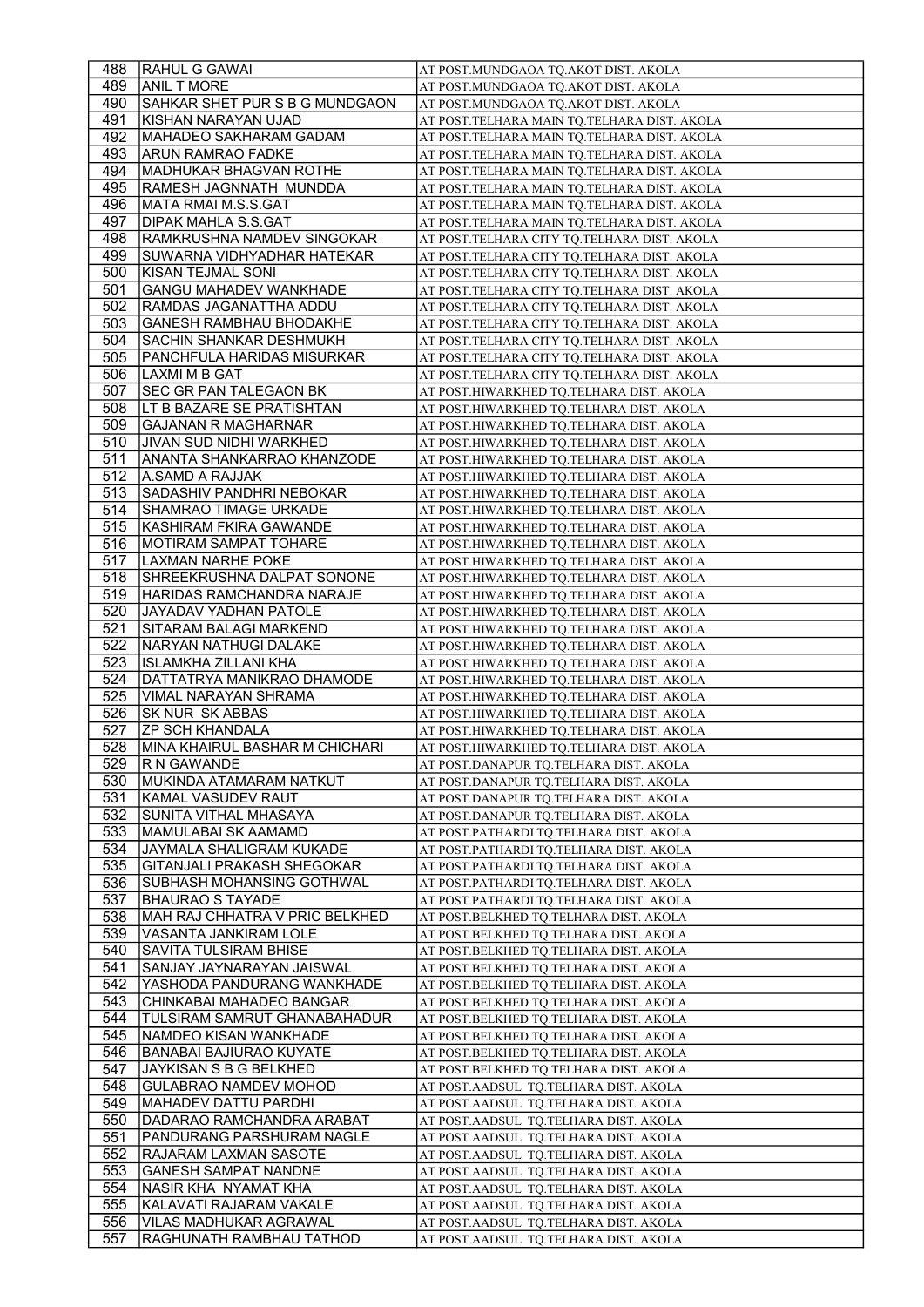| | | |
|---|---|---|
| 488 | RAHUL G GAWAI | AT POST.MUNDGAOA TQ.AKOT DIST. AKOLA |
| 489 | ANIL T MORE | AT POST.MUNDGAOA TQ.AKOT DIST. AKOLA |
| 490 | SAHKAR SHET PUR S B G MUNDGAON | AT POST.MUNDGAOA TQ.AKOT DIST. AKOLA |
| 491 | KISHAN NARAYAN UJAD | AT POST.TELHARA MAIN TQ.TELHARA DIST. AKOLA |
| 492 | MAHADEO SAKHARAM GADAM | AT POST.TELHARA MAIN TQ.TELHARA DIST. AKOLA |
| 493 | ARUN RAMRAO FADKE | AT POST.TELHARA MAIN TQ.TELHARA DIST. AKOLA |
| 494 | MADHUKAR BHAGVAN ROTHE | AT POST.TELHARA MAIN TQ.TELHARA DIST. AKOLA |
| 495 | RAMESH JAGNNATH MUNDDA | AT POST.TELHARA MAIN TQ.TELHARA DIST. AKOLA |
| 496 | MATA RMAI M.S.S.GAT | AT POST.TELHARA MAIN TQ.TELHARA DIST. AKOLA |
| 497 | DIPAK MAHLA S.S.GAT | AT POST.TELHARA MAIN TQ.TELHARA DIST. AKOLA |
| 498 | RAMKRUSHNA NAMDEV SINGOKAR | AT POST.TELHARA CITY TQ.TELHARA DIST. AKOLA |
| 499 | SUWARNA VIDHYADHAR HATEKAR | AT POST.TELHARA CITY TQ.TELHARA DIST. AKOLA |
| 500 | KISAN TEJMAL SONI | AT POST.TELHARA CITY TQ.TELHARA DIST. AKOLA |
| 501 | GANGU MAHADEV WANKHADE | AT POST.TELHARA CITY TQ.TELHARA DIST. AKOLA |
| 502 | RAMDAS JAGANATTHA ADDU | AT POST.TELHARA CITY TQ.TELHARA DIST. AKOLA |
| 503 | GANESH RAMBHAU BHODAKHE | AT POST.TELHARA CITY TQ.TELHARA DIST. AKOLA |
| 504 | SACHIN SHANKAR DESHMUKH | AT POST.TELHARA CITY TQ.TELHARA DIST. AKOLA |
| 505 | PANCHFULA HARIDAS MISURKAR | AT POST.TELHARA CITY TQ.TELHARA DIST. AKOLA |
| 506 | LAXMI M B GAT | AT POST.TELHARA CITY TQ.TELHARA DIST. AKOLA |
| 507 | SEC GR PAN TALEGAON BK | AT POST.HIWARKHED TQ.TELHARA DIST. AKOLA |
| 508 | LT B BAZARE SE PRATISHTAN | AT POST.HIWARKHED TQ.TELHARA DIST. AKOLA |
| 509 | GAJANAN R MAGHARNAR | AT POST.HIWARKHED TQ.TELHARA DIST. AKOLA |
| 510 | JIVAN SUD NIDHI WARKHED | AT POST.HIWARKHED TQ.TELHARA DIST. AKOLA |
| 511 | ANANTA SHANKARRAO KHANZODE | AT POST.HIWARKHED TQ.TELHARA DIST. AKOLA |
| 512 | A.SAMD A RAJJAK | AT POST.HIWARKHED TQ.TELHARA DIST. AKOLA |
| 513 | SADASHIV PANDHRI NEBOKAR | AT POST.HIWARKHED TQ.TELHARA DIST. AKOLA |
| 514 | SHAMRAO TIMAGE URKADE | AT POST.HIWARKHED TQ.TELHARA DIST. AKOLA |
| 515 | KASHIRAM FKIRA GAWANDE | AT POST.HIWARKHED TQ.TELHARA DIST. AKOLA |
| 516 | MOTIRAM SAMPAT TOHARE | AT POST.HIWARKHED TQ.TELHARA DIST. AKOLA |
| 517 | LAXMAN NARHE POKE | AT POST.HIWARKHED TQ.TELHARA DIST. AKOLA |
| 518 | SHREEKRUSHNA DALPAT SONONE | AT POST.HIWARKHED TQ.TELHARA DIST. AKOLA |
| 519 | HARIDAS RAMCHANDRA NARAJE | AT POST.HIWARKHED TQ.TELHARA DIST. AKOLA |
| 520 | JAYADAV YADHAN PATOLE | AT POST.HIWARKHED TQ.TELHARA DIST. AKOLA |
| 521 | SITARAM BALAGI MARKEND | AT POST.HIWARKHED TQ.TELHARA DIST. AKOLA |
| 522 | NARYAN NATHUGI DALAKE | AT POST.HIWARKHED TQ.TELHARA DIST. AKOLA |
| 523 | ISLAMKHA ZILLANI KHA | AT POST.HIWARKHED TQ.TELHARA DIST. AKOLA |
| 524 | DATTATRYA MANIKRAO DHAMODE | AT POST.HIWARKHED TQ.TELHARA DIST. AKOLA |
| 525 | VIMAL NARAYAN SHRAMA | AT POST.HIWARKHED TQ.TELHARA DIST. AKOLA |
| 526 | SK NUR SK ABBAS | AT POST.HIWARKHED TQ.TELHARA DIST. AKOLA |
| 527 | ZP SCH KHANDALA | AT POST.HIWARKHED TQ.TELHARA DIST. AKOLA |
| 528 | MINA KHAIRUL BASHAR M CHICHARI | AT POST.HIWARKHED TQ.TELHARA DIST. AKOLA |
| 529 | R N GAWANDE | AT POST.DANAPUR TQ.TELHARA DIST. AKOLA |
| 530 | MUKINDA ATAMARAM NATKUT | AT POST.DANAPUR TQ.TELHARA DIST. AKOLA |
| 531 | KAMAL VASUDEV RAUT | AT POST.DANAPUR TQ.TELHARA DIST. AKOLA |
| 532 | SUNITA VITHAL MHASAYA | AT POST.DANAPUR TQ.TELHARA DIST. AKOLA |
| 533 | MAMULABAI SK AAMAMD | AT POST.PATHARDI TQ.TELHARA DIST. AKOLA |
| 534 | JAYMALA SHALIGRAM KUKADE | AT POST.PATHARDI TQ.TELHARA DIST. AKOLA |
| 535 | GITANJALI PRAKASH SHEGOKAR | AT POST.PATHARDI TQ.TELHARA DIST. AKOLA |
| 536 | SUBHASH MOHANSING GOTHWAL | AT POST.PATHARDI TQ.TELHARA DIST. AKOLA |
| 537 | BHAURAO S TAYADE | AT POST.PATHARDI TQ.TELHARA DIST. AKOLA |
| 538 | MAH RAJ CHHATRA V PRIC BELKHED | AT POST.BELKHED TQ.TELHARA DIST. AKOLA |
| 539 | VASANTA JANKIRAM LOLE | AT POST.BELKHED TQ.TELHARA DIST. AKOLA |
| 540 | SAVITA TULSIRAM BHISE | AT POST.BELKHED TQ.TELHARA DIST. AKOLA |
| 541 | SANJAY JAYNARAYAN JAISWAL | AT POST.BELKHED TQ.TELHARA DIST. AKOLA |
| 542 | YASHODA PANDURANG WANKHADE | AT POST.BELKHED TQ.TELHARA DIST. AKOLA |
| 543 | CHINKABAI MAHADEO BANGAR | AT POST.BELKHED TQ.TELHARA DIST. AKOLA |
| 544 | TULSIRAM SAMRUT GHANABAHADUR | AT POST.BELKHED TQ.TELHARA DIST. AKOLA |
| 545 | NAMDEO KISAN WANKHADE | AT POST.BELKHED TQ.TELHARA DIST. AKOLA |
| 546 | BANABAI BAJIURAO KUYATE | AT POST.BELKHED TQ.TELHARA DIST. AKOLA |
| 547 | JAYKISAN S B G BELKHED | AT POST.BELKHED TQ.TELHARA DIST. AKOLA |
| 548 | GULABRAO NAMDEV MOHOD | AT POST.AADSUL TQ.TELHARA DIST. AKOLA |
| 549 | MAHADEV DATTU PARDHI | AT POST.AADSUL TQ.TELHARA DIST. AKOLA |
| 550 | DADARAO RAMCHANDRA ARABAT | AT POST.AADSUL TQ.TELHARA DIST. AKOLA |
| 551 | PANDURANG PARSHURAM NAGLE | AT POST.AADSUL TQ.TELHARA DIST. AKOLA |
| 552 | RAJARAM LAXMAN SASOTE | AT POST.AADSUL TQ.TELHARA DIST. AKOLA |
| 553 | GANESH SAMPAT NANDNE | AT POST.AADSUL TQ.TELHARA DIST. AKOLA |
| 554 | NASIR KHA NYAMAT KHA | AT POST.AADSUL TQ.TELHARA DIST. AKOLA |
| 555 | KALAVATI RAJARAM VAKALE | AT POST.AADSUL TQ.TELHARA DIST. AKOLA |
| 556 | VILAS MADHUKAR AGRAWAL | AT POST.AADSUL TQ.TELHARA DIST. AKOLA |
| 557 | RAGHUNATH RAMBHAU TATHOD | AT POST.AADSUL TQ.TELHARA DIST. AKOLA |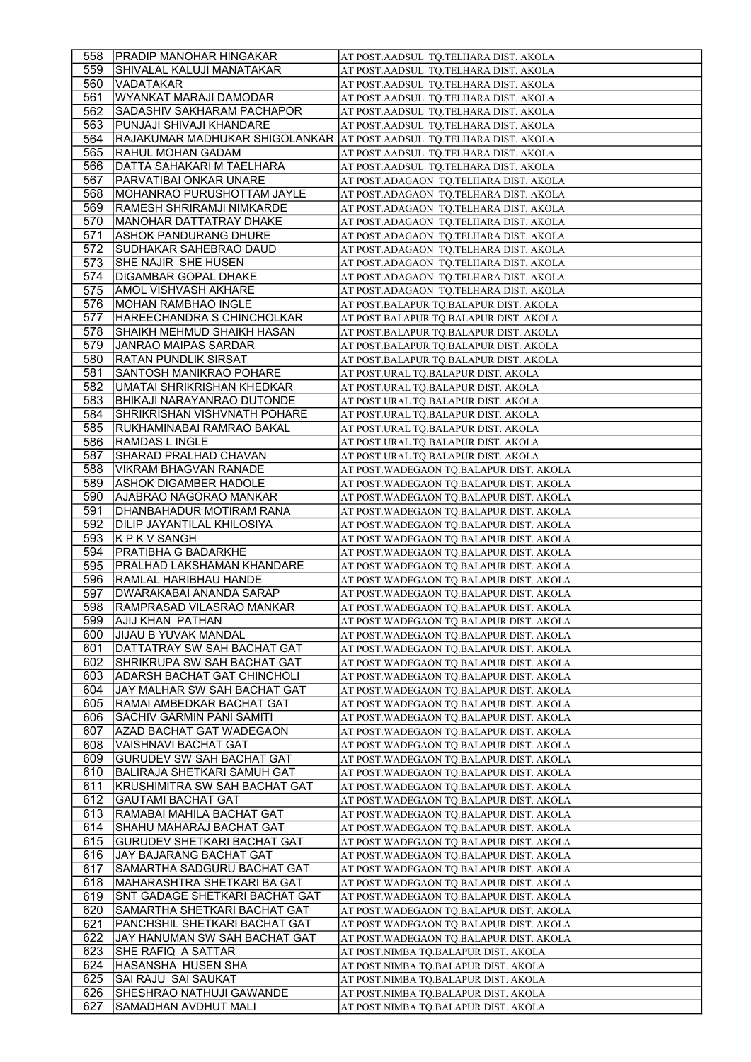| 558 | PRADIP MANOHAR HINGAKAR | AT POST.AADSUL TQ.TELHARA DIST. AKOLA |
|---|---|---|
| 559 | SHIVALAL KALUJI MANATAKAR | AT POST.AADSUL TQ.TELHARA DIST. AKOLA |
| 560 | VADATAKAR | AT POST.AADSUL TQ.TELHARA DIST. AKOLA |
| 561 | WYANKAT MARAJI DAMODAR | AT POST.AADSUL TQ.TELHARA DIST. AKOLA |
| 562 | SADASHIV SAKHARAM PACHAPOR | AT POST.AADSUL TQ.TELHARA DIST. AKOLA |
| 563 | PUNJAJI SHIVAJI KHANDARE | AT POST.AADSUL TQ.TELHARA DIST. AKOLA |
| 564 | RAJAKUMAR MADHUKAR SHIGOLANKAR | AT POST.AADSUL TQ.TELHARA DIST. AKOLA |
| 565 | RAHUL MOHAN GADAM | AT POST.AADSUL TQ.TELHARA DIST. AKOLA |
| 566 | DATTA SAHAKARI M TAELHARA | AT POST.AADSUL TQ.TELHARA DIST. AKOLA |
| 567 | PARVATIBAI ONKAR UNARE | AT POST.ADAGAON TQ.TELHARA DIST. AKOLA |
| 568 | MOHANRAO PURUSHOTTAM JAYLE | AT POST.ADAGAON TQ.TELHARA DIST. AKOLA |
| 569 | RAMESH SHRIRAMJI NIMKARDE | AT POST.ADAGAON TQ.TELHARA DIST. AKOLA |
| 570 | MANOHAR DATTATRAY DHAKE | AT POST.ADAGAON TQ.TELHARA DIST. AKOLA |
| 571 | ASHOK PANDURANG DHURE | AT POST.ADAGAON TQ.TELHARA DIST. AKOLA |
| 572 | SUDHAKAR SAHEBRAO DAUD | AT POST.ADAGAON TQ.TELHARA DIST. AKOLA |
| 573 | SHE NAJIR SHE HUSEN | AT POST.ADAGAON TQ.TELHARA DIST. AKOLA |
| 574 | DIGAMBAR GOPAL DHAKE | AT POST.ADAGAON TQ.TELHARA DIST. AKOLA |
| 575 | AMOL VISHVASH AKHARE | AT POST.ADAGAON TQ.TELHARA DIST. AKOLA |
| 576 | MOHAN RAMBHAO INGLE | AT POST.BALAPUR TQ.BALAPUR DIST. AKOLA |
| 577 | HAREECHANDRA S CHINCHOLKAR | AT POST.BALAPUR TQ.BALAPUR DIST. AKOLA |
| 578 | SHAIKH MEHMUD SHAIKH HASAN | AT POST.BALAPUR TQ.BALAPUR DIST. AKOLA |
| 579 | JANRAO MAIPAS SARDAR | AT POST.BALAPUR TQ.BALAPUR DIST. AKOLA |
| 580 | RATAN PUNDLIK SIRSAT | AT POST.BALAPUR TQ.BALAPUR DIST. AKOLA |
| 581 | SANTOSH MANIKRAO POHARE | AT POST.URAL TQ.BALAPUR DIST. AKOLA |
| 582 | UMATAI SHRIKRISHAN KHEDKAR | AT POST.URAL TQ.BALAPUR DIST. AKOLA |
| 583 | BHIKAJI NARAYANRAO DUTONDE | AT POST.URAL TQ.BALAPUR DIST. AKOLA |
| 584 | SHRIKRISHAN VISHVNATH POHARE | AT POST.URAL TQ.BALAPUR DIST. AKOLA |
| 585 | RUKHAMINABAI RAMRAO BAKAL | AT POST.URAL TQ.BALAPUR DIST. AKOLA |
| 586 | RAMDAS L INGLE | AT POST.URAL TQ.BALAPUR DIST. AKOLA |
| 587 | SHARAD PRALHAD CHAVAN | AT POST.URAL TQ.BALAPUR DIST. AKOLA |
| 588 | VIKRAM BHAGVAN RANADE | AT POST.WADEGAON TQ.BALAPUR DIST. AKOLA |
| 589 | ASHOK DIGAMBER HADOLE | AT POST.WADEGAON TQ.BALAPUR DIST. AKOLA |
| 590 | AJABRAO NAGORAO MANKAR | AT POST.WADEGAON TQ.BALAPUR DIST. AKOLA |
| 591 | DHANBAHADUR MOTIRAM RANA | AT POST.WADEGAON TQ.BALAPUR DIST. AKOLA |
| 592 | DILIP JAYANTILAL KHILOSIYA | AT POST.WADEGAON TQ.BALAPUR DIST. AKOLA |
| 593 | K P K V SANGH | AT POST.WADEGAON TQ.BALAPUR DIST. AKOLA |
| 594 | PRATIBHA G BADARKHE | AT POST.WADEGAON TQ.BALAPUR DIST. AKOLA |
| 595 | PRALHAD LAKSHAMAN KHANDARE | AT POST.WADEGAON TQ.BALAPUR DIST. AKOLA |
| 596 | RAMLAL HARIBHAU HANDE | AT POST.WADEGAON TQ.BALAPUR DIST. AKOLA |
| 597 | DWARAKABAI ANANDA SARAP | AT POST.WADEGAON TQ.BALAPUR DIST. AKOLA |
| 598 | RAMPRASAD VILASRAO MANKAR | AT POST.WADEGAON TQ.BALAPUR DIST. AKOLA |
| 599 | AJIJ KHAN PATHAN | AT POST.WADEGAON TQ.BALAPUR DIST. AKOLA |
| 600 | JIJAU B YUVAK MANDAL | AT POST.WADEGAON TQ.BALAPUR DIST. AKOLA |
| 601 | DATTATRAY SW SAH BACHAT GAT | AT POST.WADEGAON TQ.BALAPUR DIST. AKOLA |
| 602 | SHRIKRUPA SW SAH BACHAT GAT | AT POST.WADEGAON TQ.BALAPUR DIST. AKOLA |
| 603 | ADARSH BACHAT GAT CHINCHOLI | AT POST.WADEGAON TQ.BALAPUR DIST. AKOLA |
| 604 | JAY MALHAR SW SAH BACHAT GAT | AT POST.WADEGAON TQ.BALAPUR DIST. AKOLA |
| 605 | RAMAI AMBEDKAR BACHAT GAT | AT POST.WADEGAON TQ.BALAPUR DIST. AKOLA |
| 606 | SACHIV GARMIN PANI SAMITI | AT POST.WADEGAON TQ.BALAPUR DIST. AKOLA |
| 607 | AZAD BACHAT GAT WADEGAON | AT POST.WADEGAON TQ.BALAPUR DIST. AKOLA |
| 608 | VAISHNAVI BACHAT GAT | AT POST.WADEGAON TQ.BALAPUR DIST. AKOLA |
| 609 | GURUDEV SW SAH BACHAT GAT | AT POST.WADEGAON TQ.BALAPUR DIST. AKOLA |
| 610 | BALIRAJA SHETKARI SAMUH GAT | AT POST.WADEGAON TQ.BALAPUR DIST. AKOLA |
| 611 | KRUSHIMITRA SW SAH BACHAT GAT | AT POST.WADEGAON TQ.BALAPUR DIST. AKOLA |
| 612 | GAUTAMI BACHAT GAT | AT POST.WADEGAON TQ.BALAPUR DIST. AKOLA |
| 613 | RAMABAI MAHILA BACHAT GAT | AT POST.WADEGAON TQ.BALAPUR DIST. AKOLA |
| 614 | SHAHU MAHARAJ BACHAT GAT | AT POST.WADEGAON TQ.BALAPUR DIST. AKOLA |
| 615 | GURUDEV SHETKARI BACHAT GAT | AT POST.WADEGAON TQ.BALAPUR DIST. AKOLA |
| 616 | JAY BAJARANG BACHAT GAT | AT POST.WADEGAON TQ.BALAPUR DIST. AKOLA |
| 617 | SAMARTHA SADGURU BACHAT GAT | AT POST.WADEGAON TQ.BALAPUR DIST. AKOLA |
| 618 | MAHARASHTRA SHETKARI BA GAT | AT POST.WADEGAON TQ.BALAPUR DIST. AKOLA |
| 619 | SNT GADAGE SHETKARI BACHAT GAT | AT POST.WADEGAON TQ.BALAPUR DIST. AKOLA |
| 620 | SAMARTHA SHETKARI BACHAT GAT | AT POST.WADEGAON TQ.BALAPUR DIST. AKOLA |
| 621 | PANCHSHIL SHETKARI BACHAT GAT | AT POST.WADEGAON TQ.BALAPUR DIST. AKOLA |
| 622 | JAY HANUMAN SW SAH BACHAT GAT | AT POST.WADEGAON TQ.BALAPUR DIST. AKOLA |
| 623 | SHE RAFIQ A SATTAR | AT POST.NIMBA TQ.BALAPUR DIST. AKOLA |
| 624 | HASANSHA HUSEN SHA | AT POST.NIMBA TQ.BALAPUR DIST. AKOLA |
| 625 | SAI RAJU SAI SAUKAT | AT POST.NIMBA TQ.BALAPUR DIST. AKOLA |
| 626 | SHESHRAO NATHUJI GAWANDE | AT POST.NIMBA TQ.BALAPUR DIST. AKOLA |
| 627 | SAMADHAN AVDHUT MALI | AT POST.NIMBA TQ.BALAPUR DIST. AKOLA |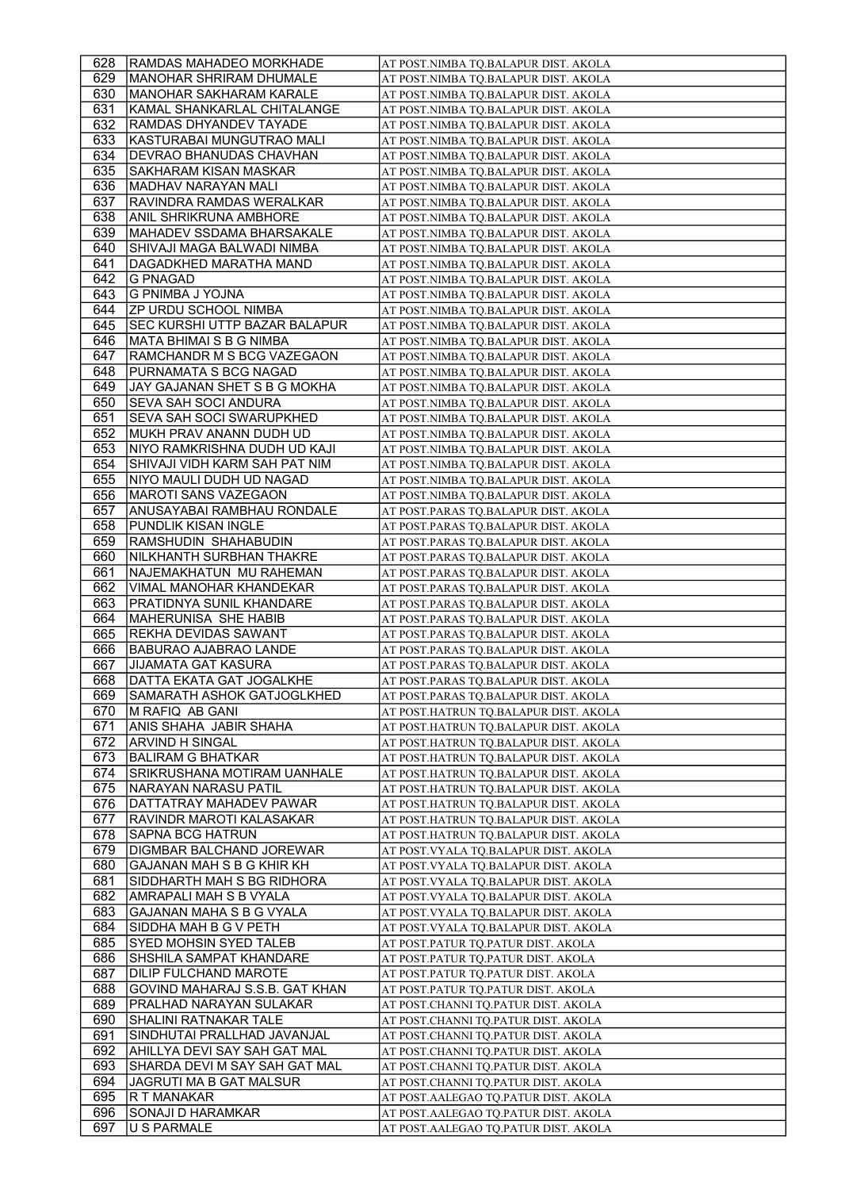| | | |
|---|---|---|
| 628 | RAMDAS MAHADEO MORKHADE | AT POST.NIMBA TQ.BALAPUR DIST. AKOLA |
| 629 | MANOHAR SHRIRAM DHUMALE | AT POST.NIMBA TQ.BALAPUR DIST. AKOLA |
| 630 | MANOHAR SAKHARAM KARALE | AT POST.NIMBA TQ.BALAPUR DIST. AKOLA |
| 631 | KAMAL SHANKARLAL CHITALANGE | AT POST.NIMBA TQ.BALAPUR DIST. AKOLA |
| 632 | RAMDAS DHYANDEV TAYADE | AT POST.NIMBA TQ.BALAPUR DIST. AKOLA |
| 633 | KASTURABAI MUNGUTRAO MALI | AT POST.NIMBA TQ.BALAPUR DIST. AKOLA |
| 634 | DEVRAO BHANUDAS CHAVHAN | AT POST.NIMBA TQ.BALAPUR DIST. AKOLA |
| 635 | SAKHARAM KISAN MASKAR | AT POST.NIMBA TQ.BALAPUR DIST. AKOLA |
| 636 | MADHAV NARAYAN MALI | AT POST.NIMBA TQ.BALAPUR DIST. AKOLA |
| 637 | RAVINDRA RAMDAS WERALKAR | AT POST.NIMBA TQ.BALAPUR DIST. AKOLA |
| 638 | ANIL SHRIKRUNA AMBHORE | AT POST.NIMBA TQ.BALAPUR DIST. AKOLA |
| 639 | MAHADEV SSDAMA BHARSAKALE | AT POST.NIMBA TQ.BALAPUR DIST. AKOLA |
| 640 | SHIVAJI MAGA BALWADI NIMBA | AT POST.NIMBA TQ.BALAPUR DIST. AKOLA |
| 641 | DAGADKHED MARATHA MAND | AT POST.NIMBA TQ.BALAPUR DIST. AKOLA |
| 642 | G PNAGAD | AT POST.NIMBA TQ.BALAPUR DIST. AKOLA |
| 643 | G PNIMBA J YOJNA | AT POST.NIMBA TQ.BALAPUR DIST. AKOLA |
| 644 | ZP URDU SCHOOL NIMBA | AT POST.NIMBA TQ.BALAPUR DIST. AKOLA |
| 645 | SEC KURSHI UTTP BAZAR BALAPUR | AT POST.NIMBA TQ.BALAPUR DIST. AKOLA |
| 646 | MATA BHIMAI S B G NIMBA | AT POST.NIMBA TQ.BALAPUR DIST. AKOLA |
| 647 | RAMCHANDR M S BCG VAZEGAON | AT POST.NIMBA TQ.BALAPUR DIST. AKOLA |
| 648 | PURNAMATA S BCG NAGAD | AT POST.NIMBA TQ.BALAPUR DIST. AKOLA |
| 649 | JAY GAJANAN SHET S B G MOKHA | AT POST.NIMBA TQ.BALAPUR DIST. AKOLA |
| 650 | SEVA SAH SOCI ANDURA | AT POST.NIMBA TQ.BALAPUR DIST. AKOLA |
| 651 | SEVA SAH SOCI SWARUPKHED | AT POST.NIMBA TQ.BALAPUR DIST. AKOLA |
| 652 | MUKH PRAV ANANN DUDH UD | AT POST.NIMBA TQ.BALAPUR DIST. AKOLA |
| 653 | NIYO RAMKRISHNA DUDH UD KAJI | AT POST.NIMBA TQ.BALAPUR DIST. AKOLA |
| 654 | SHIVAJI VIDH KARM SAH PAT NIM | AT POST.NIMBA TQ.BALAPUR DIST. AKOLA |
| 655 | NIYO MAULI DUDH UD NAGAD | AT POST.NIMBA TQ.BALAPUR DIST. AKOLA |
| 656 | MAROTI SANS VAZEGAON | AT POST.NIMBA TQ.BALAPUR DIST. AKOLA |
| 657 | ANUSAYABAI RAMBHAU RONDALE | AT POST.PARAS TQ.BALAPUR DIST. AKOLA |
| 658 | PUNDLIK KISAN INGLE | AT POST.PARAS TQ.BALAPUR DIST. AKOLA |
| 659 | RAMSHUDIN SHAHABUDIN | AT POST.PARAS TQ.BALAPUR DIST. AKOLA |
| 660 | NILKHANTH SURBHAN THAKRE | AT POST.PARAS TQ.BALAPUR DIST. AKOLA |
| 661 | NAJEMAKHATUN MU RAHEMAN | AT POST.PARAS TQ.BALAPUR DIST. AKOLA |
| 662 | VIMAL MANOHAR KHANDEKAR | AT POST.PARAS TQ.BALAPUR DIST. AKOLA |
| 663 | PRATIDNYA SUNIL KHANDARE | AT POST.PARAS TQ.BALAPUR DIST. AKOLA |
| 664 | MAHERUNISA SHE HABIB | AT POST.PARAS TQ.BALAPUR DIST. AKOLA |
| 665 | REKHA DEVIDAS SAWANT | AT POST.PARAS TQ.BALAPUR DIST. AKOLA |
| 666 | BABURAO AJABRAO LANDE | AT POST.PARAS TQ.BALAPUR DIST. AKOLA |
| 667 | JIJAMATA GAT KASURA | AT POST.PARAS TQ.BALAPUR DIST. AKOLA |
| 668 | DATTA EKATA GAT JOGALKHE | AT POST.PARAS TQ.BALAPUR DIST. AKOLA |
| 669 | SAMARATH ASHOK GATJOGLKHED | AT POST.PARAS TQ.BALAPUR DIST. AKOLA |
| 670 | M RAFIQ AB GANI | AT POST.HATRUN TQ.BALAPUR DIST. AKOLA |
| 671 | ANIS SHAHA JABIR SHAHA | AT POST.HATRUN TQ.BALAPUR DIST. AKOLA |
| 672 | ARVIND H SINGAL | AT POST.HATRUN TQ.BALAPUR DIST. AKOLA |
| 673 | BALIRAM G BHATKAR | AT POST.HATRUN TQ.BALAPUR DIST. AKOLA |
| 674 | SRIKRUSHANA MOTIRAM UANHALE | AT POST.HATRUN TQ.BALAPUR DIST. AKOLA |
| 675 | NARAYAN NARASU PATIL | AT POST.HATRUN TQ.BALAPUR DIST. AKOLA |
| 676 | DATTATRAY MAHADEV PAWAR | AT POST.HATRUN TQ.BALAPUR DIST. AKOLA |
| 677 | RAVINDR MAROTI KALASAKAR | AT POST.HATRUN TQ.BALAPUR DIST. AKOLA |
| 678 | SAPNA BCG HATRUN | AT POST.HATRUN TQ.BALAPUR DIST. AKOLA |
| 679 | DIGMBAR BALCHAND JOREWAR | AT POST.VYALA TQ.BALAPUR DIST. AKOLA |
| 680 | GAJANAN MAH S B G KHIR KH | AT POST.VYALA TQ.BALAPUR DIST. AKOLA |
| 681 | SIDDHARTH MAH S BG RIDHORA | AT POST.VYALA TQ.BALAPUR DIST. AKOLA |
| 682 | AMRAPALI MAH S B VYALA | AT POST.VYALA TQ.BALAPUR DIST. AKOLA |
| 683 | GAJANAN MAHA S B G VYALA | AT POST.VYALA TQ.BALAPUR DIST. AKOLA |
| 684 | SIDDHA MAH B G V PETH | AT POST.VYALA TQ.BALAPUR DIST. AKOLA |
| 685 | SYED MOHSIN SYED TALEB | AT POST.PATUR TQ.PATUR DIST. AKOLA |
| 686 | SHSHILA SAMPAT KHANDARE | AT POST.PATUR TQ.PATUR DIST. AKOLA |
| 687 | DILIP FULCHAND MAROTE | AT POST.PATUR TQ.PATUR DIST. AKOLA |
| 688 | GOVIND MAHARAJ S.S.B. GAT KHAN | AT POST.PATUR TQ.PATUR DIST. AKOLA |
| 689 | PRALHAD NARAYAN SULAKAR | AT POST.CHANNI TQ.PATUR DIST. AKOLA |
| 690 | SHALINI RATNAKAR TALE | AT POST.CHANNI TQ.PATUR DIST. AKOLA |
| 691 | SINDHUTAI PRALLHAD JAVANJAL | AT POST.CHANNI TQ.PATUR DIST. AKOLA |
| 692 | AHILLYA DEVI SAY SAH GAT MAL | AT POST.CHANNI TQ.PATUR DIST. AKOLA |
| 693 | SHARDA DEVI M SAY SAH GAT MAL | AT POST.CHANNI TQ.PATUR DIST. AKOLA |
| 694 | JAGRUTI MA B GAT MALSUR | AT POST.CHANNI TQ.PATUR DIST. AKOLA |
| 695 | R T MANAKAR | AT POST.AALEGAO TQ.PATUR DIST. AKOLA |
| 696 | SONAJI D HARAMKAR | AT POST.AALEGAO TQ.PATUR DIST. AKOLA |
| 697 | U S PARMALE | AT POST.AALEGAO TQ.PATUR DIST. AKOLA |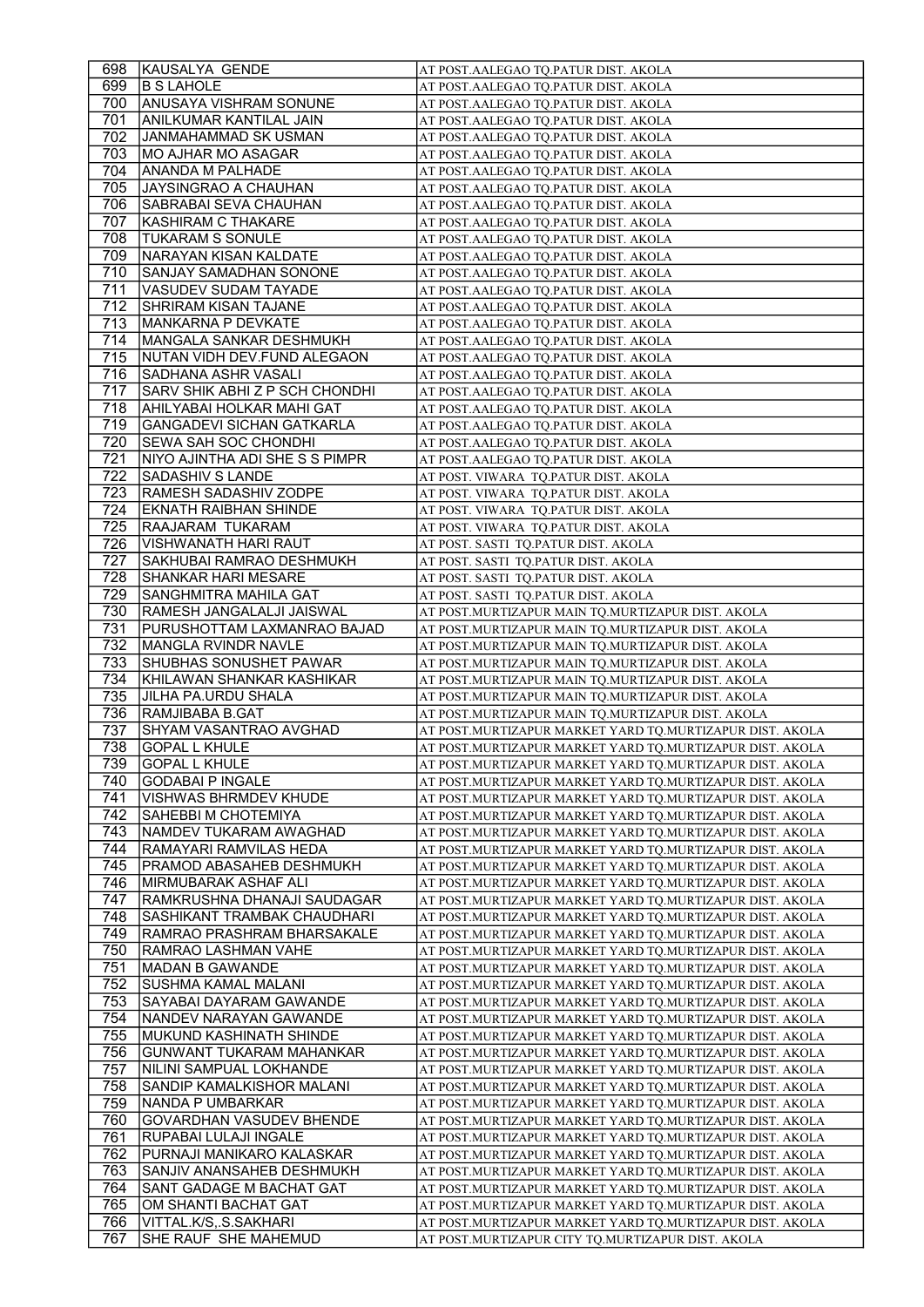| 698 | KAUSALYA GENDE | AT POST.AALEGAO TQ.PATUR DIST. AKOLA |
|---|---|---|
| 699 | B S LAHOLE | AT POST.AALEGAO TQ.PATUR DIST. AKOLA |
| 700 | ANUSAYA VISHRAM SONUNE | AT POST.AALEGAO TQ.PATUR DIST. AKOLA |
| 701 | ANILKUMAR KANTILAL JAIN | AT POST.AALEGAO TQ.PATUR DIST. AKOLA |
| 702 | JANMAHAMMAD SK USMAN | AT POST.AALEGAO TQ.PATUR DIST. AKOLA |
| 703 | MO AJHAR MO ASAGAR | AT POST.AALEGAO TQ.PATUR DIST. AKOLA |
| 704 | ANANDA M PALHADE | AT POST.AALEGAO TQ.PATUR DIST. AKOLA |
| 705 | JAYSINGRAO A CHAUHAN | AT POST.AALEGAO TQ.PATUR DIST. AKOLA |
| 706 | SABRABAI SEVA CHAUHAN | AT POST.AALEGAO TQ.PATUR DIST. AKOLA |
| 707 | KASHIRAM C THAKARE | AT POST.AALEGAO TQ.PATUR DIST. AKOLA |
| 708 | TUKARAM S SONULE | AT POST.AALEGAO TQ.PATUR DIST. AKOLA |
| 709 | NARAYAN KISAN KALDATE | AT POST.AALEGAO TQ.PATUR DIST. AKOLA |
| 710 | SANJAY SAMADHAN SONONE | AT POST.AALEGAO TQ.PATUR DIST. AKOLA |
| 711 | VASUDEV SUDAM TAYADE | AT POST.AALEGAO TQ.PATUR DIST. AKOLA |
| 712 | SHRIRAM KISAN TAJANE | AT POST.AALEGAO TQ.PATUR DIST. AKOLA |
| 713 | MANKARNA P DEVKATE | AT POST.AALEGAO TQ.PATUR DIST. AKOLA |
| 714 | MANGALA SANKAR DESHMUKH | AT POST.AALEGAO TQ.PATUR DIST. AKOLA |
| 715 | NUTAN VIDH DEV.FUND ALEGAON | AT POST.AALEGAO TQ.PATUR DIST. AKOLA |
| 716 | SADHANA ASHR VASALI | AT POST.AALEGAO TQ.PATUR DIST. AKOLA |
| 717 | SARV SHIK ABHI Z P SCH CHONDHI | AT POST.AALEGAO TQ.PATUR DIST. AKOLA |
| 718 | AHILYABAI HOLKAR MAHI GAT | AT POST.AALEGAO TQ.PATUR DIST. AKOLA |
| 719 | GANGADEVI SICHAN GATKARLA | AT POST.AALEGAO TQ.PATUR DIST. AKOLA |
| 720 | SEWA SAH SOC CHONDHI | AT POST.AALEGAO TQ.PATUR DIST. AKOLA |
| 721 | NIYO AJINTHA ADI SHE S S PIMPR | AT POST.AALEGAO TQ.PATUR DIST. AKOLA |
| 722 | SADASHIV S LANDE | AT POST. VIWARA TQ.PATUR DIST. AKOLA |
| 723 | RAMESH SADASHIV ZODPE | AT POST. VIWARA TQ.PATUR DIST. AKOLA |
| 724 | EKNATH RAIBHAN SHINDE | AT POST. VIWARA TQ.PATUR DIST. AKOLA |
| 725 | RAAJARAM TUKARAM | AT POST. VIWARA TQ.PATUR DIST. AKOLA |
| 726 | VISHWANATH HARI RAUT | AT POST. SASTI TQ.PATUR DIST. AKOLA |
| 727 | SAKHUBAI RAMRAO DESHMUKH | AT POST. SASTI TQ.PATUR DIST. AKOLA |
| 728 | SHANKAR HARI MESARE | AT POST. SASTI TQ.PATUR DIST. AKOLA |
| 729 | SANGHMITRA MAHILA GAT | AT POST. SASTI TQ.PATUR DIST. AKOLA |
| 730 | RAMESH JANGALALJI JAISWAL | AT POST.MURTIZAPUR MAIN TQ.MURTIZAPUR DIST. AKOLA |
| 731 | PURUSHOTTAM LAXMANRAO BAJAD | AT POST.MURTIZAPUR MAIN TQ.MURTIZAPUR DIST. AKOLA |
| 732 | MANGLA RVINDR NAVLE | AT POST.MURTIZAPUR MAIN TQ.MURTIZAPUR DIST. AKOLA |
| 733 | SHUBHAS SONUSHET PAWAR | AT POST.MURTIZAPUR MAIN TQ.MURTIZAPUR DIST. AKOLA |
| 734 | KHILAWAN SHANKAR KASHIKAR | AT POST.MURTIZAPUR MAIN TQ.MURTIZAPUR DIST. AKOLA |
| 735 | JILHA PA.URDU SHALA | AT POST.MURTIZAPUR MAIN TQ.MURTIZAPUR DIST. AKOLA |
| 736 | RAMJIBABA B.GAT | AT POST.MURTIZAPUR MAIN TQ.MURTIZAPUR DIST. AKOLA |
| 737 | SHYAM VASANTRAO AVGHAD | AT POST.MURTIZAPUR MARKET YARD TQ.MURTIZAPUR DIST. AKOLA |
| 738 | GOPAL L KHULE | AT POST.MURTIZAPUR MARKET YARD TQ.MURTIZAPUR DIST. AKOLA |
| 739 | GOPAL L KHULE | AT POST.MURTIZAPUR MARKET YARD TQ.MURTIZAPUR DIST. AKOLA |
| 740 | GODABAI P INGALE | AT POST.MURTIZAPUR MARKET YARD TQ.MURTIZAPUR DIST. AKOLA |
| 741 | VISHWAS BHRMDEV KHUDE | AT POST.MURTIZAPUR MARKET YARD TQ.MURTIZAPUR DIST. AKOLA |
| 742 | SAHEBBI M CHOTEMIYA | AT POST.MURTIZAPUR MARKET YARD TQ.MURTIZAPUR DIST. AKOLA |
| 743 | NAMDEV TUKARAM AWAGHAD | AT POST.MURTIZAPUR MARKET YARD TQ.MURTIZAPUR DIST. AKOLA |
| 744 | RAMAYARI RAMVILAS HEDA | AT POST.MURTIZAPUR MARKET YARD TQ.MURTIZAPUR DIST. AKOLA |
| 745 | PRAMOD ABASAHEB DESHMUKH | AT POST.MURTIZAPUR MARKET YARD TQ.MURTIZAPUR DIST. AKOLA |
| 746 | MIRMUBARAK ASHAF ALI | AT POST.MURTIZAPUR MARKET YARD TQ.MURTIZAPUR DIST. AKOLA |
| 747 | RAMKRUSHNA DHANAJI SAUDAGAR | AT POST.MURTIZAPUR MARKET YARD TQ.MURTIZAPUR DIST. AKOLA |
| 748 | SASHIKANT TRAMBAK CHAUDHARI | AT POST.MURTIZAPUR MARKET YARD TQ.MURTIZAPUR DIST. AKOLA |
| 749 | RAMRAO PRASHRAM BHARSAKALE | AT POST.MURTIZAPUR MARKET YARD TQ.MURTIZAPUR DIST. AKOLA |
| 750 | RAMRAO LASHMAN VAHE | AT POST.MURTIZAPUR MARKET YARD TQ.MURTIZAPUR DIST. AKOLA |
| 751 | MADAN B GAWANDE | AT POST.MURTIZAPUR MARKET YARD TQ.MURTIZAPUR DIST. AKOLA |
| 752 | SUSHMA KAMAL MALANI | AT POST.MURTIZAPUR MARKET YARD TQ.MURTIZAPUR DIST. AKOLA |
| 753 | SAYABAI DAYARAM GAWANDE | AT POST.MURTIZAPUR MARKET YARD TQ.MURTIZAPUR DIST. AKOLA |
| 754 | NANDEV NARAYAN GAWANDE | AT POST.MURTIZAPUR MARKET YARD TQ.MURTIZAPUR DIST. AKOLA |
| 755 | MUKUND KASHINATH SHINDE | AT POST.MURTIZAPUR MARKET YARD TQ.MURTIZAPUR DIST. AKOLA |
| 756 | GUNWANT TUKARAM MAHANKAR | AT POST.MURTIZAPUR MARKET YARD TQ.MURTIZAPUR DIST. AKOLA |
| 757 | NILINI SAMPUAL LOKHANDE | AT POST.MURTIZAPUR MARKET YARD TQ.MURTIZAPUR DIST. AKOLA |
| 758 | SANDIP KAMALKISHOR MALANI | AT POST.MURTIZAPUR MARKET YARD TQ.MURTIZAPUR DIST. AKOLA |
| 759 | NANDA P UMBARKAR | AT POST.MURTIZAPUR MARKET YARD TQ.MURTIZAPUR DIST. AKOLA |
| 760 | GOVARDHAN VASUDEV BHENDE | AT POST.MURTIZAPUR MARKET YARD TQ.MURTIZAPUR DIST. AKOLA |
| 761 | RUPABAI LULAJI INGALE | AT POST.MURTIZAPUR MARKET YARD TQ.MURTIZAPUR DIST. AKOLA |
| 762 | PURNAJI MANIKARO KALASKAR | AT POST.MURTIZAPUR MARKET YARD TQ.MURTIZAPUR DIST. AKOLA |
| 763 | SANJIV ANANSAHEB DESHMUKH | AT POST.MURTIZAPUR MARKET YARD TQ.MURTIZAPUR DIST. AKOLA |
| 764 | SANT GADAGE M BACHAT GAT | AT POST.MURTIZAPUR MARKET YARD TQ.MURTIZAPUR DIST. AKOLA |
| 765 | OM SHANTI BACHAT GAT | AT POST.MURTIZAPUR MARKET YARD TQ.MURTIZAPUR DIST. AKOLA |
| 766 | VITTAL.K/S,.S.SAKHARI | AT POST.MURTIZAPUR MARKET YARD TQ.MURTIZAPUR DIST. AKOLA |
| 767 | SHE RAUF SHE MAHEMUD | AT POST.MURTIZAPUR CITY TQ.MURTIZAPUR DIST. AKOLA |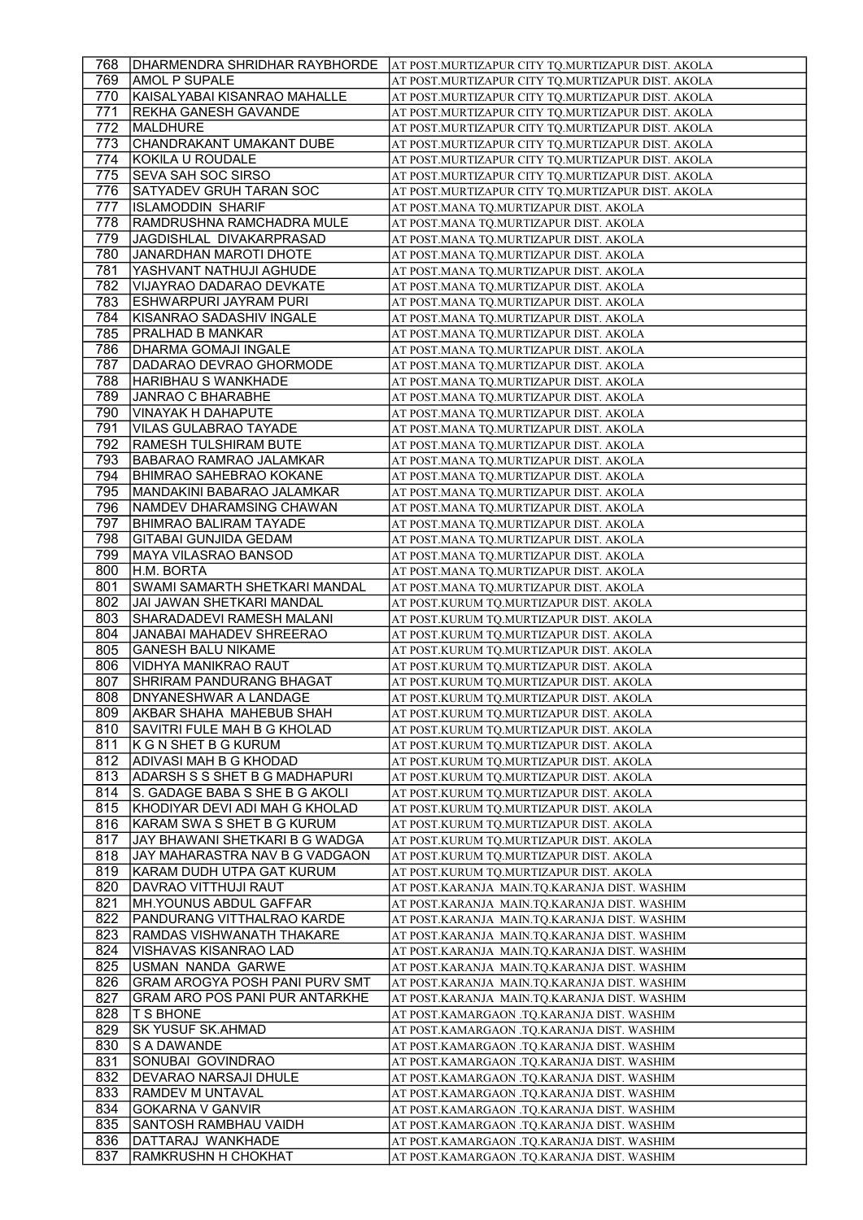| 768 | DHARMENDRA SHRIDHAR RAYBHORDE | AT POST.MURTIZAPUR CITY TQ.MURTIZAPUR DIST. AKOLA |
|---|---|---|
| 769 | AMOL P SUPALE | AT POST.MURTIZAPUR CITY TQ.MURTIZAPUR DIST. AKOLA |
| 770 | KAISALYABAI KISANRAO MAHALLE | AT POST.MURTIZAPUR CITY TQ.MURTIZAPUR DIST. AKOLA |
| 771 | REKHA GANESH GAVANDE | AT POST.MURTIZAPUR CITY TQ.MURTIZAPUR DIST. AKOLA |
| 772 | MALDHURE | AT POST.MURTIZAPUR CITY TQ.MURTIZAPUR DIST. AKOLA |
| 773 | CHANDRAKANT UMAKANT DUBE | AT POST.MURTIZAPUR CITY TQ.MURTIZAPUR DIST. AKOLA |
| 774 | KOKILA U ROUDALE | AT POST.MURTIZAPUR CITY TQ.MURTIZAPUR DIST. AKOLA |
| 775 | SEVA SAH SOC SIRSO | AT POST.MURTIZAPUR CITY TQ.MURTIZAPUR DIST. AKOLA |
| 776 | SATYADEV GRUH TARAN SOC | AT POST.MURTIZAPUR CITY TQ.MURTIZAPUR DIST. AKOLA |
| 777 | ISLAMODDIN SHARIF | AT POST.MANA TQ.MURTIZAPUR DIST. AKOLA |
| 778 | RAMDRUSHNA RAMCHADRA MULE | AT POST.MANA TQ.MURTIZAPUR DIST. AKOLA |
| 779 | JAGDISHLAL DIVAKARPRASAD | AT POST.MANA TQ.MURTIZAPUR DIST. AKOLA |
| 780 | JANARDHAN MAROTI DHOTE | AT POST.MANA TQ.MURTIZAPUR DIST. AKOLA |
| 781 | YASHVANT NATHUJI AGHUDE | AT POST.MANA TQ.MURTIZAPUR DIST. AKOLA |
| 782 | VIJAYRAO DADARAO DEVKATE | AT POST.MANA TQ.MURTIZAPUR DIST. AKOLA |
| 783 | ESHWARPURI JAYRAM PURI | AT POST.MANA TQ.MURTIZAPUR DIST. AKOLA |
| 784 | KISANRAO SADASHIV INGALE | AT POST.MANA TQ.MURTIZAPUR DIST. AKOLA |
| 785 | PRALHAD B MANKAR | AT POST.MANA TQ.MURTIZAPUR DIST. AKOLA |
| 786 | DHARMA GOMAJI INGALE | AT POST.MANA TQ.MURTIZAPUR DIST. AKOLA |
| 787 | DADARAO DEVRAO GHORMODE | AT POST.MANA TQ.MURTIZAPUR DIST. AKOLA |
| 788 | HARIBHAU S WANKHADE | AT POST.MANA TQ.MURTIZAPUR DIST. AKOLA |
| 789 | JANRAO C BHARABHE | AT POST.MANA TQ.MURTIZAPUR DIST. AKOLA |
| 790 | VINAYAK H DAHAPUTE | AT POST.MANA TQ.MURTIZAPUR DIST. AKOLA |
| 791 | VILAS GULABRAO TAYADE | AT POST.MANA TQ.MURTIZAPUR DIST. AKOLA |
| 792 | RAMESH TULSHIRAM BUTE | AT POST.MANA TQ.MURTIZAPUR DIST. AKOLA |
| 793 | BABARAO RAMRAO JALAMKAR | AT POST.MANA TQ.MURTIZAPUR DIST. AKOLA |
| 794 | BHIMRAO SAHEBRAO KOKANE | AT POST.MANA TQ.MURTIZAPUR DIST. AKOLA |
| 795 | MANDAKINI BABARAO JALAMKAR | AT POST.MANA TQ.MURTIZAPUR DIST. AKOLA |
| 796 | NAMDEV DHARAMSING CHAWAN | AT POST.MANA TQ.MURTIZAPUR DIST. AKOLA |
| 797 | BHIMRAO BALIRAM TAYADE | AT POST.MANA TQ.MURTIZAPUR DIST. AKOLA |
| 798 | GITABAI GUNJIDA GEDAM | AT POST.MANA TQ.MURTIZAPUR DIST. AKOLA |
| 799 | MAYA VILASRAO BANSOD | AT POST.MANA TQ.MURTIZAPUR DIST. AKOLA |
| 800 | H.M. BORTA | AT POST.MANA TQ.MURTIZAPUR DIST. AKOLA |
| 801 | SWAMI SAMARTH SHETKARI MANDAL | AT POST.MANA TQ.MURTIZAPUR DIST. AKOLA |
| 802 | JAI JAWAN SHETKARI MANDAL | AT POST.KURUM TQ.MURTIZAPUR DIST. AKOLA |
| 803 | SHARADADEVI RAMESH MALANI | AT POST.KURUM TQ.MURTIZAPUR DIST. AKOLA |
| 804 | JANABAI MAHADEV SHREERAO | AT POST.KURUM TQ.MURTIZAPUR DIST. AKOLA |
| 805 | GANESH BALU NIKAME | AT POST.KURUM TQ.MURTIZAPUR DIST. AKOLA |
| 806 | VIDHYA MANIKRAO RAUT | AT POST.KURUM TQ.MURTIZAPUR DIST. AKOLA |
| 807 | SHRIRAM PANDURANG BHAGAT | AT POST.KURUM TQ.MURTIZAPUR DIST. AKOLA |
| 808 | DNYANESHWAR A LANDAGE | AT POST.KURUM TQ.MURTIZAPUR DIST. AKOLA |
| 809 | AKBAR SHAHA MAHEBUB SHAH | AT POST.KURUM TQ.MURTIZAPUR DIST. AKOLA |
| 810 | SAVITRI FULE MAH B G KHOLAD | AT POST.KURUM TQ.MURTIZAPUR DIST. AKOLA |
| 811 | K G N SHET B G KURUM | AT POST.KURUM TQ.MURTIZAPUR DIST. AKOLA |
| 812 | ADIVASI MAH B G KHODAD | AT POST.KURUM TQ.MURTIZAPUR DIST. AKOLA |
| 813 | ADARSH S S SHET B G MADHAPURI | AT POST.KURUM TQ.MURTIZAPUR DIST. AKOLA |
| 814 | S. GADAGE BABA S SHE B G AKOLI | AT POST.KURUM TQ.MURTIZAPUR DIST. AKOLA |
| 815 | KHODIYAR DEVI ADI MAH G KHOLAD | AT POST.KURUM TQ.MURTIZAPUR DIST. AKOLA |
| 816 | KARAM SWA S SHET B G KURUM | AT POST.KURUM TQ.MURTIZAPUR DIST. AKOLA |
| 817 | JAY BHAWANI SHETKARI B G WADGA | AT POST.KURUM TQ.MURTIZAPUR DIST. AKOLA |
| 818 | JAY MAHARASTRA NAV B G VADGAON | AT POST.KURUM TQ.MURTIZAPUR DIST. AKOLA |
| 819 | KARAM DUDH UTPA GAT KURUM | AT POST.KURUM TQ.MURTIZAPUR DIST. AKOLA |
| 820 | DAVRAO VITTHUJI RAUT | AT POST.KARANJA MAIN.TQ.KARANJA DIST. WASHIM |
| 821 | MH.YOUNUS ABDUL GAFFAR | AT POST.KARANJA MAIN.TQ.KARANJA DIST. WASHIM |
| 822 | PANDURANG VITTHALRAO KARDE | AT POST.KARANJA MAIN.TQ.KARANJA DIST. WASHIM |
| 823 | RAMDAS VISHWANATH THAKARE | AT POST.KARANJA MAIN.TQ.KARANJA DIST. WASHIM |
| 824 | VISHAVAS KISANRAO LAD | AT POST.KARANJA MAIN.TQ.KARANJA DIST. WASHIM |
| 825 | USMAN NANDA GARWE | AT POST.KARANJA MAIN.TQ.KARANJA DIST. WASHIM |
| 826 | GRAM AROGYA POSH PANI PURV SMT | AT POST.KARANJA MAIN.TQ.KARANJA DIST. WASHIM |
| 827 | GRAM ARO POS PANI PUR ANTARKHE | AT POST.KARANJA MAIN.TQ.KARANJA DIST. WASHIM |
| 828 | T S BHONE | AT POST.KAMARGAON .TQ.KARANJA DIST. WASHIM |
| 829 | SK YUSUF SK.AHMAD | AT POST.KAMARGAON .TQ.KARANJA DIST. WASHIM |
| 830 | S A DAWANDE | AT POST.KAMARGAON .TQ.KARANJA DIST. WASHIM |
| 831 | SONUBAI GOVINDRAO | AT POST.KAMARGAON .TQ.KARANJA DIST. WASHIM |
| 832 | DEVARAO NARSAJI DHULE | AT POST.KAMARGAON .TQ.KARANJA DIST. WASHIM |
| 833 | RAMDEV M UNTAVAL | AT POST.KAMARGAON .TQ.KARANJA DIST. WASHIM |
| 834 | GOKARNA V GANVIR | AT POST.KAMARGAON .TQ.KARANJA DIST. WASHIM |
| 835 | SANTOSH RAMBHAU VAIDH | AT POST.KAMARGAON .TQ.KARANJA DIST. WASHIM |
| 836 | DATTARAJ WANKHADE | AT POST.KAMARGAON .TQ.KARANJA DIST. WASHIM |
| 837 | RAMKRUSHN H CHOKHAT | AT POST.KAMARGAON .TQ.KARANJA DIST. WASHIM |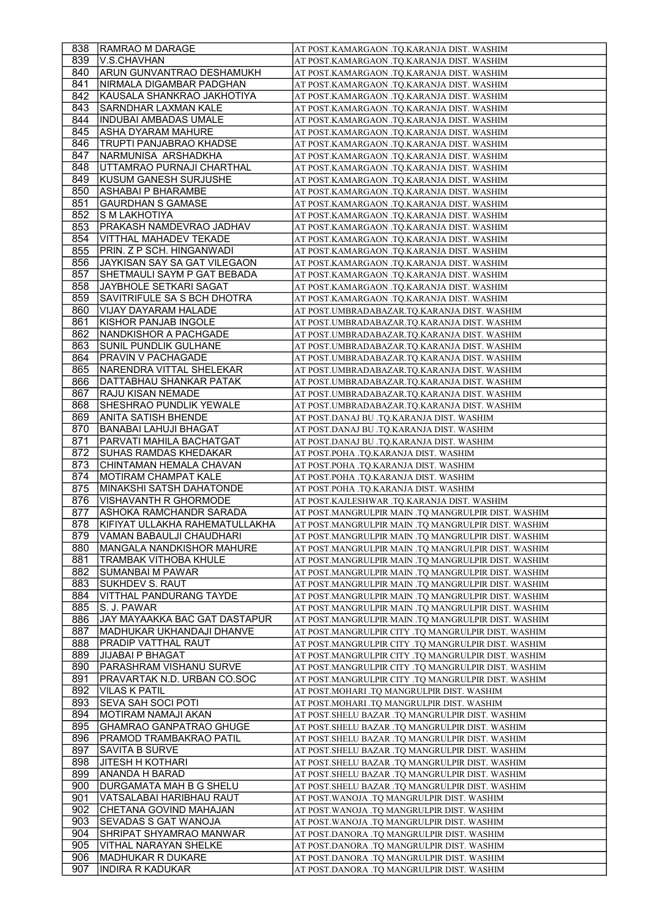| 838 | RAMRAO M DARAGE | AT POST.KAMARGAON .TQ.KARANJA DIST. WASHIM |
|---|---|---|
| 839 | V.S.CHAVHAN | AT POST.KAMARGAON .TQ.KARANJA DIST. WASHIM |
| 840 | ARUN GUNVANTRAO DESHAMUKH | AT POST.KAMARGAON .TQ.KARANJA DIST. WASHIM |
| 841 | NIRMALA DIGAMBAR PADGHAN | AT POST.KAMARGAON .TQ.KARANJA DIST. WASHIM |
| 842 | KAUSALA SHANKRAO JAKHOTIYA | AT POST.KAMARGAON .TQ.KARANJA DIST. WASHIM |
| 843 | SARNDHAR LAXMAN KALE | AT POST.KAMARGAON .TQ.KARANJA DIST. WASHIM |
| 844 | INDUBAI AMBADAS UMALE | AT POST.KAMARGAON .TQ.KARANJA DIST. WASHIM |
| 845 | ASHA DYARAM MAHURE | AT POST.KAMARGAON .TQ.KARANJA DIST. WASHIM |
| 846 | TRUPTI PANJABRAO KHADSE | AT POST.KAMARGAON .TQ.KARANJA DIST. WASHIM |
| 847 | NARMUNISA ARSHADKHA | AT POST.KAMARGAON .TQ.KARANJA DIST. WASHIM |
| 848 | UTTAMRAO PURNAJI CHARTHAL | AT POST.KAMARGAON .TQ.KARANJA DIST. WASHIM |
| 849 | KUSUM GANESH SURJUSHE | AT POST.KAMARGAON .TQ.KARANJA DIST. WASHIM |
| 850 | ASHABAI P BHARAMBE | AT POST.KAMARGAON .TQ.KARANJA DIST. WASHIM |
| 851 | GAURDHAN S GAMASE | AT POST.KAMARGAON .TQ.KARANJA DIST. WASHIM |
| 852 | S M LAKHOTIYA | AT POST.KAMARGAON .TQ.KARANJA DIST. WASHIM |
| 853 | PRAKASH NAMDEVRAO JADHAV | AT POST.KAMARGAON .TQ.KARANJA DIST. WASHIM |
| 854 | VITTHAL MAHADEV TEKADE | AT POST.KAMARGAON .TQ.KARANJA DIST. WASHIM |
| 855 | PRIN. Z P SCH. HINGANWADI | AT POST.KAMARGAON .TQ.KARANJA DIST. WASHIM |
| 856 | JAYKISAN SAY SA GAT VILEGAON | AT POST.KAMARGAON .TQ.KARANJA DIST. WASHIM |
| 857 | SHETMAULI SAYM P GAT BEBADA | AT POST.KAMARGAON .TQ.KARANJA DIST. WASHIM |
| 858 | JAYBHOLE SETKARI SAGAT | AT POST.KAMARGAON .TQ.KARANJA DIST. WASHIM |
| 859 | SAVITRIFULE SA S BCH DHOTRA | AT POST.KAMARGAON .TQ.KARANJA DIST. WASHIM |
| 860 | VIJAY DAYARAM HALADE | AT POST.UMBRADABAZAR.TQ.KARANJA DIST. WASHIM |
| 861 | KISHOR PANJAB INGOLE | AT POST.UMBRADABAZAR.TQ.KARANJA DIST. WASHIM |
| 862 | NANDKISHOR A PACHGADE | AT POST.UMBRADABAZAR.TQ.KARANJA DIST. WASHIM |
| 863 | SUNIL PUNDLIK GULHANE | AT POST.UMBRADABAZAR.TQ.KARANJA DIST. WASHIM |
| 864 | PRAVIN V PACHAGADE | AT POST.UMBRADABAZAR.TQ.KARANJA DIST. WASHIM |
| 865 | NARENDRA VITTAL SHELEKAR | AT POST.UMBRADABAZAR.TQ.KARANJA DIST. WASHIM |
| 866 | DATTABHAU SHANKAR PATAK | AT POST.UMBRADABAZAR.TQ.KARANJA DIST. WASHIM |
| 867 | RAJU KISAN NEMADE | AT POST.UMBRADABAZAR.TQ.KARANJA DIST. WASHIM |
| 868 | SHESHRAO PUNDLIK YEWALE | AT POST.UMBRADABAZAR.TQ.KARANJA DIST. WASHIM |
| 869 | ANITA SATISH BHENDE | AT POST.DANAJ BU .TQ.KARANJA DIST. WASHIM |
| 870 | BANABAI LAHUJI BHAGAT | AT POST.DANAJ BU .TQ.KARANJA DIST. WASHIM |
| 871 | PARVATI MAHILA BACHATGAT | AT POST.DANAJ BU .TQ.KARANJA DIST. WASHIM |
| 872 | SUHAS RAMDAS KHEDAKAR | AT POST.POHA .TQ.KARANJA DIST. WASHIM |
| 873 | CHINTAMAN HEMALA CHAVAN | AT POST.POHA .TQ.KARANJA DIST. WASHIM |
| 874 | MOTIRAM CHAMPAT KALE | AT POST.POHA .TQ.KARANJA DIST. WASHIM |
| 875 | MINAKSHI SATSH DAHATONDE | AT POST.POHA .TQ.KARANJA DIST. WASHIM |
| 876 | VISHAVANTH R GHORMODE | AT POST.KAJLESHWAR .TQ.KARANJA DIST. WASHIM |
| 877 | ASHOKA RAMCHANDR SARADA | AT POST.MANGRULPIR MAIN .TQ MANGRULPIR DIST. WASHIM |
| 878 | KIFIYAT ULLAKHA RAHEMATULLAKHA | AT POST.MANGRULPIR MAIN .TQ MANGRULPIR DIST. WASHIM |
| 879 | VAMAN BABAULJI CHAUDHARI | AT POST.MANGRULPIR MAIN .TQ MANGRULPIR DIST. WASHIM |
| 880 | MANGALA NANDKISHOR MAHURE | AT POST.MANGRULPIR MAIN .TQ MANGRULPIR DIST. WASHIM |
| 881 | TRAMBAK VITHOBA KHULE | AT POST.MANGRULPIR MAIN .TQ MANGRULPIR DIST. WASHIM |
| 882 | SUMANBAI M PAWAR | AT POST.MANGRULPIR MAIN .TQ MANGRULPIR DIST. WASHIM |
| 883 | SUKHDEV S. RAUT | AT POST.MANGRULPIR MAIN .TQ MANGRULPIR DIST. WASHIM |
| 884 | VITTHAL PANDURANG TAYDE | AT POST.MANGRULPIR MAIN .TQ MANGRULPIR DIST. WASHIM |
| 885 | S. J. PAWAR | AT POST.MANGRULPIR MAIN .TQ MANGRULPIR DIST. WASHIM |
| 886 | JAY MAYAAKKA BAC GAT DASTAPUR | AT POST.MANGRULPIR MAIN .TQ MANGRULPIR DIST. WASHIM |
| 887 | MADHUKAR UKHANDAJI DHANVE | AT POST.MANGRULPIR CITY .TQ MANGRULPIR DIST. WASHIM |
| 888 | PRADIP VATTHAL RAUT | AT POST.MANGRULPIR CITY .TQ MANGRULPIR DIST. WASHIM |
| 889 | JIJABAI P BHAGAT | AT POST.MANGRULPIR CITY .TQ MANGRULPIR DIST. WASHIM |
| 890 | PARASHRAM VISHANU SURVE | AT POST.MANGRULPIR CITY .TQ MANGRULPIR DIST. WASHIM |
| 891 | PRAVARTAK N.D. URBAN CO.SOC | AT POST.MANGRULPIR CITY .TQ MANGRULPIR DIST. WASHIM |
| 892 | VILAS K PATIL | AT POST.MOHARI .TQ MANGRULPIR DIST. WASHIM |
| 893 | SEVA SAH SOCI POTI | AT POST.MOHARI .TQ MANGRULPIR DIST. WASHIM |
| 894 | MOTIRAM NAMAJI AKAN | AT POST.SHELU BAZAR .TQ MANGRULPIR DIST. WASHIM |
| 895 | GHAMRAO GANPATRAO GHUGE | AT POST.SHELU BAZAR .TQ MANGRULPIR DIST. WASHIM |
| 896 | PRAMOD TRAMBAKRAO PATIL | AT POST.SHELU BAZAR .TQ MANGRULPIR DIST. WASHIM |
| 897 | SAVITA B SURVE | AT POST.SHELU BAZAR .TQ MANGRULPIR DIST. WASHIM |
| 898 | JITESH H KOTHARI | AT POST.SHELU BAZAR .TQ MANGRULPIR DIST. WASHIM |
| 899 | ANANDA H BARAD | AT POST.SHELU BAZAR .TQ MANGRULPIR DIST. WASHIM |
| 900 | DURGAMATA MAH B G SHELU | AT POST.SHELU BAZAR .TQ MANGRULPIR DIST. WASHIM |
| 901 | VATSALABAI HARIBHAU RAUT | AT POST.WANOJA .TQ MANGRULPIR DIST. WASHIM |
| 902 | CHETANA GOVIND MAHAJAN | AT POST.WANOJA .TQ MANGRULPIR DIST. WASHIM |
| 903 | SEVADAS S GAT WANOJA | AT POST.WANOJA .TQ MANGRULPIR DIST. WASHIM |
| 904 | SHRIPAT SHYAMRAO MANWAR | AT POST.DANORA .TQ MANGRULPIR DIST. WASHIM |
| 905 | VITHAL NARAYAN SHELKE | AT POST.DANORA .TQ MANGRULPIR DIST. WASHIM |
| 906 | MADHUKAR R DUKARE | AT POST.DANORA .TQ MANGRULPIR DIST. WASHIM |
| 907 | INDIRA R KADUKAR | AT POST.DANORA .TQ MANGRULPIR DIST. WASHIM |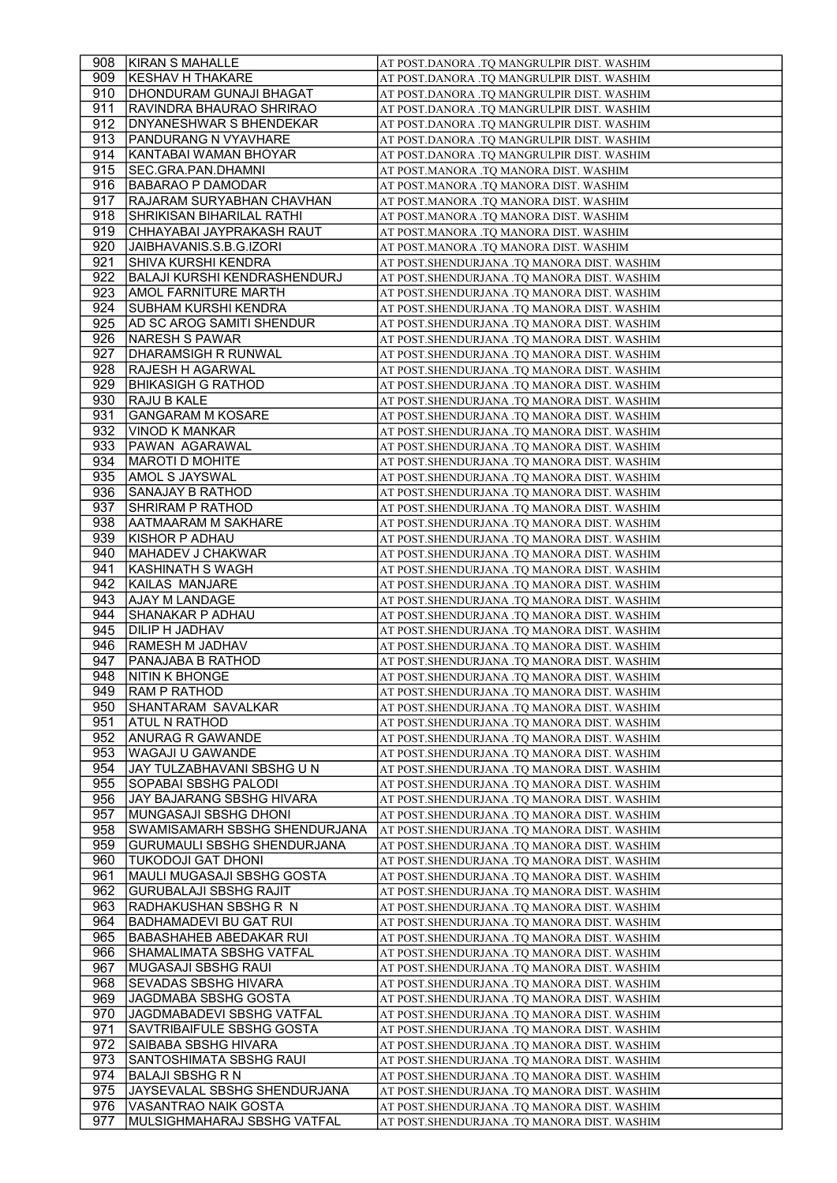| 908 | KIRAN S MAHALLE | AT POST.DANORA .TQ MANGRULPIR DIST. WASHIM |
|---|---|---|
| 909 | KESHAV H THAKARE | AT POST.DANORA .TQ MANGRULPIR DIST. WASHIM |
| 910 | DHONDURAM GUNAJI BHAGAT | AT POST.DANORA .TQ MANGRULPIR DIST. WASHIM |
| 911 | RAVINDRA BHAURAO SHRIRAO | AT POST.DANORA .TQ MANGRULPIR DIST. WASHIM |
| 912 | DNYANESHWAR S BHENDEKAR | AT POST.DANORA .TQ MANGRULPIR DIST. WASHIM |
| 913 | PANDURANG N VYAVHARE | AT POST.DANORA .TQ MANGRULPIR DIST. WASHIM |
| 914 | KANTABAI WAMAN BHOYAR | AT POST.DANORA .TQ MANGRULPIR DIST. WASHIM |
| 915 | SEC.GRA.PAN.DHAMNI | AT POST.MANORA .TQ MANORA DIST. WASHIM |
| 916 | BABARAO P DAMODAR | AT POST.MANORA .TQ MANORA DIST. WASHIM |
| 917 | RAJARAM SURYABHAN CHAVHAN | AT POST.MANORA .TQ MANORA DIST. WASHIM |
| 918 | SHRIKISAN BIHARILAL RATHI | AT POST.MANORA .TQ MANORA DIST. WASHIM |
| 919 | CHHAYABAI JAYPRAKASH RAUT | AT POST.MANORA .TQ MANORA DIST. WASHIM |
| 920 | JAIBHAVANIS.S.B.G.IZORI | AT POST.MANORA .TQ MANORA DIST. WASHIM |
| 921 | SHIVA KURSHI KENDRA | AT POST.SHENDURJANA .TQ MANORA DIST. WASHIM |
| 922 | BALAJI KURSHI KENDRASHENDURJ | AT POST.SHENDURJANA .TQ MANORA DIST. WASHIM |
| 923 | AMOL FARNITURE MARTH | AT POST.SHENDURJANA .TQ MANORA DIST. WASHIM |
| 924 | SUBHAM KURSHI KENDRA | AT POST.SHENDURJANA .TQ MANORA DIST. WASHIM |
| 925 | AD SC AROG SAMITI SHENDUR | AT POST.SHENDURJANA .TQ MANORA DIST. WASHIM |
| 926 | NARESH S PAWAR | AT POST.SHENDURJANA .TQ MANORA DIST. WASHIM |
| 927 | DHARAMSIGH R RUNWAL | AT POST.SHENDURJANA .TQ MANORA DIST. WASHIM |
| 928 | RAJESH H AGARWAL | AT POST.SHENDURJANA .TQ MANORA DIST. WASHIM |
| 929 | BHIKASIGH G RATHOD | AT POST.SHENDURJANA .TQ MANORA DIST. WASHIM |
| 930 | RAJU B KALE | AT POST.SHENDURJANA .TQ MANORA DIST. WASHIM |
| 931 | GANGARAM M KOSARE | AT POST.SHENDURJANA .TQ MANORA DIST. WASHIM |
| 932 | VINOD K MANKAR | AT POST.SHENDURJANA .TQ MANORA DIST. WASHIM |
| 933 | PAWAN AGARAWAL | AT POST.SHENDURJANA .TQ MANORA DIST. WASHIM |
| 934 | MAROTI D MOHITE | AT POST.SHENDURJANA .TQ MANORA DIST. WASHIM |
| 935 | AMOL S JAYSWAL | AT POST.SHENDURJANA .TQ MANORA DIST. WASHIM |
| 936 | SANAJAY B RATHOD | AT POST.SHENDURJANA .TQ MANORA DIST. WASHIM |
| 937 | SHRIRAM P RATHOD | AT POST.SHENDURJANA .TQ MANORA DIST. WASHIM |
| 938 | AATMAARAM M SAKHARE | AT POST.SHENDURJANA .TQ MANORA DIST. WASHIM |
| 939 | KISHOR P ADHAU | AT POST.SHENDURJANA .TQ MANORA DIST. WASHIM |
| 940 | MAHADEV J CHAKWAR | AT POST.SHENDURJANA .TQ MANORA DIST. WASHIM |
| 941 | KASHINATH S WAGH | AT POST.SHENDURJANA .TQ MANORA DIST. WASHIM |
| 942 | KAILAS MANJARE | AT POST.SHENDURJANA .TQ MANORA DIST. WASHIM |
| 943 | AJAY M LANDAGE | AT POST.SHENDURJANA .TQ MANORA DIST. WASHIM |
| 944 | SHANAKAR P ADHAU | AT POST.SHENDURJANA .TQ MANORA DIST. WASHIM |
| 945 | DILIP H JADHAV | AT POST.SHENDURJANA .TQ MANORA DIST. WASHIM |
| 946 | RAMESH M JADHAV | AT POST.SHENDURJANA .TQ MANORA DIST. WASHIM |
| 947 | PANAJABA B RATHOD | AT POST.SHENDURJANA .TQ MANORA DIST. WASHIM |
| 948 | NITIN K BHONGE | AT POST.SHENDURJANA .TQ MANORA DIST. WASHIM |
| 949 | RAM P RATHOD | AT POST.SHENDURJANA .TQ MANORA DIST. WASHIM |
| 950 | SHANTARAM SAVALKAR | AT POST.SHENDURJANA .TQ MANORA DIST. WASHIM |
| 951 | ATUL N RATHOD | AT POST.SHENDURJANA .TQ MANORA DIST. WASHIM |
| 952 | ANURAG R GAWANDE | AT POST.SHENDURJANA .TQ MANORA DIST. WASHIM |
| 953 | WAGAJI U GAWANDE | AT POST.SHENDURJANA .TQ MANORA DIST. WASHIM |
| 954 | JAY TULZABHAVANI SBSHG U N | AT POST.SHENDURJANA .TQ MANORA DIST. WASHIM |
| 955 | SOPABAI SBSHG PALODI | AT POST.SHENDURJANA .TQ MANORA DIST. WASHIM |
| 956 | JAY BAJARANG SBSHG HIVARA | AT POST.SHENDURJANA .TQ MANORA DIST. WASHIM |
| 957 | MUNGASAJI SBSHG DHONI | AT POST.SHENDURJANA .TQ MANORA DIST. WASHIM |
| 958 | SWAMISAMARH SBSHG SHENDURJANA | AT POST.SHENDURJANA .TQ MANORA DIST. WASHIM |
| 959 | GURUMAULI SBSHG SHENDURJANA | AT POST.SHENDURJANA .TQ MANORA DIST. WASHIM |
| 960 | TUKODOJI GAT DHONI | AT POST.SHENDURJANA .TQ MANORA DIST. WASHIM |
| 961 | MAULI MUGASAJI SBSHG GOSTA | AT POST.SHENDURJANA .TQ MANORA DIST. WASHIM |
| 962 | GURUBALAJI SBSHG RAJIT | AT POST.SHENDURJANA .TQ MANORA DIST. WASHIM |
| 963 | RADHAKUSHAN SBSHG R N | AT POST.SHENDURJANA .TQ MANORA DIST. WASHIM |
| 964 | BADHAMADEVI BU GAT RUI | AT POST.SHENDURJANA .TQ MANORA DIST. WASHIM |
| 965 | BABASHAHEB ABEDAKAR RUI | AT POST.SHENDURJANA .TQ MANORA DIST. WASHIM |
| 966 | SHAMALIMATA SBSHG VATFAL | AT POST.SHENDURJANA .TQ MANORA DIST. WASHIM |
| 967 | MUGASAJI SBSHG RAUI | AT POST.SHENDURJANA .TQ MANORA DIST. WASHIM |
| 968 | SEVADAS SBSHG HIVARA | AT POST.SHENDURJANA .TQ MANORA DIST. WASHIM |
| 969 | JAGDMABA SBSHG GOSTA | AT POST.SHENDURJANA .TQ MANORA DIST. WASHIM |
| 970 | JAGDMABADEVI SBSHG VATFAL | AT POST.SHENDURJANA .TQ MANORA DIST. WASHIM |
| 971 | SAVTRIBAIFULE SBSHG GOSTA | AT POST.SHENDURJANA .TQ MANORA DIST. WASHIM |
| 972 | SAIBABA SBSHG HIVARA | AT POST.SHENDURJANA .TQ MANORA DIST. WASHIM |
| 973 | SANTOSHIMATA SBSHG RAUI | AT POST.SHENDURJANA .TQ MANORA DIST. WASHIM |
| 974 | BALAJI SBSHG R N | AT POST.SHENDURJANA .TQ MANORA DIST. WASHIM |
| 975 | JAYSEVALAL SBSHG SHENDURJANA | AT POST.SHENDURJANA .TQ MANORA DIST. WASHIM |
| 976 | VASANTRAO NAIK GOSTA | AT POST.SHENDURJANA .TQ MANORA DIST. WASHIM |
| 977 | MULSIGHMAHARAJ SBSHG VATFAL | AT POST.SHENDURJANA .TQ MANORA DIST. WASHIM |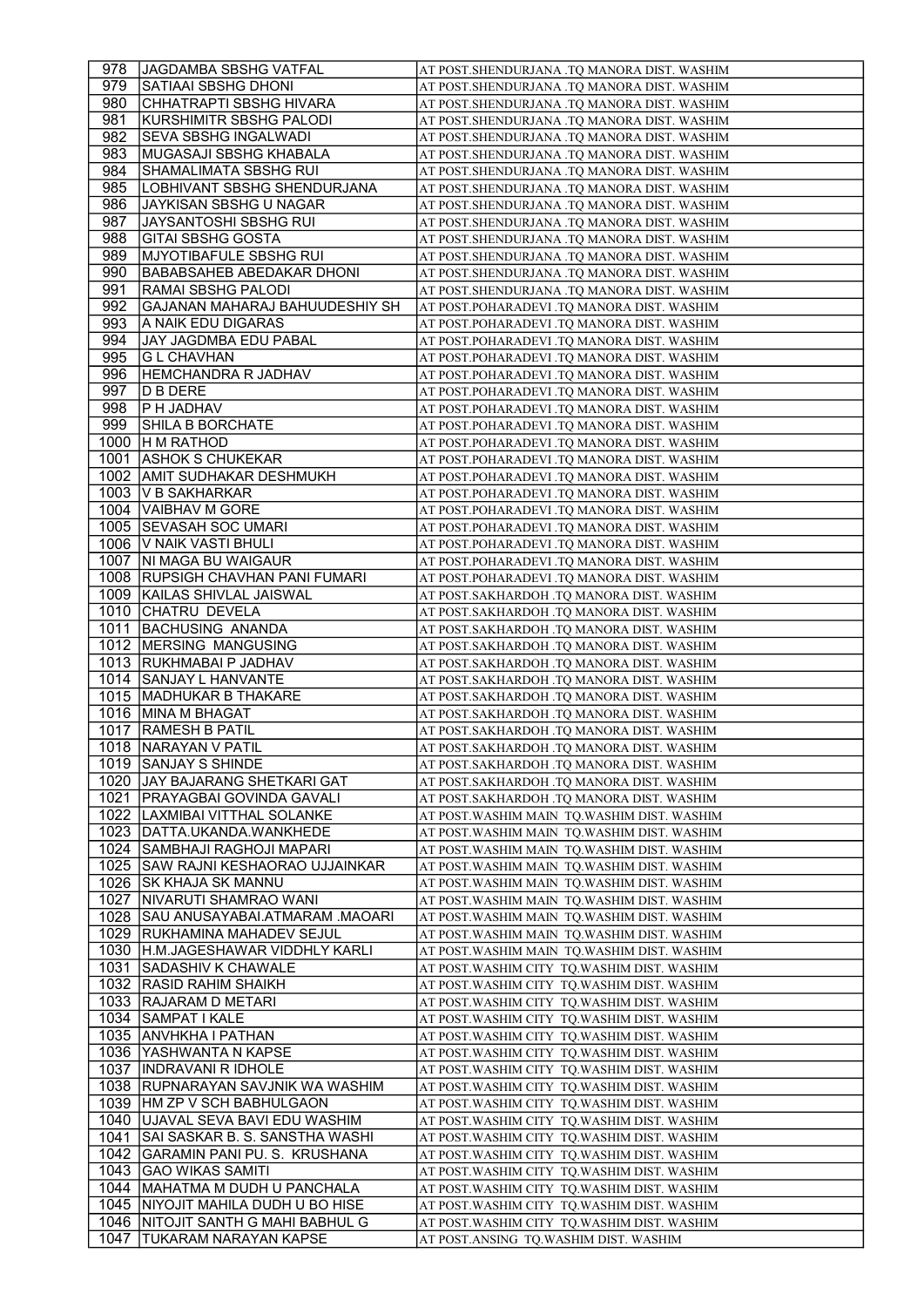| 978 | JAGDAMBA SBSHG VATFAL | AT POST.SHENDURJANA .TQ MANORA DIST. WASHIM |
|---|---|---|
| 979 | SATIAAI SBSHG DHONI | AT POST.SHENDURJANA .TQ MANORA DIST. WASHIM |
| 980 | CHHATRAPTI SBSHG HIVARA | AT POST.SHENDURJANA .TQ MANORA DIST. WASHIM |
| 981 | KURSHIMITR SBSHG PALODI | AT POST.SHENDURJANA .TQ MANORA DIST. WASHIM |
| 982 | SEVA SBSHG INGALWADI | AT POST.SHENDURJANA .TQ MANORA DIST. WASHIM |
| 983 | MUGASAJI SBSHG KHABALA | AT POST.SHENDURJANA .TQ MANORA DIST. WASHIM |
| 984 | SHAMALIMATA SBSHG RUI | AT POST.SHENDURJANA .TQ MANORA DIST. WASHIM |
| 985 | LOBHIVANT SBSHG SHENDURJANA | AT POST.SHENDURJANA .TQ MANORA DIST. WASHIM |
| 986 | JAYKISAN SBSHG U NAGAR | AT POST.SHENDURJANA .TQ MANORA DIST. WASHIM |
| 987 | JAYSANTOSHI SBSHG RUI | AT POST.SHENDURJANA .TQ MANORA DIST. WASHIM |
| 988 | GITAI SBSHG GOSTA | AT POST.SHENDURJANA .TQ MANORA DIST. WASHIM |
| 989 | MJYOTIBAFULE SBSHG RUI | AT POST.SHENDURJANA .TQ MANORA DIST. WASHIM |
| 990 | BABABSAHEB ABEDAKAR DHONI | AT POST.SHENDURJANA .TQ MANORA DIST. WASHIM |
| 991 | RAMAI SBSHG PALODI | AT POST.SHENDURJANA .TQ MANORA DIST. WASHIM |
| 992 | GAJANAN MAHARAJ BAHUUDESHIY SH | AT POST.POHARADEVI .TQ MANORA DIST. WASHIM |
| 993 | A NAIK EDU DIGARAS | AT POST.POHARADEVI .TQ MANORA DIST. WASHIM |
| 994 | JAY JAGDMBA EDU PABAL | AT POST.POHARADEVI .TQ MANORA DIST. WASHIM |
| 995 | G L CHAVHAN | AT POST.POHARADEVI .TQ MANORA DIST. WASHIM |
| 996 | HEMCHANDRA R JADHAV | AT POST.POHARADEVI .TQ MANORA DIST. WASHIM |
| 997 | D B DERE | AT POST.POHARADEVI .TQ MANORA DIST. WASHIM |
| 998 | P H JADHAV | AT POST.POHARADEVI .TQ MANORA DIST. WASHIM |
| 999 | SHILA B BORCHATE | AT POST.POHARADEVI .TQ MANORA DIST. WASHIM |
| 1000 | H M RATHOD | AT POST.POHARADEVI .TQ MANORA DIST. WASHIM |
| 1001 | ASHOK S CHUKEKAR | AT POST.POHARADEVI .TQ MANORA DIST. WASHIM |
| 1002 | AMIT SUDHAKAR DESHMUKH | AT POST.POHARADEVI .TQ MANORA DIST. WASHIM |
| 1003 | V B SAKHARKAR | AT POST.POHARADEVI .TQ MANORA DIST. WASHIM |
| 1004 | VAIBHAV M GORE | AT POST.POHARADEVI .TQ MANORA DIST. WASHIM |
| 1005 | SEVASAH SOC UMARI | AT POST.POHARADEVI .TQ MANORA DIST. WASHIM |
| 1006 | V NAIK VASTI BHULI | AT POST.POHARADEVI .TQ MANORA DIST. WASHIM |
| 1007 | NI MAGA BU WAIGAUR | AT POST.POHARADEVI .TQ MANORA DIST. WASHIM |
| 1008 | RUPSIGH CHAVHAN PANI FUMARI | AT POST.POHARADEVI .TQ MANORA DIST. WASHIM |
| 1009 | KAILAS SHIVLAL JAISWAL | AT POST.SAKHARDOH .TQ MANORA DIST. WASHIM |
| 1010 | CHATRU DEVELA | AT POST.SAKHARDOH .TQ MANORA DIST. WASHIM |
| 1011 | BACHUSING ANANDA | AT POST.SAKHARDOH .TQ MANORA DIST. WASHIM |
| 1012 | MERSING MANGUSING | AT POST.SAKHARDOH .TQ MANORA DIST. WASHIM |
| 1013 | RUKHMABAI P JADHAV | AT POST.SAKHARDOH .TQ MANORA DIST. WASHIM |
| 1014 | SANJAY L HANVANTE | AT POST.SAKHARDOH .TQ MANORA DIST. WASHIM |
| 1015 | MADHUKAR B THAKARE | AT POST.SAKHARDOH .TQ MANORA DIST. WASHIM |
| 1016 | MINA M BHAGAT | AT POST.SAKHARDOH .TQ MANORA DIST. WASHIM |
| 1017 | RAMESH B PATIL | AT POST.SAKHARDOH .TQ MANORA DIST. WASHIM |
| 1018 | NARAYAN V PATIL | AT POST.SAKHARDOH .TQ MANORA DIST. WASHIM |
| 1019 | SANJAY S SHINDE | AT POST.SAKHARDOH .TQ MANORA DIST. WASHIM |
| 1020 | JAY BAJARANG SHETKARI GAT | AT POST.SAKHARDOH .TQ MANORA DIST. WASHIM |
| 1021 | PRAYAGBAI GOVINDA GAVALI | AT POST.SAKHARDOH .TQ MANORA DIST. WASHIM |
| 1022 | LAXMIBAI VITTHAL SOLANKE | AT POST.WASHIM MAIN TQ.WASHIM DIST. WASHIM |
| 1023 | DATTA.UKANDA.WANKHEDE | AT POST.WASHIM MAIN TQ.WASHIM DIST. WASHIM |
| 1024 | SAMBHAJI RAGHOJI MAPARI | AT POST.WASHIM MAIN TQ.WASHIM DIST. WASHIM |
| 1025 | SAW RAJNI KESHAORAO UJJAINKAR | AT POST.WASHIM MAIN TQ.WASHIM DIST. WASHIM |
| 1026 | SK KHAJA SK MANNU | AT POST.WASHIM MAIN TQ.WASHIM DIST. WASHIM |
| 1027 | NIVARUTI SHAMRAO WANI | AT POST.WASHIM MAIN TQ.WASHIM DIST. WASHIM |
| 1028 | SAU ANUSAYABAI.ATMARAM .MAOARI | AT POST.WASHIM MAIN TQ.WASHIM DIST. WASHIM |
| 1029 | RUKHAMINA MAHADEV SEJUL | AT POST.WASHIM MAIN TQ.WASHIM DIST. WASHIM |
| 1030 | H.M.JAGESHAWAR VIDDHLY KARLI | AT POST.WASHIM MAIN TQ.WASHIM DIST. WASHIM |
| 1031 | SADASHIV K CHAWALE | AT POST.WASHIM CITY TQ.WASHIM DIST. WASHIM |
| 1032 | RASID RAHIM SHAIKH | AT POST.WASHIM CITY TQ.WASHIM DIST. WASHIM |
| 1033 | RAJARAM D METARI | AT POST.WASHIM CITY TQ.WASHIM DIST. WASHIM |
| 1034 | SAMPAT I KALE | AT POST.WASHIM CITY TQ.WASHIM DIST. WASHIM |
| 1035 | ANVHKHA I PATHAN | AT POST.WASHIM CITY TQ.WASHIM DIST. WASHIM |
| 1036 | YASHWANTA N KAPSE | AT POST.WASHIM CITY TQ.WASHIM DIST. WASHIM |
| 1037 | INDRAVANI R IDHOLE | AT POST.WASHIM CITY TQ.WASHIM DIST. WASHIM |
| 1038 | RUPNARAYAN SAVJNIK WA WASHIM | AT POST.WASHIM CITY TQ.WASHIM DIST. WASHIM |
| 1039 | HM ZP V SCH BABHULGAON | AT POST.WASHIM CITY TQ.WASHIM DIST. WASHIM |
| 1040 | UJAVAL SEVA BAVI EDU WASHIM | AT POST.WASHIM CITY TQ.WASHIM DIST. WASHIM |
| 1041 | SAI SASKAR B. S. SANSTHA WASHI | AT POST.WASHIM CITY TQ.WASHIM DIST. WASHIM |
| 1042 | GARAMIN PANI PU. S. KRUSHANA | AT POST.WASHIM CITY TQ.WASHIM DIST. WASHIM |
| 1043 | GAO WIKAS SAMITI | AT POST.WASHIM CITY TQ.WASHIM DIST. WASHIM |
| 1044 | MAHATMA M DUDH U PANCHALA | AT POST.WASHIM CITY TQ.WASHIM DIST. WASHIM |
| 1045 | NIYOJIT MAHILA DUDH U BO HISE | AT POST.WASHIM CITY TQ.WASHIM DIST. WASHIM |
| 1046 | NITOJIT SANTH G MAHI BABHUL G | AT POST.WASHIM CITY TQ.WASHIM DIST. WASHIM |
| 1047 | TUKARAM NARAYAN KAPSE | AT POST.ANSING TQ.WASHIM DIST. WASHIM |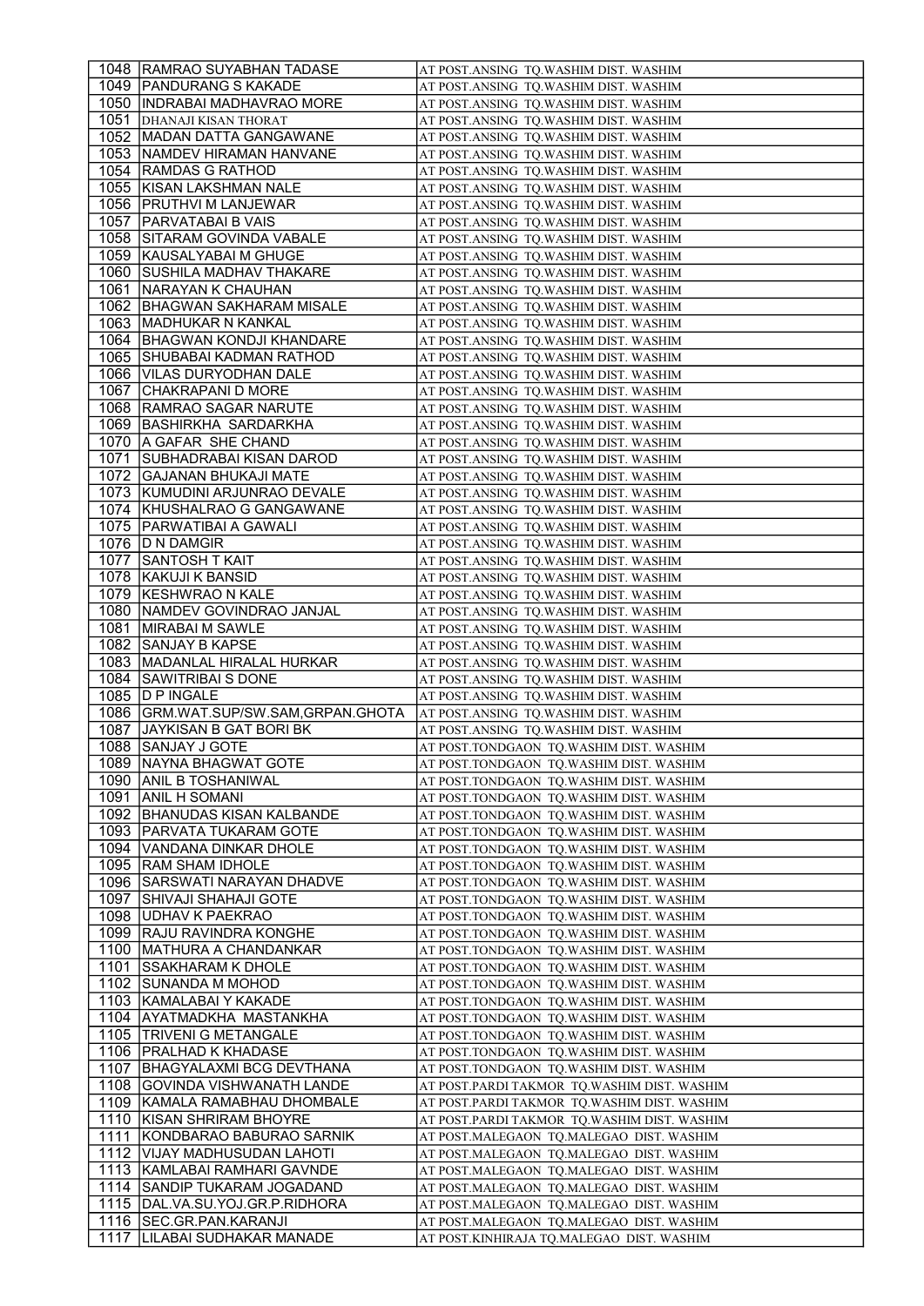| 1048 | RAMRAO SUYABHAN TADASE | AT POST.ANSING TQ.WASHIM DIST. WASHIM |
|---|---|---|
| 1049 | PANDURANG S KAKADE | AT POST.ANSING TQ.WASHIM DIST. WASHIM |
| 1050 | INDRABAI MADHAVRAO MORE | AT POST.ANSING TQ.WASHIM DIST. WASHIM |
| 1051 | DHANAJI KISAN THORAT | AT POST.ANSING TQ.WASHIM DIST. WASHIM |
| 1052 | MADAN DATTA GANGAWANE | AT POST.ANSING TQ.WASHIM DIST. WASHIM |
| 1053 | NAMDEV HIRAMAN HANVANE | AT POST.ANSING TQ.WASHIM DIST. WASHIM |
| 1054 | RAMDAS G RATHOD | AT POST.ANSING TQ.WASHIM DIST. WASHIM |
| 1055 | KISAN LAKSHMAN NALE | AT POST.ANSING TQ.WASHIM DIST. WASHIM |
| 1056 | PRUTHVI M LANJEWAR | AT POST.ANSING TQ.WASHIM DIST. WASHIM |
| 1057 | PARVATABAI B VAIS | AT POST.ANSING TQ.WASHIM DIST. WASHIM |
| 1058 | SITARAM GOVINDA VABALE | AT POST.ANSING TQ.WASHIM DIST. WASHIM |
| 1059 | KAUSALYABAI M GHUGE | AT POST.ANSING TQ.WASHIM DIST. WASHIM |
| 1060 | SUSHILA MADHAV THAKARE | AT POST.ANSING TQ.WASHIM DIST. WASHIM |
| 1061 | NARAYAN K CHAUHAN | AT POST.ANSING TQ.WASHIM DIST. WASHIM |
| 1062 | BHAGWAN SAKHARAM MISALE | AT POST.ANSING TQ.WASHIM DIST. WASHIM |
| 1063 | MADHUKAR N KANKAL | AT POST.ANSING TQ.WASHIM DIST. WASHIM |
| 1064 | BHAGWAN KONDJI KHANDARE | AT POST.ANSING TQ.WASHIM DIST. WASHIM |
| 1065 | SHUBABAI KADMAN RATHOD | AT POST.ANSING TQ.WASHIM DIST. WASHIM |
| 1066 | VILAS DURYODHAN DALE | AT POST.ANSING TQ.WASHIM DIST. WASHIM |
| 1067 | CHAKRAPANI D MORE | AT POST.ANSING TQ.WASHIM DIST. WASHIM |
| 1068 | RAMRAO SAGAR NARUTE | AT POST.ANSING TQ.WASHIM DIST. WASHIM |
| 1069 | BASHIRKHA SARDARKHA | AT POST.ANSING TQ.WASHIM DIST. WASHIM |
| 1070 | A GAFAR SHE CHAND | AT POST.ANSING TQ.WASHIM DIST. WASHIM |
| 1071 | SUBHADRABAI KISAN DAROD | AT POST.ANSING TQ.WASHIM DIST. WASHIM |
| 1072 | GAJANAN BHUKAJI MATE | AT POST.ANSING TQ.WASHIM DIST. WASHIM |
| 1073 | KUMUDINI ARJUNRAO DEVALE | AT POST.ANSING TQ.WASHIM DIST. WASHIM |
| 1074 | KHUSHALRAO G GANGAWANE | AT POST.ANSING TQ.WASHIM DIST. WASHIM |
| 1075 | PARWATIBAI A GAWALI | AT POST.ANSING TQ.WASHIM DIST. WASHIM |
| 1076 | D N DAMGIR | AT POST.ANSING TQ.WASHIM DIST. WASHIM |
| 1077 | SANTOSH T KAIT | AT POST.ANSING TQ.WASHIM DIST. WASHIM |
| 1078 | KAKUJI K BANSID | AT POST.ANSING TQ.WASHIM DIST. WASHIM |
| 1079 | KESHWRAO N KALE | AT POST.ANSING TQ.WASHIM DIST. WASHIM |
| 1080 | NAMDEV GOVINDRAO JANJAL | AT POST.ANSING TQ.WASHIM DIST. WASHIM |
| 1081 | MIRABAI M SAWLE | AT POST.ANSING TQ.WASHIM DIST. WASHIM |
| 1082 | SANJAY B KAPSE | AT POST.ANSING TQ.WASHIM DIST. WASHIM |
| 1083 | MADANLAL HIRALAL HURKAR | AT POST.ANSING TQ.WASHIM DIST. WASHIM |
| 1084 | SAWITRIBAI S DONE | AT POST.ANSING TQ.WASHIM DIST. WASHIM |
| 1085 | D P INGALE | AT POST.ANSING TQ.WASHIM DIST. WASHIM |
| 1086 | GRM.WAT.SUP/SW.SAM,GRPAN.GHOTA | AT POST.ANSING TQ.WASHIM DIST. WASHIM |
| 1087 | JAYKISAN B GAT BORI BK | AT POST.ANSING TQ.WASHIM DIST. WASHIM |
| 1088 | SANJAY J GOTE | AT POST.TONDGAON TQ.WASHIM DIST. WASHIM |
| 1089 | NAYNA BHAGWAT GOTE | AT POST.TONDGAON TQ.WASHIM DIST. WASHIM |
| 1090 | ANIL B TOSHANIWAL | AT POST.TONDGAON TQ.WASHIM DIST. WASHIM |
| 1091 | ANIL H SOMANI | AT POST.TONDGAON TQ.WASHIM DIST. WASHIM |
| 1092 | BHANUDAS KISAN KALBANDE | AT POST.TONDGAON TQ.WASHIM DIST. WASHIM |
| 1093 | PARVATA TUKARAM GOTE | AT POST.TONDGAON TQ.WASHIM DIST. WASHIM |
| 1094 | VANDANA DINKAR DHOLE | AT POST.TONDGAON TQ.WASHIM DIST. WASHIM |
| 1095 | RAM SHAM IDHOLE | AT POST.TONDGAON TQ.WASHIM DIST. WASHIM |
| 1096 | SARSWATI NARAYAN DHADVE | AT POST.TONDGAON TQ.WASHIM DIST. WASHIM |
| 1097 | SHIVAJI SHAHAJI GOTE | AT POST.TONDGAON TQ.WASHIM DIST. WASHIM |
| 1098 | UDHAV K PAEKRAO | AT POST.TONDGAON TQ.WASHIM DIST. WASHIM |
| 1099 | RAJU RAVINDRA KONGHE | AT POST.TONDGAON TQ.WASHIM DIST. WASHIM |
| 1100 | MATHURA A CHANDANKAR | AT POST.TONDGAON TQ.WASHIM DIST. WASHIM |
| 1101 | SSAKHARAM K DHOLE | AT POST.TONDGAON TQ.WASHIM DIST. WASHIM |
| 1102 | SUNANDA M MOHOD | AT POST.TONDGAON TQ.WASHIM DIST. WASHIM |
| 1103 | KAMALABAI Y KAKADE | AT POST.TONDGAON TQ.WASHIM DIST. WASHIM |
| 1104 | AYATMADKHA MASTANKHA | AT POST.TONDGAON TQ.WASHIM DIST. WASHIM |
| 1105 | TRIVENI G METANGALE | AT POST.TONDGAON TQ.WASHIM DIST. WASHIM |
| 1106 | PRALHAD K KHADASE | AT POST.TONDGAON TQ.WASHIM DIST. WASHIM |
| 1107 | BHAGYALAXMI BCG DEVTHANA | AT POST.TONDGAON TQ.WASHIM DIST. WASHIM |
| 1108 | GOVINDA VISHWANATH LANDE | AT POST.PARDI TAKMOR TQ.WASHIM DIST. WASHIM |
| 1109 | KAMALA RAMABHAU DHOMBALE | AT POST.PARDI TAKMOR TQ.WASHIM DIST. WASHIM |
| 1110 | KISAN SHRIRAM BHOYRE | AT POST.PARDI TAKMOR TQ.WASHIM DIST. WASHIM |
| 1111 | KONDBARAO BABURAO SARNIK | AT POST.MALEGAON TQ.MALEGAO DIST. WASHIM |
| 1112 | VIJAY MADHUSUDAN LAHOTI | AT POST.MALEGAON TQ.MALEGAO DIST. WASHIM |
| 1113 | KAMLABAI RAMHARI GAVNDE | AT POST.MALEGAON TQ.MALEGAO DIST. WASHIM |
| 1114 | SANDIP TUKARAM JOGADAND | AT POST.MALEGAON TQ.MALEGAO DIST. WASHIM |
| 1115 | DAL.VA.SU.YOJ.GR.P.RIDHORA | AT POST.MALEGAON TQ.MALEGAO DIST. WASHIM |
| 1116 | SEC.GR.PAN.KARANJI | AT POST.MALEGAON TQ.MALEGAO DIST. WASHIM |
| 1117 | LILABAI SUDHAKAR MANADE | AT POST.KINHIRAJA TQ.MALEGAO DIST. WASHIM |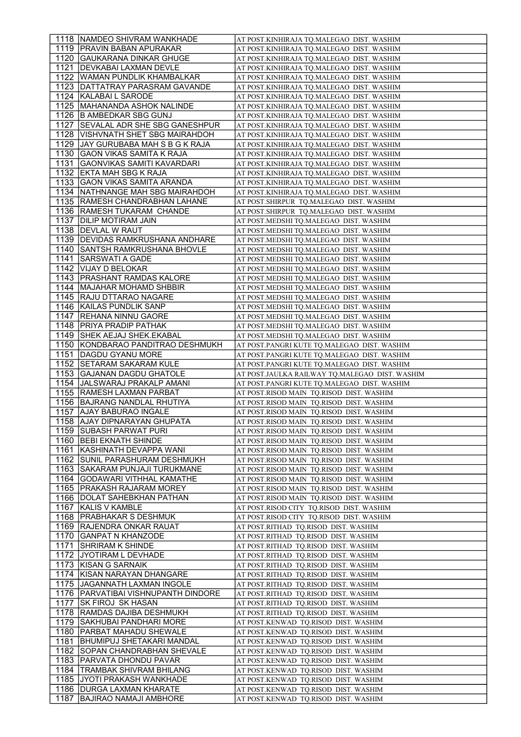| | | |
|---|---|---|
| 1118 | NAMDEO SHIVRAM WANKHADE | AT POST.KINHIRAJA TQ.MALEGAO DIST. WASHIM |
| 1119 | PRAVIN BABAN APURAKAR | AT POST.KINHIRAJA TQ.MALEGAO DIST. WASHIM |
| 1120 | GAUKARANA DINKAR GHUGE | AT POST.KINHIRAJA TQ.MALEGAO DIST. WASHIM |
| 1121 | DEVKABAI LAXMAN DEVLE | AT POST.KINHIRAJA TQ.MALEGAO DIST. WASHIM |
| 1122 | WAMAN PUNDLIK KHAMBALKAR | AT POST.KINHIRAJA TQ.MALEGAO DIST. WASHIM |
| 1123 | DATTATRAY PARASRAM GAVANDE | AT POST.KINHIRAJA TQ.MALEGAO DIST. WASHIM |
| 1124 | KALABAI L SARODE | AT POST.KINHIRAJA TQ.MALEGAO DIST. WASHIM |
| 1125 | MAHANANDA ASHOK NALINDE | AT POST.KINHIRAJA TQ.MALEGAO DIST. WASHIM |
| 1126 | B AMBEDKAR SBG GUNJ | AT POST.KINHIRAJA TQ.MALEGAO DIST. WASHIM |
| 1127 | SEVALAL ADR SHE SBG GANESHPUR | AT POST.KINHIRAJA TQ.MALEGAO DIST. WASHIM |
| 1128 | VISHVNATH SHET SBG MAIRAHDOH | AT POST.KINHIRAJA TQ.MALEGAO DIST. WASHIM |
| 1129 | JAY GURUBABA MAH S B G K RAJA | AT POST.KINHIRAJA TQ.MALEGAO DIST. WASHIM |
| 1130 | GAON VIKAS SAMITA K RAJA | AT POST.KINHIRAJA TQ.MALEGAO DIST. WASHIM |
| 1131 | GAONVIKAS SAMITI KAVARDARI | AT POST.KINHIRAJA TQ.MALEGAO DIST. WASHIM |
| 1132 | EKTA MAH SBG K RAJA | AT POST.KINHIRAJA TQ.MALEGAO DIST. WASHIM |
| 1133 | GAON VIKAS SAMITA ARANDA | AT POST.KINHIRAJA TQ.MALEGAO DIST. WASHIM |
| 1134 | NATHNANGE MAH SBG MAIRAHDOH | AT POST.KINHIRAJA TQ.MALEGAO DIST. WASHIM |
| 1135 | RAMESH CHANDRABHAN LAHANE | AT POST.SHIRPUR TQ.MALEGAO DIST. WASHIM |
| 1136 | RAMESH TUKARAM CHANDE | AT POST.SHIRPUR TQ.MALEGAO DIST. WASHIM |
| 1137 | DILIP MOTIRAM JAIN | AT POST.MEDSHI TQ.MALEGAO DIST. WASHIM |
| 1138 | DEVLAL W RAUT | AT POST.MEDSHI TQ.MALEGAO DIST. WASHIM |
| 1139 | DEVIDAS RAMKRUSHANA ANDHARE | AT POST.MEDSHI TQ.MALEGAO DIST. WASHIM |
| 1140 | SANTSH RAMKRUSHANA BHOVLE | AT POST.MEDSHI TQ.MALEGAO DIST. WASHIM |
| 1141 | SARSWATI A GADE | AT POST.MEDSHI TQ.MALEGAO DIST. WASHIM |
| 1142 | VIJAY D BELOKAR | AT POST.MEDSHI TQ.MALEGAO DIST. WASHIM |
| 1143 | PRASHANT RAMDAS KALORE | AT POST.MEDSHI TQ.MALEGAO DIST. WASHIM |
| 1144 | MAJAHAR MOHAMD SHBBIR | AT POST.MEDSHI TQ.MALEGAO DIST. WASHIM |
| 1145 | RAJU DTTARAO NAGARE | AT POST.MEDSHI TQ.MALEGAO DIST. WASHIM |
| 1146 | KAILAS PUNDLIK SANP | AT POST.MEDSHI TQ.MALEGAO DIST. WASHIM |
| 1147 | REHANA NINNU GAORE | AT POST.MEDSHI TQ.MALEGAO DIST. WASHIM |
| 1148 | PRIYA PRADIP PATHAK | AT POST.MEDSHI TQ.MALEGAO DIST. WASHIM |
| 1149 | SHEK AEJAJ SHEK.EKABAL | AT POST.MEDSHI TQ.MALEGAO DIST. WASHIM |
| 1150 | KONDBARAO PANDITRAO DESHMUKH | AT POST.PANGRI KUTE TQ.MALEGAO DIST. WASHIM |
| 1151 | DAGDU GYANU MORE | AT POST.PANGRI KUTE TQ.MALEGAO DIST. WASHIM |
| 1152 | SETARAM SAKARAM KULE | AT POST.PANGRI KUTE TQ.MALEGAO DIST. WASHIM |
| 1153 | GAJANAN DAGDU GHATOLE | AT POST.JAULKA RAILWAY TQ.MALEGAO DIST. WASHIM |
| 1154 | JALSWARAJ PRAKALP AMANI | AT POST.PANGRI KUTE TQ.MALEGAO DIST. WASHIM |
| 1155 | RAMESH LAXMAN PARBAT | AT POST.RISOD MAIN TQ.RISOD DIST. WASHIM |
| 1156 | BAJRANG NANDLAL RHUTIYA | AT POST.RISOD MAIN TQ.RISOD DIST. WASHIM |
| 1157 | AJAY BABURAO INGALE | AT POST.RISOD MAIN TQ.RISOD DIST. WASHIM |
| 1158 | AJAY DIPNARAYAN GHUPATA | AT POST.RISOD MAIN TQ.RISOD DIST. WASHIM |
| 1159 | SUBASH PARWAT PURI | AT POST.RISOD MAIN TQ.RISOD DIST. WASHIM |
| 1160 | BEBI EKNATH SHINDE | AT POST.RISOD MAIN TQ.RISOD DIST. WASHIM |
| 1161 | KASHINATH DEVAPPA WANI | AT POST.RISOD MAIN TQ.RISOD DIST. WASHIM |
| 1162 | SUNIL PARASHURAM DESHMUKH | AT POST.RISOD MAIN TQ.RISOD DIST. WASHIM |
| 1163 | SAKARAM PUNJAJI TURUKMANE | AT POST.RISOD MAIN TQ.RISOD DIST. WASHIM |
| 1164 | GODAWARI VITHHAL KAMATHE | AT POST.RISOD MAIN TQ.RISOD DIST. WASHIM |
| 1165 | PRAKASH RAJARAM MOREY | AT POST.RISOD MAIN TQ.RISOD DIST. WASHIM |
| 1166 | DOLAT SAHEBKHAN PATHAN | AT POST.RISOD MAIN TQ.RISOD DIST. WASHIM |
| 1167 | KALIS V KAMBLE | AT POST.RISOD CITY TQ.RISOD DIST. WASHIM |
| 1168 | PRABHAKAR S DESHMUK | AT POST.RISOD CITY TQ.RISOD DIST. WASHIM |
| 1169 | RAJENDRA ONKAR RAUAT | AT POST.RITHAD TQ.RISOD DIST. WASHIM |
| 1170 | GANPAT N KHANZODE | AT POST.RITHAD TQ.RISOD DIST. WASHIM |
| 1171 | SHRIRAM K SHINDE | AT POST.RITHAD TQ.RISOD DIST. WASHIM |
| 1172 | JYOTIRAM L DEVHADE | AT POST.RITHAD TQ.RISOD DIST. WASHIM |
| 1173 | KISAN G SARNAIK | AT POST.RITHAD TQ.RISOD DIST. WASHIM |
| 1174 | KISAN NARAYAN DHANGARE | AT POST.RITHAD TQ.RISOD DIST. WASHIM |
| 1175 | JAGANNATH LAXMAN INGOLE | AT POST.RITHAD TQ.RISOD DIST. WASHIM |
| 1176 | PARVATIBAI VISHNUPANTH DINDORE | AT POST.RITHAD TQ.RISOD DIST. WASHIM |
| 1177 | SK FIROJ SK HASAN | AT POST.RITHAD TQ.RISOD DIST. WASHIM |
| 1178 | RAMDAS DAJIBA DESHMUKH | AT POST.RITHAD TQ.RISOD DIST. WASHIM |
| 1179 | SAKHUBAI PANDHARI MORE | AT POST.KENWAD TQ.RISOD DIST. WASHIM |
| 1180 | PARBAT MAHADU SHEWALE | AT POST.KENWAD TQ.RISOD DIST. WASHIM |
| 1181 | BHUMIPUJ SHETAKARI MANDAL | AT POST.KENWAD TQ.RISOD DIST. WASHIM |
| 1182 | SOPAN CHANDRABHAN SHEVALE | AT POST.KENWAD TQ.RISOD DIST. WASHIM |
| 1183 | PARVATA DHONDU PAVAR | AT POST.KENWAD TQ.RISOD DIST. WASHIM |
| 1184 | TRAMBAK SHIVRAM BHILANG | AT POST.KENWAD TQ.RISOD DIST. WASHIM |
| 1185 | JYOTI PRAKASH WANKHADE | AT POST.KENWAD TQ.RISOD DIST. WASHIM |
| 1186 | DURGA LAXMAN KHARATE | AT POST.KENWAD TQ.RISOD DIST. WASHIM |
| 1187 | BAJIRAO NAMAJI AMBHORE | AT POST.KENWAD TQ.RISOD DIST. WASHIM |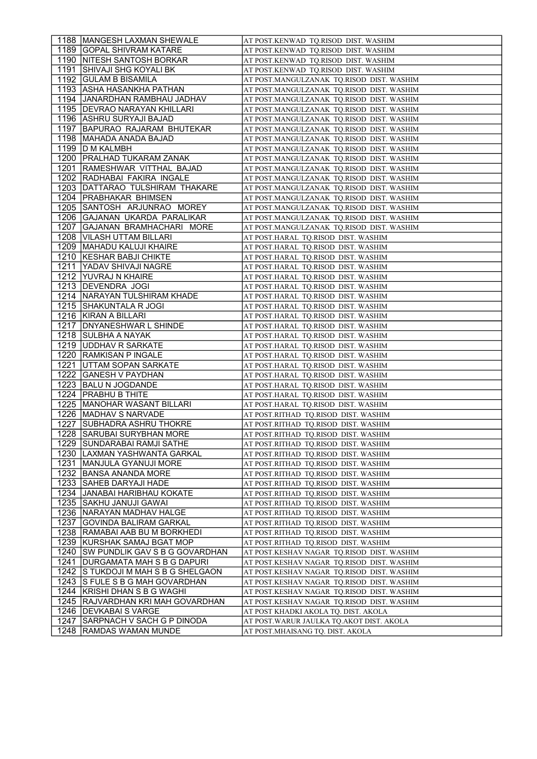| | | |
|---|---|---|
| 1188 | MANGESH LAXMAN SHEWALE | AT POST.KENWAD TQ.RISOD DIST. WASHIM |
| 1189 | GOPAL SHIVRAM KATARE | AT POST.KENWAD TQ.RISOD DIST. WASHIM |
| 1190 | NITESH SANTOSH BORKAR | AT POST.KENWAD TQ.RISOD DIST. WASHIM |
| 1191 | SHIVAJI SHG KOYALI BK | AT POST.KENWAD TQ.RISOD DIST. WASHIM |
| 1192 | GULAM B BISAMILA | AT POST.MANGULZANAK TQ.RISOD DIST. WASHIM |
| 1193 | ASHA HASANKHA PATHAN | AT POST.MANGULZANAK TQ.RISOD DIST. WASHIM |
| 1194 | JANARDHAN RAMBHAU JADHAV | AT POST.MANGULZANAK TQ.RISOD DIST. WASHIM |
| 1195 | DEVRAO NARAYAN KHILLARI | AT POST.MANGULZANAK TQ.RISOD DIST. WASHIM |
| 1196 | ASHRU SURYAJI BAJAD | AT POST.MANGULZANAK TQ.RISOD DIST. WASHIM |
| 1197 | BAPURAO RAJARAM BHUTEKAR | AT POST.MANGULZANAK TQ.RISOD DIST. WASHIM |
| 1198 | MAHADA ANADA BAJAD | AT POST.MANGULZANAK TQ.RISOD DIST. WASHIM |
| 1199 | D M KALMBH | AT POST.MANGULZANAK TQ.RISOD DIST. WASHIM |
| 1200 | PRALHAD TUKARAM ZANAK | AT POST.MANGULZANAK TQ.RISOD DIST. WASHIM |
| 1201 | RAMESHWAR VITTHAL BAJAD | AT POST.MANGULZANAK TQ.RISOD DIST. WASHIM |
| 1202 | RADHABAI FAKIRA INGALE | AT POST.MANGULZANAK TQ.RISOD DIST. WASHIM |
| 1203 | DATTARAO TULSHIRAM THAKARE | AT POST.MANGULZANAK TQ.RISOD DIST. WASHIM |
| 1204 | PRABHAKAR BHIMSEN | AT POST.MANGULZANAK TQ.RISOD DIST. WASHIM |
| 1205 | SANTOSH ARJUNRAO MOREY | AT POST.MANGULZANAK TQ.RISOD DIST. WASHIM |
| 1206 | GAJANAN UKARDA PARALIKAR | AT POST.MANGULZANAK TQ.RISOD DIST. WASHIM |
| 1207 | GAJANAN BRAMHACHARI MORE | AT POST.MANGULZANAK TQ.RISOD DIST. WASHIM |
| 1208 | VILASH UTTAM BILLARI | AT POST.HARAL TQ.RISOD DIST. WASHIM |
| 1209 | MAHADU KALUJI KHAIRE | AT POST.HARAL TQ.RISOD DIST. WASHIM |
| 1210 | KESHAR BABJI CHIKTE | AT POST.HARAL TQ.RISOD DIST. WASHIM |
| 1211 | YADAV SHIVAJI NAGRE | AT POST.HARAL TQ.RISOD DIST. WASHIM |
| 1212 | YUVRAJ N KHAIRE | AT POST.HARAL TQ.RISOD DIST. WASHIM |
| 1213 | DEVENDRA JOGI | AT POST.HARAL TQ.RISOD DIST. WASHIM |
| 1214 | NARAYAN TULSHIRAM KHADE | AT POST.HARAL TQ.RISOD DIST. WASHIM |
| 1215 | SHAKUNTALA R JOGI | AT POST.HARAL TQ.RISOD DIST. WASHIM |
| 1216 | KIRAN A BILLARI | AT POST.HARAL TQ.RISOD DIST. WASHIM |
| 1217 | DNYANESHWAR L SHINDE | AT POST.HARAL TQ.RISOD DIST. WASHIM |
| 1218 | SULBHA A NAYAK | AT POST.HARAL TQ.RISOD DIST. WASHIM |
| 1219 | UDDHAV R SARKATE | AT POST.HARAL TQ.RISOD DIST. WASHIM |
| 1220 | RAMKISAN P INGALE | AT POST.HARAL TQ.RISOD DIST. WASHIM |
| 1221 | UTTAM SOPAN SARKATE | AT POST.HARAL TQ.RISOD DIST. WASHIM |
| 1222 | GANESH V PAYDHAN | AT POST.HARAL TQ.RISOD DIST. WASHIM |
| 1223 | BALU N JOGDANDE | AT POST.HARAL TQ.RISOD DIST. WASHIM |
| 1224 | PRABHU B THITE | AT POST.HARAL TQ.RISOD DIST. WASHIM |
| 1225 | MANOHAR WASANT BILLARI | AT POST.HARAL TQ.RISOD DIST. WASHIM |
| 1226 | MADHAV S NARVADE | AT POST.RITHAD TQ.RISOD DIST. WASHIM |
| 1227 | SUBHADRA ASHRU THOKRE | AT POST.RITHAD TQ.RISOD DIST. WASHIM |
| 1228 | SARUBAI SURYBHAN MORE | AT POST.RITHAD TQ.RISOD DIST. WASHIM |
| 1229 | SUNDARABAI RAMJI SATHE | AT POST.RITHAD TQ.RISOD DIST. WASHIM |
| 1230 | LAXMAN YASHWANTA GARKAL | AT POST.RITHAD TQ.RISOD DIST. WASHIM |
| 1231 | MANJULA GYANUJI MORE | AT POST.RITHAD TQ.RISOD DIST. WASHIM |
| 1232 | BANSA ANANDA MORE | AT POST.RITHAD TQ.RISOD DIST. WASHIM |
| 1233 | SAHEB DARYAJI HADE | AT POST.RITHAD TQ.RISOD DIST. WASHIM |
| 1234 | JANABAI HARIBHAU KOKATE | AT POST.RITHAD TQ.RISOD DIST. WASHIM |
| 1235 | SAKHU JANUJI GAWAI | AT POST.RITHAD TQ.RISOD DIST. WASHIM |
| 1236 | NARAYAN MADHAV HALGE | AT POST.RITHAD TQ.RISOD DIST. WASHIM |
| 1237 | GOVINDA BALIRAM GARKAL | AT POST.RITHAD TQ.RISOD DIST. WASHIM |
| 1238 | RAMABAI AAB BU M BORKHEDI | AT POST.RITHAD TQ.RISOD DIST. WASHIM |
| 1239 | KURSHAK SAMAJ BGAT MOP | AT POST.RITHAD TQ.RISOD DIST. WASHIM |
| 1240 | SW PUNDLIK GAV S B G GOVARDHAN | AT POST.KESHAV NAGAR TQ.RISOD DIST. WASHIM |
| 1241 | DURGAMATA MAH S B G DAPURI | AT POST.KESHAV NAGAR TQ.RISOD DIST. WASHIM |
| 1242 | S TUKDOJI M MAH S B G SHELGAON | AT POST.KESHAV NAGAR TQ.RISOD DIST. WASHIM |
| 1243 | S FULE S B G MAH GOVARDHAN | AT POST.KESHAV NAGAR TQ.RISOD DIST. WASHIM |
| 1244 | KRISHI DHAN S B G WAGHI | AT POST.KESHAV NAGAR TQ.RISOD DIST. WASHIM |
| 1245 | RAJVARDHAN KRI MAH GOVARDHAN | AT POST.KESHAV NAGAR TQ.RISOD DIST. WASHIM |
| 1246 | DEVKABAI S VARGE | AT POST KHADKI AKOLA TQ. DIST. AKOLA |
| 1247 | SARPNACH V SACH G P DINODA | AT POST.WARUR JAULKA TQ.AKOT DIST. AKOLA |
| 1248 | RAMDAS WAMAN MUNDE | AT POST.MHAISANG TQ. DIST. AKOLA |